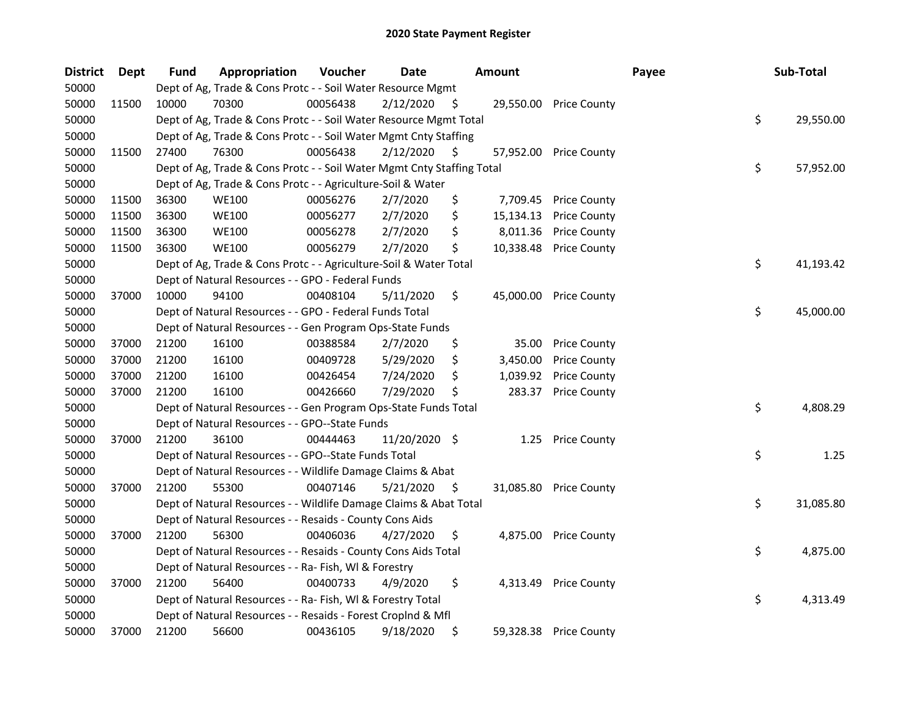# 2020 State Payment Register

| District | Dept | Fund | Appropriation | Voucher | Date | Amount | | Payee | Sub-Total | |
|---|---|---|---|---|---|---|---|---|---|---|
| 50000 | | Dept of Ag, Trade & Cons Protc - - Soil Water Resource Mgmt | | | | | | | | |
| 50000 | 11500 | 10000 | 70300 | 00056438 | 2/12/2020 | $ | 29,550.00 | Price County | | |
| 50000 | | Dept of Ag, Trade & Cons Protc - - Soil Water Resource Mgmt Total | | | | | | | $ | 29,550.00 |
| 50000 | | Dept of Ag, Trade & Cons Protc - - Soil Water Mgmt Cnty Staffing | | | | | | | | |
| 50000 | 11500 | 27400 | 76300 | 00056438 | 2/12/2020 | $ | 57,952.00 | Price County | | |
| 50000 | | Dept of Ag, Trade & Cons Protc - - Soil Water Mgmt Cnty Staffing Total | | | | | | | $ | 57,952.00 |
| 50000 | | Dept of Ag, Trade & Cons Protc - - Agriculture-Soil & Water | | | | | | | | |
| 50000 | 11500 | 36300 | WE100 | 00056276 | 2/7/2020 | $ | 7,709.45 | Price County | | |
| 50000 | 11500 | 36300 | WE100 | 00056277 | 2/7/2020 | $ | 15,134.13 | Price County | | |
| 50000 | 11500 | 36300 | WE100 | 00056278 | 2/7/2020 | $ | 8,011.36 | Price County | | |
| 50000 | 11500 | 36300 | WE100 | 00056279 | 2/7/2020 | $ | 10,338.48 | Price County | | |
| 50000 | | Dept of Ag, Trade & Cons Protc - - Agriculture-Soil & Water Total | | | | | | | $ | 41,193.42 |
| 50000 | | Dept of Natural Resources - - GPO - Federal Funds | | | | | | | | |
| 50000 | 37000 | 10000 | 94100 | 00408104 | 5/11/2020 | $ | 45,000.00 | Price County | | |
| 50000 | | Dept of Natural Resources - - GPO - Federal Funds Total | | | | | | | $ | 45,000.00 |
| 50000 | | Dept of Natural Resources - - Gen Program Ops-State Funds | | | | | | | | |
| 50000 | 37000 | 21200 | 16100 | 00388584 | 2/7/2020 | $ | 35.00 | Price County | | |
| 50000 | 37000 | 21200 | 16100 | 00409728 | 5/29/2020 | $ | 3,450.00 | Price County | | |
| 50000 | 37000 | 21200 | 16100 | 00426454 | 7/24/2020 | $ | 1,039.92 | Price County | | |
| 50000 | 37000 | 21200 | 16100 | 00426660 | 7/29/2020 | $ | 283.37 | Price County | | |
| 50000 | | Dept of Natural Resources - - Gen Program Ops-State Funds Total | | | | | | | $ | 4,808.29 |
| 50000 | | Dept of Natural Resources - - GPO--State Funds | | | | | | | | |
| 50000 | 37000 | 21200 | 36100 | 00444463 | 11/20/2020 | $ | 1.25 | Price County | | |
| 50000 | | Dept of Natural Resources - - GPO--State Funds Total | | | | | | | $ | 1.25 |
| 50000 | | Dept of Natural Resources - - Wildlife Damage Claims & Abat | | | | | | | | |
| 50000 | 37000 | 21200 | 55300 | 00407146 | 5/21/2020 | $ | 31,085.80 | Price County | | |
| 50000 | | Dept of Natural Resources - - Wildlife Damage Claims & Abat Total | | | | | | | $ | 31,085.80 |
| 50000 | | Dept of Natural Resources - - Resaids - County Cons Aids | | | | | | | | |
| 50000 | 37000 | 21200 | 56300 | 00406036 | 4/27/2020 | $ | 4,875.00 | Price County | | |
| 50000 | | Dept of Natural Resources - - Resaids - County Cons Aids Total | | | | | | | $ | 4,875.00 |
| 50000 | | Dept of Natural Resources - - Ra- Fish, Wl & Forestry | | | | | | | | |
| 50000 | 37000 | 21200 | 56400 | 00400733 | 4/9/2020 | $ | 4,313.49 | Price County | | |
| 50000 | | Dept of Natural Resources - - Ra- Fish, Wl & Forestry Total | | | | | | | $ | 4,313.49 |
| 50000 | | Dept of Natural Resources - - Resaids - Forest Croplnd & Mfl | | | | | | | | |
| 50000 | 37000 | 21200 | 56600 | 00436105 | 9/18/2020 | $ | 59,328.38 | Price County | | |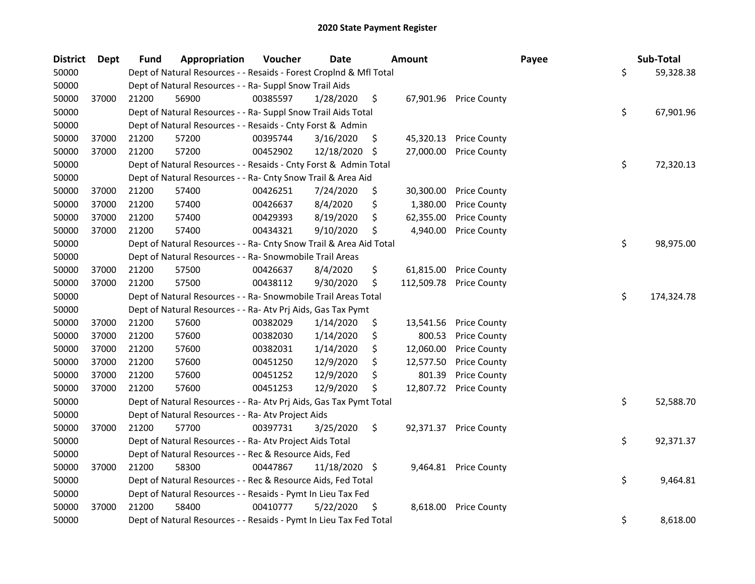## 2020 State Payment Register

| District | Dept | Fund | Appropriation | Voucher | Date | Amount | | Payee | Sub-Total |
|---|---|---|---|---|---|---|---|---|---|
| 50000 | | Dept of Natural Resources - - Resaids - Forest Croplnd & Mfl Total | | | | | | | $ 59,328.38 |
| 50000 | | Dept of Natural Resources - - Ra- Suppl Snow Trail Aids | | | | | | | |
| 50000 | 37000 | 21200 | 56900 | 00385597 | 1/28/2020 | $ | 67,901.96 | Price County | |
| 50000 | | Dept of Natural Resources - - Ra- Suppl Snow Trail Aids Total | | | | | | | $ 67,901.96 |
| 50000 | | Dept of Natural Resources - - Resaids - Cnty Forst & Admin | | | | | | | |
| 50000 | 37000 | 21200 | 57200 | 00395744 | 3/16/2020 | $ | 45,320.13 | Price County | |
| 50000 | 37000 | 21200 | 57200 | 00452902 | 12/18/2020 | $ | 27,000.00 | Price County | |
| 50000 | | Dept of Natural Resources - - Resaids - Cnty Forst & Admin Total | | | | | | | $ 72,320.13 |
| 50000 | | Dept of Natural Resources - - Ra- Cnty Snow Trail & Area Aid | | | | | | | |
| 50000 | 37000 | 21200 | 57400 | 00426251 | 7/24/2020 | $ | 30,300.00 | Price County | |
| 50000 | 37000 | 21200 | 57400 | 00426637 | 8/4/2020 | $ | 1,380.00 | Price County | |
| 50000 | 37000 | 21200 | 57400 | 00429393 | 8/19/2020 | $ | 62,355.00 | Price County | |
| 50000 | 37000 | 21200 | 57400 | 00434321 | 9/10/2020 | $ | 4,940.00 | Price County | |
| 50000 | | Dept of Natural Resources - - Ra- Cnty Snow Trail & Area Aid Total | | | | | | | $ 98,975.00 |
| 50000 | | Dept of Natural Resources - - Ra- Snowmobile Trail Areas | | | | | | | |
| 50000 | 37000 | 21200 | 57500 | 00426637 | 8/4/2020 | $ | 61,815.00 | Price County | |
| 50000 | 37000 | 21200 | 57500 | 00438112 | 9/30/2020 | $ | 112,509.78 | Price County | |
| 50000 | | Dept of Natural Resources - - Ra- Snowmobile Trail Areas Total | | | | | | | $ 174,324.78 |
| 50000 | | Dept of Natural Resources - - Ra- Atv Prj Aids, Gas Tax Pymt | | | | | | | |
| 50000 | 37000 | 21200 | 57600 | 00382029 | 1/14/2020 | $ | 13,541.56 | Price County | |
| 50000 | 37000 | 21200 | 57600 | 00382030 | 1/14/2020 | $ | 800.53 | Price County | |
| 50000 | 37000 | 21200 | 57600 | 00382031 | 1/14/2020 | $ | 12,060.00 | Price County | |
| 50000 | 37000 | 21200 | 57600 | 00451250 | 12/9/2020 | $ | 12,577.50 | Price County | |
| 50000 | 37000 | 21200 | 57600 | 00451252 | 12/9/2020 | $ | 801.39 | Price County | |
| 50000 | 37000 | 21200 | 57600 | 00451253 | 12/9/2020 | $ | 12,807.72 | Price County | |
| 50000 | | Dept of Natural Resources - - Ra- Atv Prj Aids, Gas Tax Pymt Total | | | | | | | $ 52,588.70 |
| 50000 | | Dept of Natural Resources - - Ra- Atv Project Aids | | | | | | | |
| 50000 | 37000 | 21200 | 57700 | 00397731 | 3/25/2020 | $ | 92,371.37 | Price County | |
| 50000 | | Dept of Natural Resources - - Ra- Atv Project Aids Total | | | | | | | $ 92,371.37 |
| 50000 | | Dept of Natural Resources - - Rec & Resource Aids, Fed | | | | | | | |
| 50000 | 37000 | 21200 | 58300 | 00447867 | 11/18/2020 | $ | 9,464.81 | Price County | |
| 50000 | | Dept of Natural Resources - - Rec & Resource Aids, Fed Total | | | | | | | $ 9,464.81 |
| 50000 | | Dept of Natural Resources - - Resaids - Pymt In Lieu Tax Fed | | | | | | | |
| 50000 | 37000 | 21200 | 58400 | 00410777 | 5/22/2020 | $ | 8,618.00 | Price County | |
| 50000 | | Dept of Natural Resources - - Resaids - Pymt In Lieu Tax Fed Total | | | | | | | $ 8,618.00 |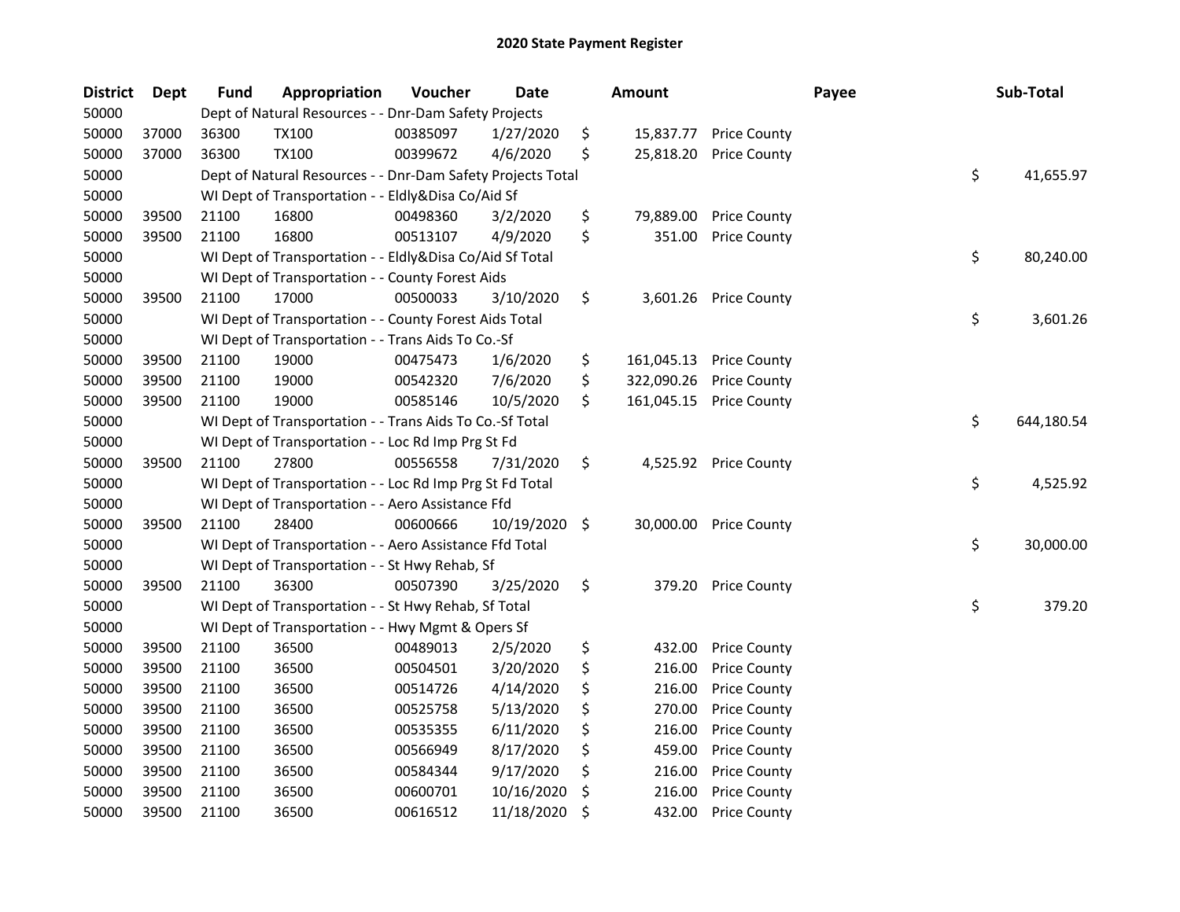# 2020 State Payment Register

| District | Dept | Fund | Appropriation | Voucher | Date | Amount | | Payee | Sub-Total |
|---|---|---|---|---|---|---|---|---|---|
| 50000 | | Dept of Natural Resources - - Dnr-Dam Safety Projects | | | | | | | |
| 50000 | 37000 | 36300 | TX100 | 00385097 | 1/27/2020 | $ 15,837.77 | Price County | | |
| 50000 | 37000 | 36300 | TX100 | 00399672 | 4/6/2020 | $ 25,818.20 | Price County | | |
| 50000 | | Dept of Natural Resources - - Dnr-Dam Safety Projects Total | | | | | | | $ 41,655.97 |
| 50000 | | WI Dept of Transportation - - Eldly&Disa Co/Aid Sf | | | | | | | |
| 50000 | 39500 | 21100 | 16800 | 00498360 | 3/2/2020 | $ 79,889.00 | Price County | | |
| 50000 | 39500 | 21100 | 16800 | 00513107 | 4/9/2020 | $ 351.00 | Price County | | |
| 50000 | | WI Dept of Transportation - - Eldly&Disa Co/Aid Sf Total | | | | | | | $ 80,240.00 |
| 50000 | | WI Dept of Transportation - - County Forest Aids | | | | | | | |
| 50000 | 39500 | 21100 | 17000 | 00500033 | 3/10/2020 | $ 3,601.26 | Price County | | |
| 50000 | | WI Dept of Transportation - - County Forest Aids Total | | | | | | | $ 3,601.26 |
| 50000 | | WI Dept of Transportation - - Trans Aids To Co.-Sf | | | | | | | |
| 50000 | 39500 | 21100 | 19000 | 00475473 | 1/6/2020 | $ 161,045.13 | Price County | | |
| 50000 | 39500 | 21100 | 19000 | 00542320 | 7/6/2020 | $ 322,090.26 | Price County | | |
| 50000 | 39500 | 21100 | 19000 | 00585146 | 10/5/2020 | $ 161,045.15 | Price County | | |
| 50000 | | WI Dept of Transportation - - Trans Aids To Co.-Sf Total | | | | | | | $ 644,180.54 |
| 50000 | | WI Dept of Transportation - - Loc Rd Imp Prg St Fd | | | | | | | |
| 50000 | 39500 | 21100 | 27800 | 00556558 | 7/31/2020 | $ 4,525.92 | Price County | | |
| 50000 | | WI Dept of Transportation - - Loc Rd Imp Prg St Fd Total | | | | | | | $ 4,525.92 |
| 50000 | | WI Dept of Transportation - - Aero Assistance Ffd | | | | | | | |
| 50000 | 39500 | 21100 | 28400 | 00600666 | 10/19/2020 | $ 30,000.00 | Price County | | |
| 50000 | | WI Dept of Transportation - - Aero Assistance Ffd Total | | | | | | | $ 30,000.00 |
| 50000 | | WI Dept of Transportation - - St Hwy Rehab, Sf | | | | | | | |
| 50000 | 39500 | 21100 | 36300 | 00507390 | 3/25/2020 | $ 379.20 | Price County | | |
| 50000 | | WI Dept of Transportation - - St Hwy Rehab, Sf Total | | | | | | | $ 379.20 |
| 50000 | | WI Dept of Transportation - - Hwy Mgmt & Opers Sf | | | | | | | |
| 50000 | 39500 | 21100 | 36500 | 00489013 | 2/5/2020 | $ 432.00 | Price County | | |
| 50000 | 39500 | 21100 | 36500 | 00504501 | 3/20/2020 | $ 216.00 | Price County | | |
| 50000 | 39500 | 21100 | 36500 | 00514726 | 4/14/2020 | $ 216.00 | Price County | | |
| 50000 | 39500 | 21100 | 36500 | 00525758 | 5/13/2020 | $ 270.00 | Price County | | |
| 50000 | 39500 | 21100 | 36500 | 00535355 | 6/11/2020 | $ 216.00 | Price County | | |
| 50000 | 39500 | 21100 | 36500 | 00566949 | 8/17/2020 | $ 459.00 | Price County | | |
| 50000 | 39500 | 21100 | 36500 | 00584344 | 9/17/2020 | $ 216.00 | Price County | | |
| 50000 | 39500 | 21100 | 36500 | 00600701 | 10/16/2020 | $ 216.00 | Price County | | |
| 50000 | 39500 | 21100 | 36500 | 00616512 | 11/18/2020 | $ 432.00 | Price County | | |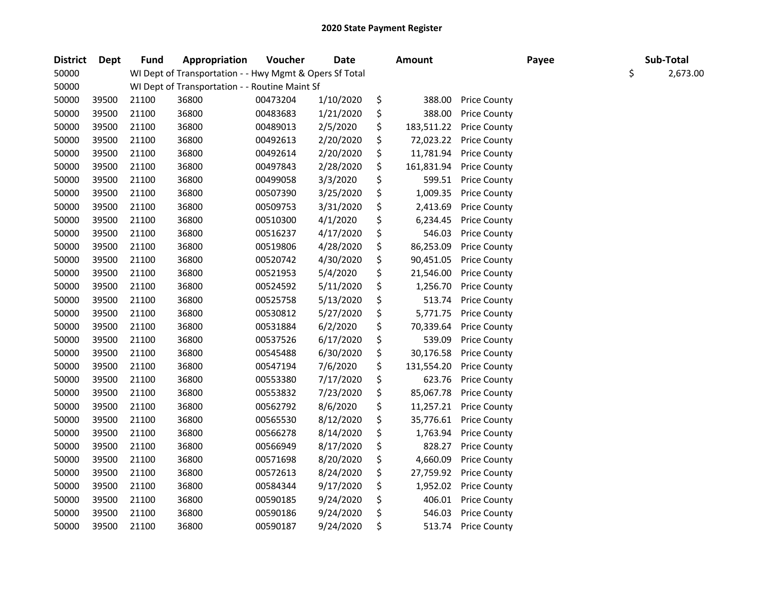# 2020 State Payment Register

| District | Dept | Fund | Appropriation | Voucher | Date | Amount | Payee | Sub-Total |
|---|---|---|---|---|---|---|---|---|
| 50000 | | WI Dept of Transportation - - Hwy Mgmt & Opers Sf Total | | | | | | $ 2,673.00 |
| 50000 | | WI Dept of Transportation - - Routine Maint Sf | | | | | | |
| 50000 | 39500 | 21100 | 36800 | 00473204 | 1/10/2020 | $ 388.00 | Price County | |
| 50000 | 39500 | 21100 | 36800 | 00483683 | 1/21/2020 | $ 388.00 | Price County | |
| 50000 | 39500 | 21100 | 36800 | 00489013 | 2/5/2020 | $ 183,511.22 | Price County | |
| 50000 | 39500 | 21100 | 36800 | 00492613 | 2/20/2020 | $ 72,023.22 | Price County | |
| 50000 | 39500 | 21100 | 36800 | 00492614 | 2/20/2020 | $ 11,781.94 | Price County | |
| 50000 | 39500 | 21100 | 36800 | 00497843 | 2/28/2020 | $ 161,831.94 | Price County | |
| 50000 | 39500 | 21100 | 36800 | 00499058 | 3/3/2020 | $ 599.51 | Price County | |
| 50000 | 39500 | 21100 | 36800 | 00507390 | 3/25/2020 | $ 1,009.35 | Price County | |
| 50000 | 39500 | 21100 | 36800 | 00509753 | 3/31/2020 | $ 2,413.69 | Price County | |
| 50000 | 39500 | 21100 | 36800 | 00510300 | 4/1/2020 | $ 6,234.45 | Price County | |
| 50000 | 39500 | 21100 | 36800 | 00516237 | 4/17/2020 | $ 546.03 | Price County | |
| 50000 | 39500 | 21100 | 36800 | 00519806 | 4/28/2020 | $ 86,253.09 | Price County | |
| 50000 | 39500 | 21100 | 36800 | 00520742 | 4/30/2020 | $ 90,451.05 | Price County | |
| 50000 | 39500 | 21100 | 36800 | 00521953 | 5/4/2020 | $ 21,546.00 | Price County | |
| 50000 | 39500 | 21100 | 36800 | 00524592 | 5/11/2020 | $ 1,256.70 | Price County | |
| 50000 | 39500 | 21100 | 36800 | 00525758 | 5/13/2020 | $ 513.74 | Price County | |
| 50000 | 39500 | 21100 | 36800 | 00530812 | 5/27/2020 | $ 5,771.75 | Price County | |
| 50000 | 39500 | 21100 | 36800 | 00531884 | 6/2/2020 | $ 70,339.64 | Price County | |
| 50000 | 39500 | 21100 | 36800 | 00537526 | 6/17/2020 | $ 539.09 | Price County | |
| 50000 | 39500 | 21100 | 36800 | 00545488 | 6/30/2020 | $ 30,176.58 | Price County | |
| 50000 | 39500 | 21100 | 36800 | 00547194 | 7/6/2020 | $ 131,554.20 | Price County | |
| 50000 | 39500 | 21100 | 36800 | 00553380 | 7/17/2020 | $ 623.76 | Price County | |
| 50000 | 39500 | 21100 | 36800 | 00553832 | 7/23/2020 | $ 85,067.78 | Price County | |
| 50000 | 39500 | 21100 | 36800 | 00562792 | 8/6/2020 | $ 11,257.21 | Price County | |
| 50000 | 39500 | 21100 | 36800 | 00565530 | 8/12/2020 | $ 35,776.61 | Price County | |
| 50000 | 39500 | 21100 | 36800 | 00566278 | 8/14/2020 | $ 1,763.94 | Price County | |
| 50000 | 39500 | 21100 | 36800 | 00566949 | 8/17/2020 | $ 828.27 | Price County | |
| 50000 | 39500 | 21100 | 36800 | 00571698 | 8/20/2020 | $ 4,660.09 | Price County | |
| 50000 | 39500 | 21100 | 36800 | 00572613 | 8/24/2020 | $ 27,759.92 | Price County | |
| 50000 | 39500 | 21100 | 36800 | 00584344 | 9/17/2020 | $ 1,952.02 | Price County | |
| 50000 | 39500 | 21100 | 36800 | 00590185 | 9/24/2020 | $ 406.01 | Price County | |
| 50000 | 39500 | 21100 | 36800 | 00590186 | 9/24/2020 | $ 546.03 | Price County | |
| 50000 | 39500 | 21100 | 36800 | 00590187 | 9/24/2020 | $ 513.74 | Price County | |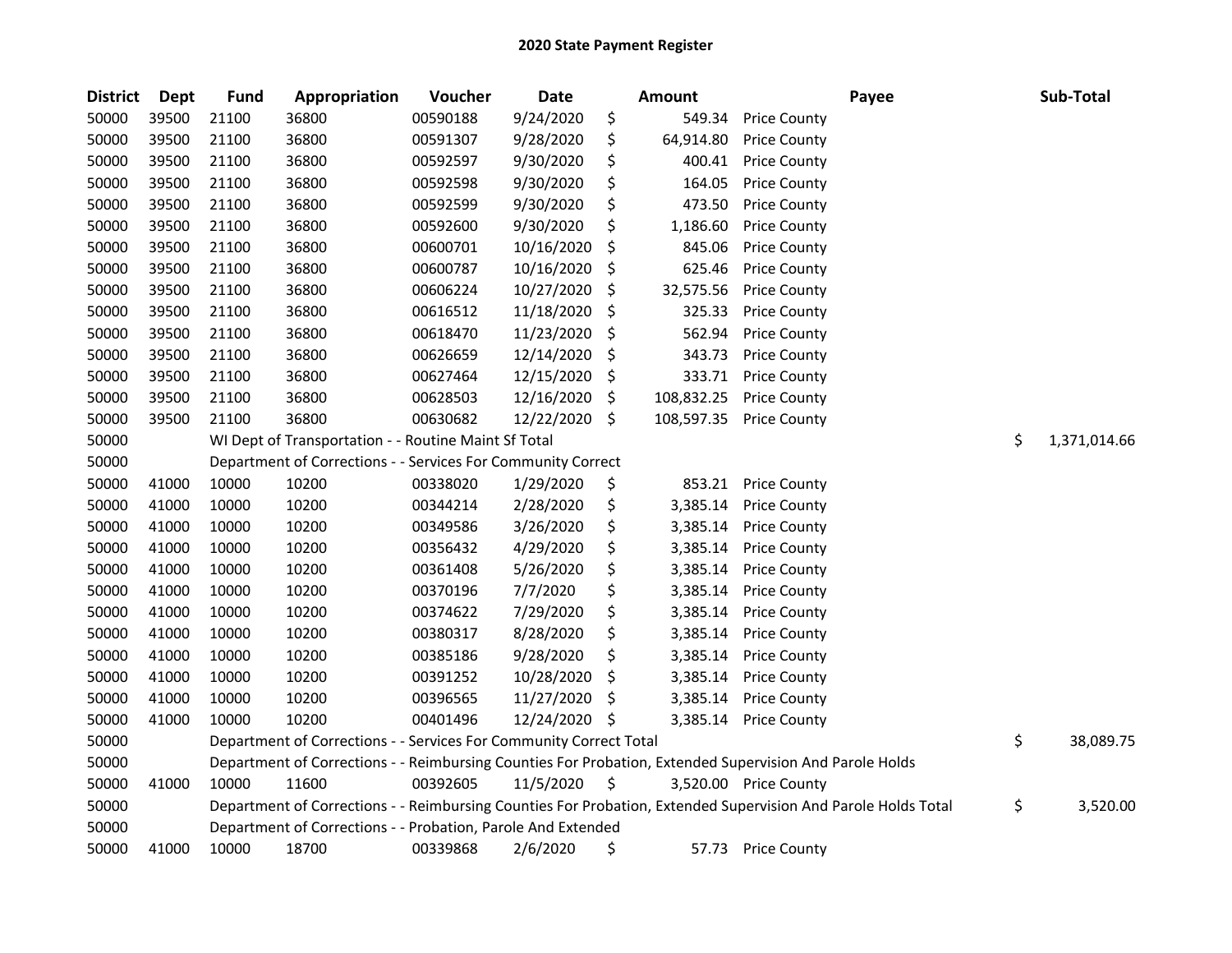# 2020 State Payment Register

| District | Dept | Fund | Appropriation | Voucher | Date | Amount | Payee | Sub-Total |
|---|---|---|---|---|---|---|---|---|
| 50000 | 39500 | 21100 | 36800 | 00590188 | 9/24/2020 | $ 549.34 | Price County | |
| 50000 | 39500 | 21100 | 36800 | 00591307 | 9/28/2020 | $ 64,914.80 | Price County | |
| 50000 | 39500 | 21100 | 36800 | 00592597 | 9/30/2020 | $ 400.41 | Price County | |
| 50000 | 39500 | 21100 | 36800 | 00592598 | 9/30/2020 | $ 164.05 | Price County | |
| 50000 | 39500 | 21100 | 36800 | 00592599 | 9/30/2020 | $ 473.50 | Price County | |
| 50000 | 39500 | 21100 | 36800 | 00592600 | 9/30/2020 | $ 1,186.60 | Price County | |
| 50000 | 39500 | 21100 | 36800 | 00600701 | 10/16/2020 | $ 845.06 | Price County | |
| 50000 | 39500 | 21100 | 36800 | 00600787 | 10/16/2020 | $ 625.46 | Price County | |
| 50000 | 39500 | 21100 | 36800 | 00606224 | 10/27/2020 | $ 32,575.56 | Price County | |
| 50000 | 39500 | 21100 | 36800 | 00616512 | 11/18/2020 | $ 325.33 | Price County | |
| 50000 | 39500 | 21100 | 36800 | 00618470 | 11/23/2020 | $ 562.94 | Price County | |
| 50000 | 39500 | 21100 | 36800 | 00626659 | 12/14/2020 | $ 343.73 | Price County | |
| 50000 | 39500 | 21100 | 36800 | 00627464 | 12/15/2020 | $ 333.71 | Price County | |
| 50000 | 39500 | 21100 | 36800 | 00628503 | 12/16/2020 | $ 108,832.25 | Price County | |
| 50000 | 39500 | 21100 | 36800 | 00630682 | 12/22/2020 | $ 108,597.35 | Price County | |
| 50000 | | WI Dept of Transportation - - Routine Maint Sf Total | | | | | | $ 1,371,014.66 |
| 50000 | | Department of Corrections - - Services For Community Correct | | | | | | |
| 50000 | 41000 | 10000 | 10200 | 00338020 | 1/29/2020 | $ 853.21 | Price County | |
| 50000 | 41000 | 10000 | 10200 | 00344214 | 2/28/2020 | $ 3,385.14 | Price County | |
| 50000 | 41000 | 10000 | 10200 | 00349586 | 3/26/2020 | $ 3,385.14 | Price County | |
| 50000 | 41000 | 10000 | 10200 | 00356432 | 4/29/2020 | $ 3,385.14 | Price County | |
| 50000 | 41000 | 10000 | 10200 | 00361408 | 5/26/2020 | $ 3,385.14 | Price County | |
| 50000 | 41000 | 10000 | 10200 | 00370196 | 7/7/2020 | $ 3,385.14 | Price County | |
| 50000 | 41000 | 10000 | 10200 | 00374622 | 7/29/2020 | $ 3,385.14 | Price County | |
| 50000 | 41000 | 10000 | 10200 | 00380317 | 8/28/2020 | $ 3,385.14 | Price County | |
| 50000 | 41000 | 10000 | 10200 | 00385186 | 9/28/2020 | $ 3,385.14 | Price County | |
| 50000 | 41000 | 10000 | 10200 | 00391252 | 10/28/2020 | $ 3,385.14 | Price County | |
| 50000 | 41000 | 10000 | 10200 | 00396565 | 11/27/2020 | $ 3,385.14 | Price County | |
| 50000 | 41000 | 10000 | 10200 | 00401496 | 12/24/2020 | $ 3,385.14 | Price County | |
| 50000 | | Department of Corrections - - Services For Community Correct Total | | | | | | $ 38,089.75 |
| 50000 | | Department of Corrections - - Reimbursing Counties For Probation, Extended Supervision And Parole Holds | | | | | | |
| 50000 | 41000 | 10000 | 11600 | 00392605 | 11/5/2020 | $ 3,520.00 | Price County | |
| 50000 | | Department of Corrections - - Reimbursing Counties For Probation, Extended Supervision And Parole Holds Total | | | | | | $ 3,520.00 |
| 50000 | | Department of Corrections - - Probation, Parole And Extended | | | | | | |
| 50000 | 41000 | 10000 | 18700 | 00339868 | 2/6/2020 | $ 57.73 | Price County | |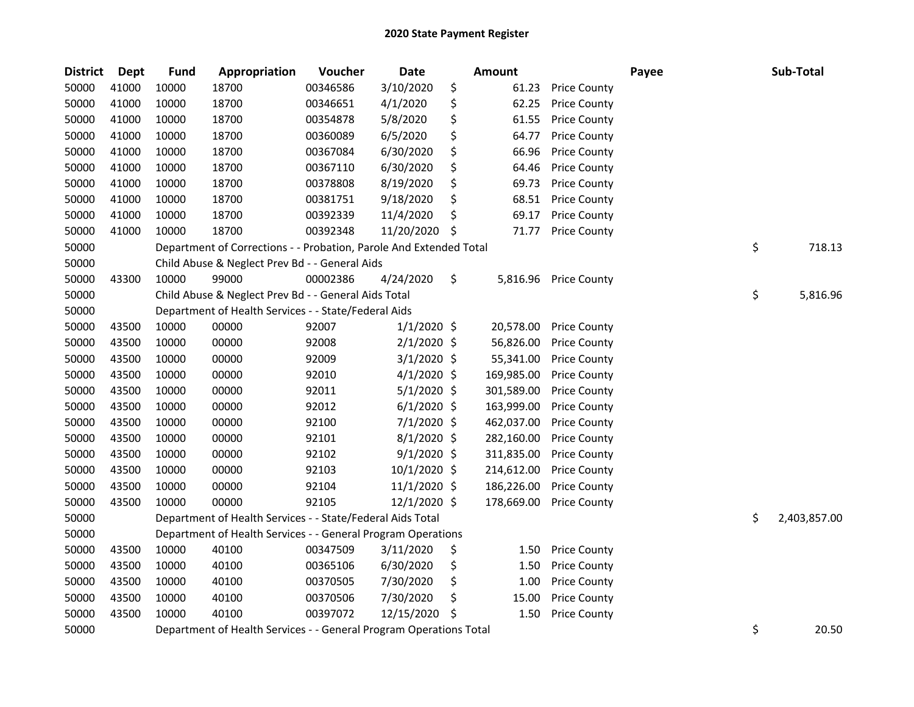# 2020 State Payment Register

| District | Dept | Fund | Appropriation | Voucher | Date | Amount | | Payee | Sub-Total |
|---|---|---|---|---|---|---|---|---|---|
| 50000 | 41000 | 10000 | 18700 | 00346586 | 3/10/2020 | $ 61.23 | Price County | | |
| 50000 | 41000 | 10000 | 18700 | 00346651 | 4/1/2020 | $ 62.25 | Price County | | |
| 50000 | 41000 | 10000 | 18700 | 00354878 | 5/8/2020 | $ 61.55 | Price County | | |
| 50000 | 41000 | 10000 | 18700 | 00360089 | 6/5/2020 | $ 64.77 | Price County | | |
| 50000 | 41000 | 10000 | 18700 | 00367084 | 6/30/2020 | $ 66.96 | Price County | | |
| 50000 | 41000 | 10000 | 18700 | 00367110 | 6/30/2020 | $ 64.46 | Price County | | |
| 50000 | 41000 | 10000 | 18700 | 00378808 | 8/19/2020 | $ 69.73 | Price County | | |
| 50000 | 41000 | 10000 | 18700 | 00381751 | 9/18/2020 | $ 68.51 | Price County | | |
| 50000 | 41000 | 10000 | 18700 | 00392339 | 11/4/2020 | $ 69.17 | Price County | | |
| 50000 | 41000 | 10000 | 18700 | 00392348 | 11/20/2020 | $ 71.77 | Price County | | |
| 50000 | | Department of Corrections - - Probation, Parole And Extended Total | | | | | | | $ 718.13 |
| 50000 | | Child Abuse & Neglect Prev Bd - - General Aids | | | | | | | |
| 50000 | 43300 | 10000 | 99000 | 00002386 | 4/24/2020 | $ 5,816.96 | Price County | | |
| 50000 | | Child Abuse & Neglect Prev Bd - - General Aids Total | | | | | | | $ 5,816.96 |
| 50000 | | Department of Health Services - - State/Federal Aids | | | | | | | |
| 50000 | 43500 | 10000 | 00000 | 92007 | 1/1/2020 | $ 20,578.00 | Price County | | |
| 50000 | 43500 | 10000 | 00000 | 92008 | 2/1/2020 | $ 56,826.00 | Price County | | |
| 50000 | 43500 | 10000 | 00000 | 92009 | 3/1/2020 | $ 55,341.00 | Price County | | |
| 50000 | 43500 | 10000 | 00000 | 92010 | 4/1/2020 | $ 169,985.00 | Price County | | |
| 50000 | 43500 | 10000 | 00000 | 92011 | 5/1/2020 | $ 301,589.00 | Price County | | |
| 50000 | 43500 | 10000 | 00000 | 92012 | 6/1/2020 | $ 163,999.00 | Price County | | |
| 50000 | 43500 | 10000 | 00000 | 92100 | 7/1/2020 | $ 462,037.00 | Price County | | |
| 50000 | 43500 | 10000 | 00000 | 92101 | 8/1/2020 | $ 282,160.00 | Price County | | |
| 50000 | 43500 | 10000 | 00000 | 92102 | 9/1/2020 | $ 311,835.00 | Price County | | |
| 50000 | 43500 | 10000 | 00000 | 92103 | 10/1/2020 | $ 214,612.00 | Price County | | |
| 50000 | 43500 | 10000 | 00000 | 92104 | 11/1/2020 | $ 186,226.00 | Price County | | |
| 50000 | 43500 | 10000 | 00000 | 92105 | 12/1/2020 | $ 178,669.00 | Price County | | |
| 50000 | | Department of Health Services - - State/Federal Aids Total | | | | | | | $ 2,403,857.00 |
| 50000 | | Department of Health Services - - General Program Operations | | | | | | | |
| 50000 | 43500 | 10000 | 40100 | 00347509 | 3/11/2020 | $ 1.50 | Price County | | |
| 50000 | 43500 | 10000 | 40100 | 00365106 | 6/30/2020 | $ 1.50 | Price County | | |
| 50000 | 43500 | 10000 | 40100 | 00370505 | 7/30/2020 | $ 1.00 | Price County | | |
| 50000 | 43500 | 10000 | 40100 | 00370506 | 7/30/2020 | $ 15.00 | Price County | | |
| 50000 | 43500 | 10000 | 40100 | 00397072 | 12/15/2020 | $ 1.50 | Price County | | |
| 50000 | | Department of Health Services - - General Program Operations Total | | | | | | | $ 20.50 |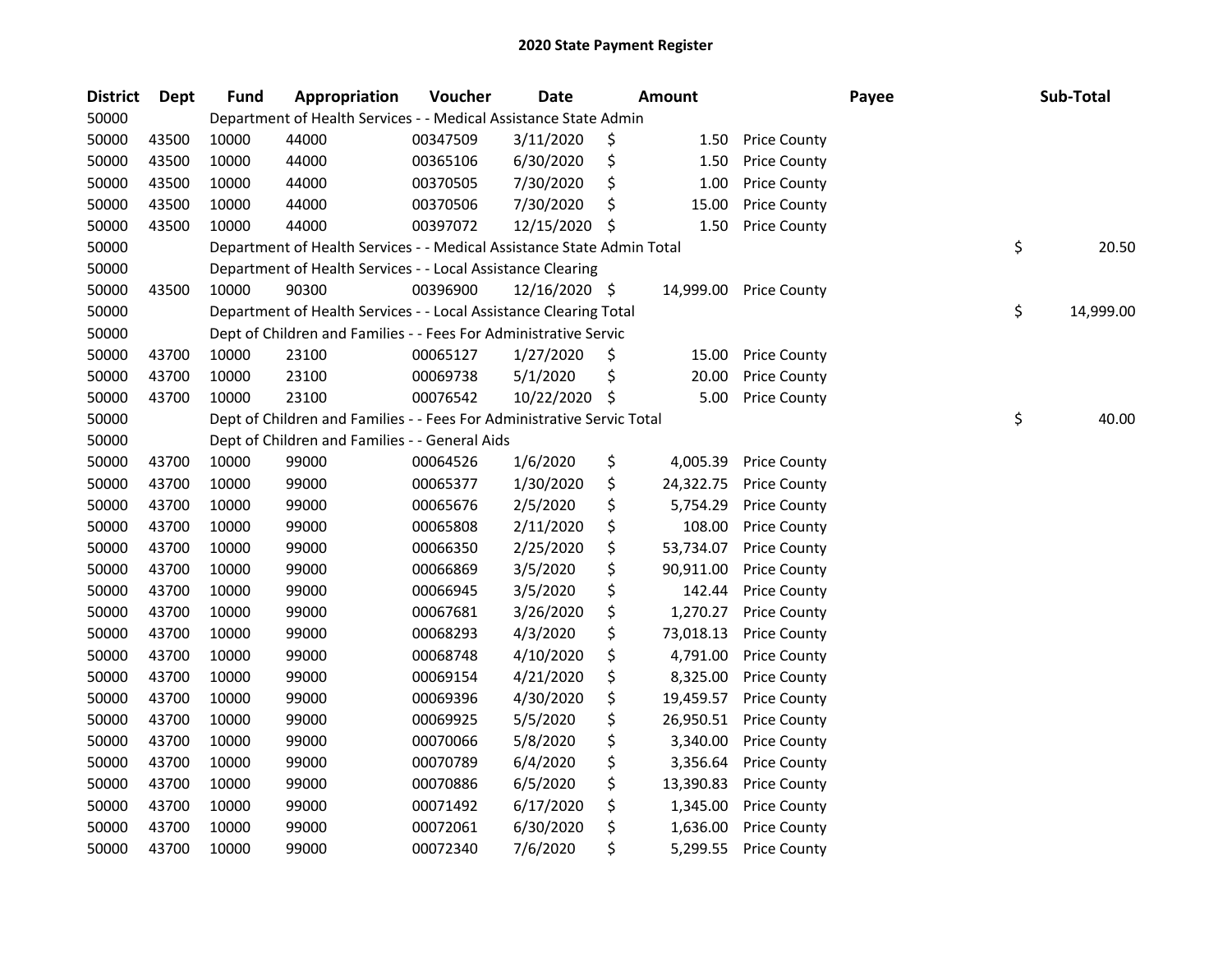# 2020 State Payment Register

| District | Dept | Fund | Appropriation | Voucher | Date | Amount | Payee | Sub-Total |
|---|---|---|---|---|---|---|---|---|
| 50000 | Department of Health Services - - Medical Assistance State Admin | | | | | | | |
| 50000 | 43500 | 10000 | 44000 | 00347509 | 3/11/2020 | $ 1.50 | Price County | |
| 50000 | 43500 | 10000 | 44000 | 00365106 | 6/30/2020 | $ 1.50 | Price County | |
| 50000 | 43500 | 10000 | 44000 | 00370505 | 7/30/2020 | $ 1.00 | Price County | |
| 50000 | 43500 | 10000 | 44000 | 00370506 | 7/30/2020 | $ 15.00 | Price County | |
| 50000 | 43500 | 10000 | 44000 | 00397072 | 12/15/2020 | $ 1.50 | Price County | |
| 50000 | Department of Health Services - - Medical Assistance State Admin Total | | | | | | | $ 20.50 |
| 50000 | Department of Health Services - - Local Assistance Clearing | | | | | | | |
| 50000 | 43500 | 10000 | 90300 | 00396900 | 12/16/2020 | $ 14,999.00 | Price County | |
| 50000 | Department of Health Services - - Local Assistance Clearing Total | | | | | | | $ 14,999.00 |
| 50000 | Dept of Children and Families - - Fees For Administrative Servic | | | | | | | |
| 50000 | 43700 | 10000 | 23100 | 00065127 | 1/27/2020 | $ 15.00 | Price County | |
| 50000 | 43700 | 10000 | 23100 | 00069738 | 5/1/2020 | $ 20.00 | Price County | |
| 50000 | 43700 | 10000 | 23100 | 00076542 | 10/22/2020 | $ 5.00 | Price County | |
| 50000 | Dept of Children and Families - - Fees For Administrative Servic Total | | | | | | | $ 40.00 |
| 50000 | Dept of Children and Families - - General Aids | | | | | | | |
| 50000 | 43700 | 10000 | 99000 | 00064526 | 1/6/2020 | $ 4,005.39 | Price County | |
| 50000 | 43700 | 10000 | 99000 | 00065377 | 1/30/2020 | $ 24,322.75 | Price County | |
| 50000 | 43700 | 10000 | 99000 | 00065676 | 2/5/2020 | $ 5,754.29 | Price County | |
| 50000 | 43700 | 10000 | 99000 | 00065808 | 2/11/2020 | $ 108.00 | Price County | |
| 50000 | 43700 | 10000 | 99000 | 00066350 | 2/25/2020 | $ 53,734.07 | Price County | |
| 50000 | 43700 | 10000 | 99000 | 00066869 | 3/5/2020 | $ 90,911.00 | Price County | |
| 50000 | 43700 | 10000 | 99000 | 00066945 | 3/5/2020 | $ 142.44 | Price County | |
| 50000 | 43700 | 10000 | 99000 | 00067681 | 3/26/2020 | $ 1,270.27 | Price County | |
| 50000 | 43700 | 10000 | 99000 | 00068293 | 4/3/2020 | $ 73,018.13 | Price County | |
| 50000 | 43700 | 10000 | 99000 | 00068748 | 4/10/2020 | $ 4,791.00 | Price County | |
| 50000 | 43700 | 10000 | 99000 | 00069154 | 4/21/2020 | $ 8,325.00 | Price County | |
| 50000 | 43700 | 10000 | 99000 | 00069396 | 4/30/2020 | $ 19,459.57 | Price County | |
| 50000 | 43700 | 10000 | 99000 | 00069925 | 5/5/2020 | $ 26,950.51 | Price County | |
| 50000 | 43700 | 10000 | 99000 | 00070066 | 5/8/2020 | $ 3,340.00 | Price County | |
| 50000 | 43700 | 10000 | 99000 | 00070789 | 6/4/2020 | $ 3,356.64 | Price County | |
| 50000 | 43700 | 10000 | 99000 | 00070886 | 6/5/2020 | $ 13,390.83 | Price County | |
| 50000 | 43700 | 10000 | 99000 | 00071492 | 6/17/2020 | $ 1,345.00 | Price County | |
| 50000 | 43700 | 10000 | 99000 | 00072061 | 6/30/2020 | $ 1,636.00 | Price County | |
| 50000 | 43700 | 10000 | 99000 | 00072340 | 7/6/2020 | $ 5,299.55 | Price County | |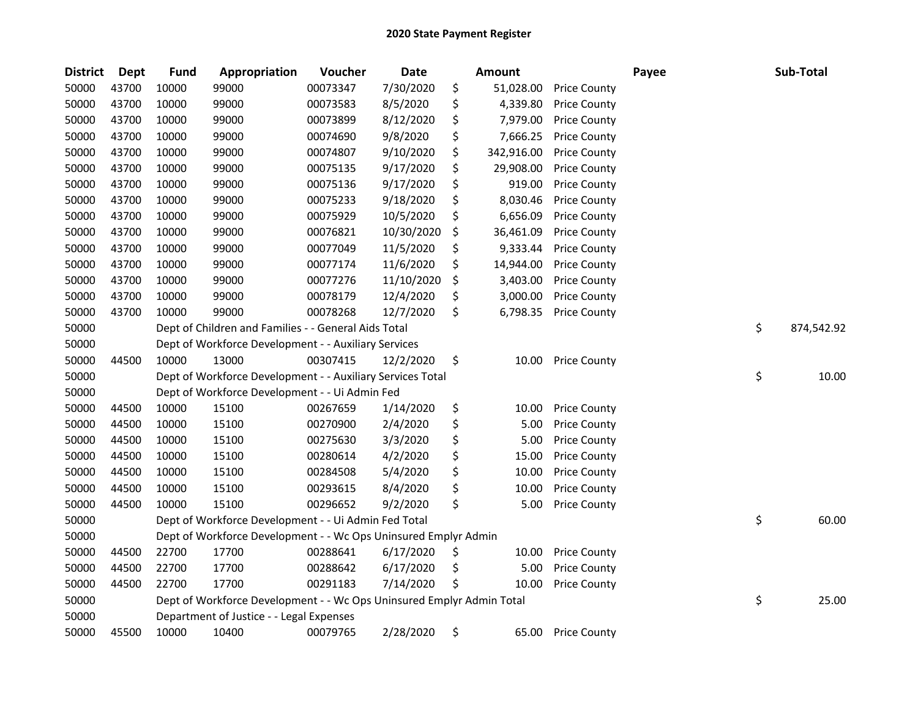# 2020 State Payment Register

| District | Dept | Fund | Appropriation | Voucher | Date | Amount | Payee | Sub-Total |
|---|---|---|---|---|---|---|---|---|
| 50000 | 43700 | 10000 | 99000 | 00073347 | 7/30/2020 | $ 51,028.00 | Price County | |
| 50000 | 43700 | 10000 | 99000 | 00073583 | 8/5/2020 | $ 4,339.80 | Price County | |
| 50000 | 43700 | 10000 | 99000 | 00073899 | 8/12/2020 | $ 7,979.00 | Price County | |
| 50000 | 43700 | 10000 | 99000 | 00074690 | 9/8/2020 | $ 7,666.25 | Price County | |
| 50000 | 43700 | 10000 | 99000 | 00074807 | 9/10/2020 | $ 342,916.00 | Price County | |
| 50000 | 43700 | 10000 | 99000 | 00075135 | 9/17/2020 | $ 29,908.00 | Price County | |
| 50000 | 43700 | 10000 | 99000 | 00075136 | 9/17/2020 | $ 919.00 | Price County | |
| 50000 | 43700 | 10000 | 99000 | 00075233 | 9/18/2020 | $ 8,030.46 | Price County | |
| 50000 | 43700 | 10000 | 99000 | 00075929 | 10/5/2020 | $ 6,656.09 | Price County | |
| 50000 | 43700 | 10000 | 99000 | 00076821 | 10/30/2020 | $ 36,461.09 | Price County | |
| 50000 | 43700 | 10000 | 99000 | 00077049 | 11/5/2020 | $ 9,333.44 | Price County | |
| 50000 | 43700 | 10000 | 99000 | 00077174 | 11/6/2020 | $ 14,944.00 | Price County | |
| 50000 | 43700 | 10000 | 99000 | 00077276 | 11/10/2020 | $ 3,403.00 | Price County | |
| 50000 | 43700 | 10000 | 99000 | 00078179 | 12/4/2020 | $ 3,000.00 | Price County | |
| 50000 | 43700 | 10000 | 99000 | 00078268 | 12/7/2020 | $ 6,798.35 | Price County | |
| 50000 | | Dept of Children and Families - - General Aids Total | | | | | | $ 874,542.92 |
| 50000 | | Dept of Workforce Development - - Auxiliary Services | | | | | | |
| 50000 | 44500 | 10000 | 13000 | 00307415 | 12/2/2020 | $ 10.00 | Price County | |
| 50000 | | Dept of Workforce Development - - Auxiliary Services Total | | | | | | $ 10.00 |
| 50000 | | Dept of Workforce Development - - Ui Admin Fed | | | | | | |
| 50000 | 44500 | 10000 | 15100 | 00267659 | 1/14/2020 | $ 10.00 | Price County | |
| 50000 | 44500 | 10000 | 15100 | 00270900 | 2/4/2020 | $ 5.00 | Price County | |
| 50000 | 44500 | 10000 | 15100 | 00275630 | 3/3/2020 | $ 5.00 | Price County | |
| 50000 | 44500 | 10000 | 15100 | 00280614 | 4/2/2020 | $ 15.00 | Price County | |
| 50000 | 44500 | 10000 | 15100 | 00284508 | 5/4/2020 | $ 10.00 | Price County | |
| 50000 | 44500 | 10000 | 15100 | 00293615 | 8/4/2020 | $ 10.00 | Price County | |
| 50000 | 44500 | 10000 | 15100 | 00296652 | 9/2/2020 | $ 5.00 | Price County | |
| 50000 | | Dept of Workforce Development - - Ui Admin Fed Total | | | | | | $ 60.00 |
| 50000 | | Dept of Workforce Development - - Wc Ops Uninsured Emplyr Admin | | | | | | |
| 50000 | 44500 | 22700 | 17700 | 00288641 | 6/17/2020 | $ 10.00 | Price County | |
| 50000 | 44500 | 22700 | 17700 | 00288642 | 6/17/2020 | $ 5.00 | Price County | |
| 50000 | 44500 | 22700 | 17700 | 00291183 | 7/14/2020 | $ 10.00 | Price County | |
| 50000 | | Dept of Workforce Development - - Wc Ops Uninsured Emplyr Admin Total | | | | | | $ 25.00 |
| 50000 | | Department of Justice - - Legal Expenses | | | | | | |
| 50000 | 45500 | 10000 | 10400 | 00079765 | 2/28/2020 | $ 65.00 | Price County | |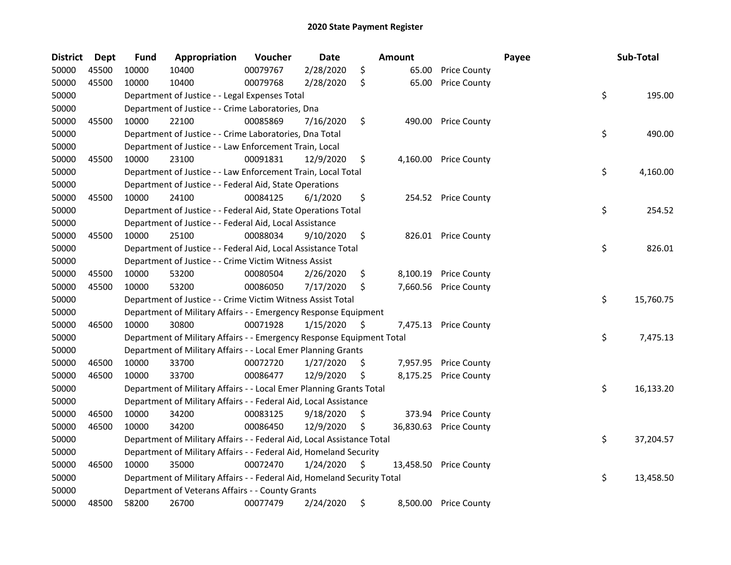## 2020 State Payment Register

| District | Dept | Fund | Appropriation | Voucher | Date | Amount | | Payee | Sub-Total |
|---|---|---|---|---|---|---|---|---|---|
| 50000 | 45500 | 10000 | 10400 | 00079767 | 2/28/2020 | $ 65.00 | Price County | | |
| 50000 | 45500 | 10000 | 10400 | 00079768 | 2/28/2020 | $ 65.00 | Price County | | |
| 50000 | | Department of Justice - - Legal Expenses Total | | | | | | | $ 195.00 |
| 50000 | | Department of Justice - - Crime Laboratories, Dna | | | | | | | |
| 50000 | 45500 | 10000 | 22100 | 00085869 | 7/16/2020 | $ 490.00 | Price County | | |
| 50000 | | Department of Justice - - Crime Laboratories, Dna Total | | | | | | | $ 490.00 |
| 50000 | | Department of Justice - - Law Enforcement Train, Local | | | | | | | |
| 50000 | 45500 | 10000 | 23100 | 00091831 | 12/9/2020 | $ 4,160.00 | Price County | | |
| 50000 | | Department of Justice - - Law Enforcement Train, Local Total | | | | | | | $ 4,160.00 |
| 50000 | | Department of Justice - - Federal Aid, State Operations | | | | | | | |
| 50000 | 45500 | 10000 | 24100 | 00084125 | 6/1/2020 | $ 254.52 | Price County | | |
| 50000 | | Department of Justice - - Federal Aid, State Operations Total | | | | | | | $ 254.52 |
| 50000 | | Department of Justice - - Federal Aid, Local Assistance | | | | | | | |
| 50000 | 45500 | 10000 | 25100 | 00088034 | 9/10/2020 | $ 826.01 | Price County | | |
| 50000 | | Department of Justice - - Federal Aid, Local Assistance Total | | | | | | | $ 826.01 |
| 50000 | | Department of Justice - - Crime Victim Witness Assist | | | | | | | |
| 50000 | 45500 | 10000 | 53200 | 00080504 | 2/26/2020 | $ 8,100.19 | Price County | | |
| 50000 | 45500 | 10000 | 53200 | 00086050 | 7/17/2020 | $ 7,660.56 | Price County | | |
| 50000 | | Department of Justice - - Crime Victim Witness Assist Total | | | | | | | $ 15,760.75 |
| 50000 | | Department of Military Affairs - - Emergency Response Equipment | | | | | | | |
| 50000 | 46500 | 10000 | 30800 | 00071928 | 1/15/2020 | $ 7,475.13 | Price County | | |
| 50000 | | Department of Military Affairs - - Emergency Response Equipment Total | | | | | | | $ 7,475.13 |
| 50000 | | Department of Military Affairs - - Local Emer Planning Grants | | | | | | | |
| 50000 | 46500 | 10000 | 33700 | 00072720 | 1/27/2020 | $ 7,957.95 | Price County | | |
| 50000 | 46500 | 10000 | 33700 | 00086477 | 12/9/2020 | $ 8,175.25 | Price County | | |
| 50000 | | Department of Military Affairs - - Local Emer Planning Grants Total | | | | | | | $ 16,133.20 |
| 50000 | | Department of Military Affairs - - Federal Aid, Local Assistance | | | | | | | |
| 50000 | 46500 | 10000 | 34200 | 00083125 | 9/18/2020 | $ 373.94 | Price County | | |
| 50000 | 46500 | 10000 | 34200 | 00086450 | 12/9/2020 | $ 36,830.63 | Price County | | |
| 50000 | | Department of Military Affairs - - Federal Aid, Local Assistance Total | | | | | | | $ 37,204.57 |
| 50000 | | Department of Military Affairs - - Federal Aid, Homeland Security | | | | | | | |
| 50000 | 46500 | 10000 | 35000 | 00072470 | 1/24/2020 | $ 13,458.50 | Price County | | |
| 50000 | | Department of Military Affairs - - Federal Aid, Homeland Security Total | | | | | | | $ 13,458.50 |
| 50000 | | Department of Veterans Affairs - - County Grants | | | | | | | |
| 50000 | 48500 | 58200 | 26700 | 00077479 | 2/24/2020 | $ 8,500.00 | Price County | | |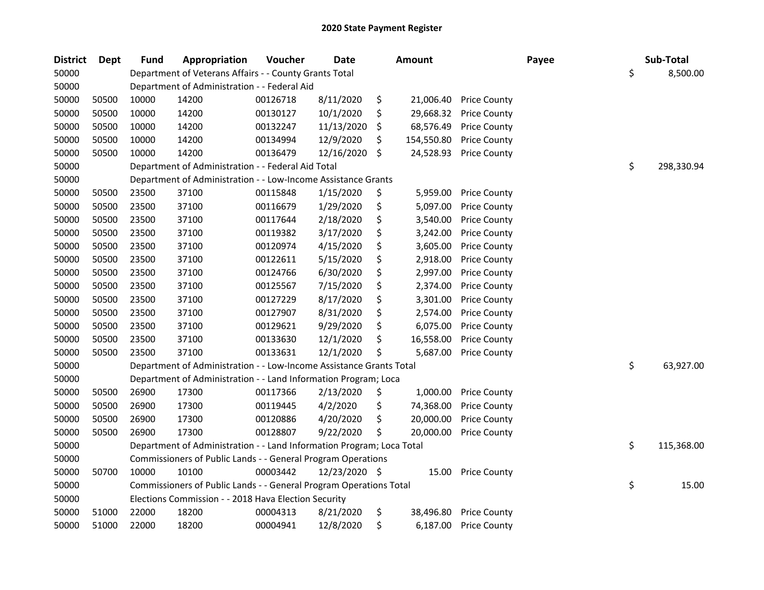## 2020 State Payment Register

| District | Dept | Fund | Appropriation | Voucher | Date | Amount | Payee | Sub-Total |
|---|---|---|---|---|---|---|---|---|
| 50000 | | Department of Veterans Affairs - - County Grants Total | | | | | | $ 8,500.00 |
| 50000 | | Department of Administration - - Federal Aid | | | | | | |
| 50000 | 50500 | 10000 | 14200 | 00126718 | 8/11/2020 | $ 21,006.40 | Price County | |
| 50000 | 50500 | 10000 | 14200 | 00130127 | 10/1/2020 | $ 29,668.32 | Price County | |
| 50000 | 50500 | 10000 | 14200 | 00132247 | 11/13/2020 | $ 68,576.49 | Price County | |
| 50000 | 50500 | 10000 | 14200 | 00134994 | 12/9/2020 | $ 154,550.80 | Price County | |
| 50000 | 50500 | 10000 | 14200 | 00136479 | 12/16/2020 | $ 24,528.93 | Price County | |
| 50000 | | Department of Administration - - Federal Aid Total | | | | | | $ 298,330.94 |
| 50000 | | Department of Administration - - Low-Income Assistance Grants | | | | | | |
| 50000 | 50500 | 23500 | 37100 | 00115848 | 1/15/2020 | $ 5,959.00 | Price County | |
| 50000 | 50500 | 23500 | 37100 | 00116679 | 1/29/2020 | $ 5,097.00 | Price County | |
| 50000 | 50500 | 23500 | 37100 | 00117644 | 2/18/2020 | $ 3,540.00 | Price County | |
| 50000 | 50500 | 23500 | 37100 | 00119382 | 3/17/2020 | $ 3,242.00 | Price County | |
| 50000 | 50500 | 23500 | 37100 | 00120974 | 4/15/2020 | $ 3,605.00 | Price County | |
| 50000 | 50500 | 23500 | 37100 | 00122611 | 5/15/2020 | $ 2,918.00 | Price County | |
| 50000 | 50500 | 23500 | 37100 | 00124766 | 6/30/2020 | $ 2,997.00 | Price County | |
| 50000 | 50500 | 23500 | 37100 | 00125567 | 7/15/2020 | $ 2,374.00 | Price County | |
| 50000 | 50500 | 23500 | 37100 | 00127229 | 8/17/2020 | $ 3,301.00 | Price County | |
| 50000 | 50500 | 23500 | 37100 | 00127907 | 8/31/2020 | $ 2,574.00 | Price County | |
| 50000 | 50500 | 23500 | 37100 | 00129621 | 9/29/2020 | $ 6,075.00 | Price County | |
| 50000 | 50500 | 23500 | 37100 | 00133630 | 12/1/2020 | $ 16,558.00 | Price County | |
| 50000 | 50500 | 23500 | 37100 | 00133631 | 12/1/2020 | $ 5,687.00 | Price County | |
| 50000 | | Department of Administration - - Low-Income Assistance Grants Total | | | | | | $ 63,927.00 |
| 50000 | | Department of Administration - - Land Information Program; Loca | | | | | | |
| 50000 | 50500 | 26900 | 17300 | 00117366 | 2/13/2020 | $ 1,000.00 | Price County | |
| 50000 | 50500 | 26900 | 17300 | 00119445 | 4/2/2020 | $ 74,368.00 | Price County | |
| 50000 | 50500 | 26900 | 17300 | 00120886 | 4/20/2020 | $ 20,000.00 | Price County | |
| 50000 | 50500 | 26900 | 17300 | 00128807 | 9/22/2020 | $ 20,000.00 | Price County | |
| 50000 | | Department of Administration - - Land Information Program; Loca Total | | | | | | $ 115,368.00 |
| 50000 | | Commissioners of Public Lands - - General Program Operations | | | | | | |
| 50000 | 50700 | 10000 | 10100 | 00003442 | 12/23/2020 | $ 15.00 | Price County | |
| 50000 | | Commissioners of Public Lands - - General Program Operations Total | | | | | | $ 15.00 |
| 50000 | | Elections Commission - - 2018 Hava Election Security | | | | | | |
| 50000 | 51000 | 22000 | 18200 | 00004313 | 8/21/2020 | $ 38,496.80 | Price County | |
| 50000 | 51000 | 22000 | 18200 | 00004941 | 12/8/2020 | $ 6,187.00 | Price County | |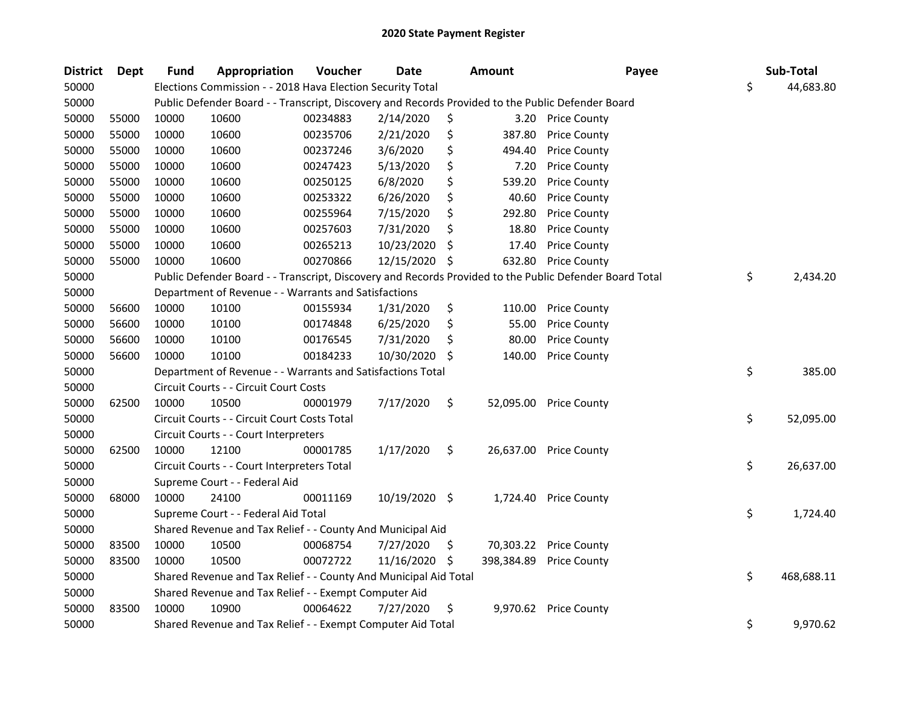# 2020 State Payment Register

| District | Dept | Fund | Appropriation | Voucher | Date | Amount | Payee | Sub-Total |
|---|---|---|---|---|---|---|---|---|
| 50000 | | Elections Commission - - 2018 Hava Election Security Total | | | | | | $ 44,683.80 |
| 50000 | | Public Defender Board - - Transcript, Discovery and Records Provided to the Public Defender Board | | | | | | |
| 50000 | 55000 | 10000 | 10600 | 00234883 | 2/14/2020 | $ 3.20 | Price County | |
| 50000 | 55000 | 10000 | 10600 | 00235706 | 2/21/2020 | $ 387.80 | Price County | |
| 50000 | 55000 | 10000 | 10600 | 00237246 | 3/6/2020 | $ 494.40 | Price County | |
| 50000 | 55000 | 10000 | 10600 | 00247423 | 5/13/2020 | $ 7.20 | Price County | |
| 50000 | 55000 | 10000 | 10600 | 00250125 | 6/8/2020 | $ 539.20 | Price County | |
| 50000 | 55000 | 10000 | 10600 | 00253322 | 6/26/2020 | $ 40.60 | Price County | |
| 50000 | 55000 | 10000 | 10600 | 00255964 | 7/15/2020 | $ 292.80 | Price County | |
| 50000 | 55000 | 10000 | 10600 | 00257603 | 7/31/2020 | $ 18.80 | Price County | |
| 50000 | 55000 | 10000 | 10600 | 00265213 | 10/23/2020 | $ 17.40 | Price County | |
| 50000 | 55000 | 10000 | 10600 | 00270866 | 12/15/2020 | $ 632.80 | Price County | |
| 50000 | | Public Defender Board - - Transcript, Discovery and Records Provided to the Public Defender Board Total | | | | | | $ 2,434.20 |
| 50000 | | Department of Revenue - - Warrants and Satisfactions | | | | | | |
| 50000 | 56600 | 10000 | 10100 | 00155934 | 1/31/2020 | $ 110.00 | Price County | |
| 50000 | 56600 | 10000 | 10100 | 00174848 | 6/25/2020 | $ 55.00 | Price County | |
| 50000 | 56600 | 10000 | 10100 | 00176545 | 7/31/2020 | $ 80.00 | Price County | |
| 50000 | 56600 | 10000 | 10100 | 00184233 | 10/30/2020 | $ 140.00 | Price County | |
| 50000 | | Department of Revenue - - Warrants and Satisfactions Total | | | | | | $ 385.00 |
| 50000 | | Circuit Courts - - Circuit Court Costs | | | | | | |
| 50000 | 62500 | 10000 | 10500 | 00001979 | 7/17/2020 | $ 52,095.00 | Price County | |
| 50000 | | Circuit Courts - - Circuit Court Costs Total | | | | | | $ 52,095.00 |
| 50000 | | Circuit Courts - - Court Interpreters | | | | | | |
| 50000 | 62500 | 10000 | 12100 | 00001785 | 1/17/2020 | $ 26,637.00 | Price County | |
| 50000 | | Circuit Courts - - Court Interpreters Total | | | | | | $ 26,637.00 |
| 50000 | | Supreme Court - - Federal Aid | | | | | | |
| 50000 | 68000 | 10000 | 24100 | 00011169 | 10/19/2020 | $ 1,724.40 | Price County | |
| 50000 | | Supreme Court - - Federal Aid Total | | | | | | $ 1,724.40 |
| 50000 | | Shared Revenue and Tax Relief - - County And Municipal Aid | | | | | | |
| 50000 | 83500 | 10000 | 10500 | 00068754 | 7/27/2020 | $ 70,303.22 | Price County | |
| 50000 | 83500 | 10000 | 10500 | 00072722 | 11/16/2020 | $ 398,384.89 | Price County | |
| 50000 | | Shared Revenue and Tax Relief - - County And Municipal Aid Total | | | | | | $ 468,688.11 |
| 50000 | | Shared Revenue and Tax Relief - - Exempt Computer Aid | | | | | | |
| 50000 | 83500 | 10000 | 10900 | 00064622 | 7/27/2020 | $ 9,970.62 | Price County | |
| 50000 | | Shared Revenue and Tax Relief - - Exempt Computer Aid Total | | | | | | $ 9,970.62 |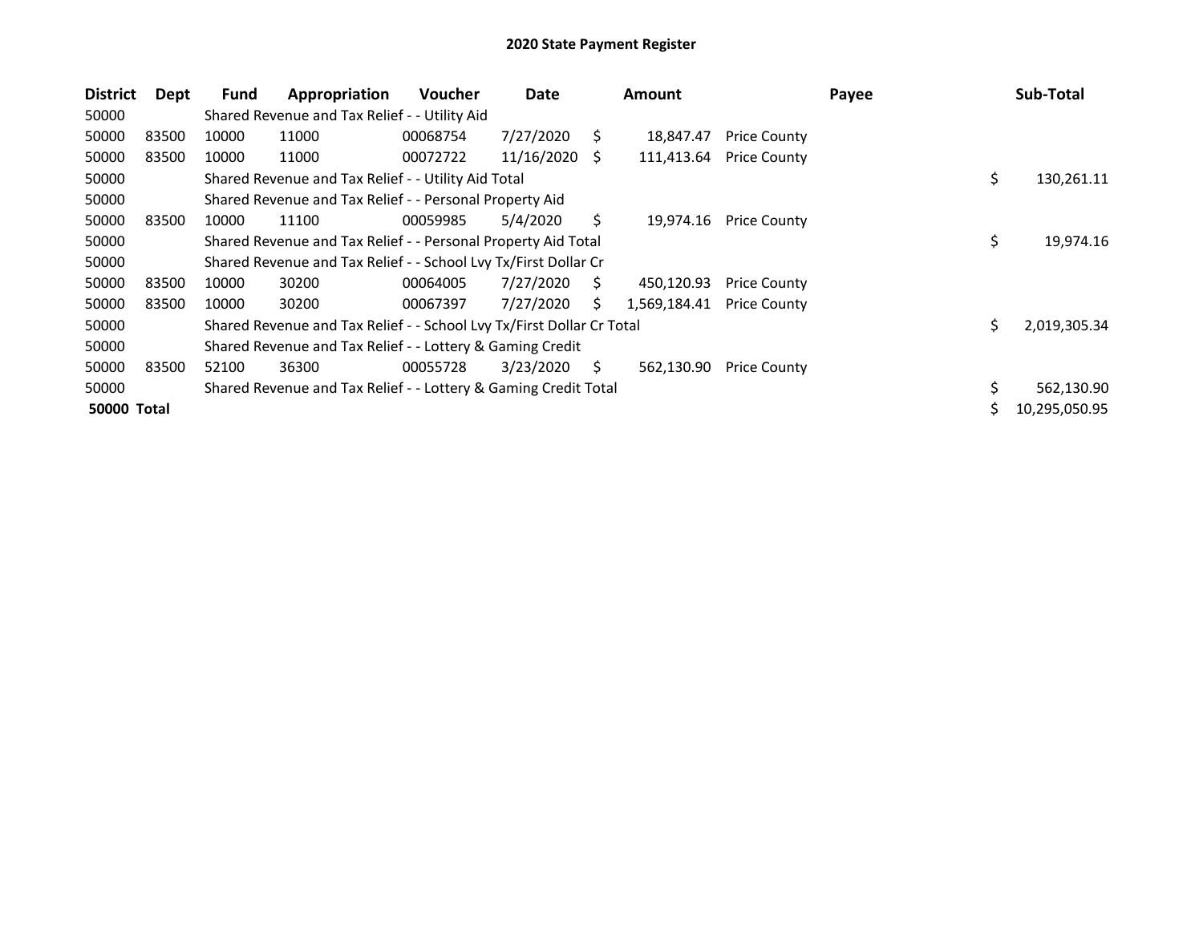# 2020 State Payment Register

| District | Dept | Fund | Appropriation | Voucher | Date | Amount | Payee | Sub-Total |
|---|---|---|---|---|---|---|---|---|
| 50000 | | Shared Revenue and Tax Relief - - Utility Aid | | | | | | |
| 50000 | 83500 | 10000 | 11000 | 00068754 | 7/27/2020 | $ 18,847.47 | Price County | |
| 50000 | 83500 | 10000 | 11000 | 00072722 | 11/16/2020 | $ 111,413.64 | Price County | |
| 50000 | | Shared Revenue and Tax Relief - - Utility Aid Total | | | | | | $ 130,261.11 |
| 50000 | | Shared Revenue and Tax Relief - - Personal Property Aid | | | | | | |
| 50000 | 83500 | 10000 | 11100 | 00059985 | 5/4/2020 | $ 19,974.16 | Price County | |
| 50000 | | Shared Revenue and Tax Relief - - Personal Property Aid Total | | | | | | $ 19,974.16 |
| 50000 | | Shared Revenue and Tax Relief - - School Lvy Tx/First Dollar Cr | | | | | | |
| 50000 | 83500 | 10000 | 30200 | 00064005 | 7/27/2020 | $ 450,120.93 | Price County | |
| 50000 | 83500 | 10000 | 30200 | 00067397 | 7/27/2020 | $ 1,569,184.41 | Price County | |
| 50000 | | Shared Revenue and Tax Relief - - School Lvy Tx/First Dollar Cr Total | | | | | | $ 2,019,305.34 |
| 50000 | | Shared Revenue and Tax Relief - - Lottery & Gaming Credit | | | | | | |
| 50000 | 83500 | 52100 | 36300 | 00055728 | 3/23/2020 | $ 562,130.90 | Price County | |
| 50000 | | Shared Revenue and Tax Relief - - Lottery & Gaming Credit Total | | | | | | $ 562,130.90 |
| **50000 Total** | | | | | | | | $ 10,295,050.95 |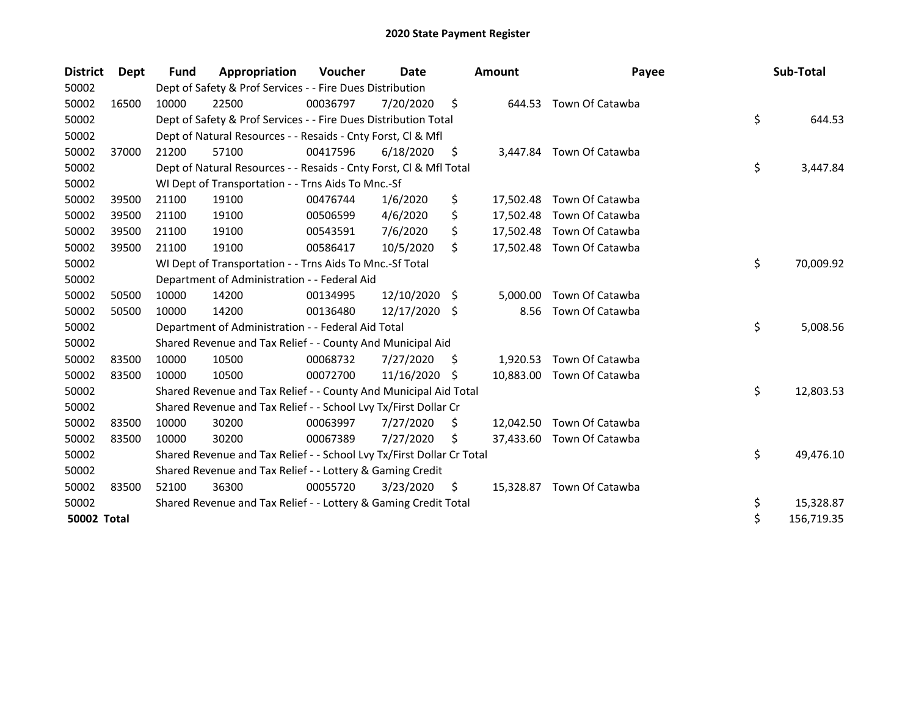# 2020 State Payment Register

| District | Dept | Fund | Appropriation | Voucher | Date | Amount | Payee | Sub-Total |
|---|---|---|---|---|---|---|---|---|
| 50002 | | Dept of Safety & Prof Services - - Fire Dues Distribution | | | | | | |
| 50002 | 16500 | 10000 | 22500 | 00036797 | 7/20/2020 | $ 644.53 | Town Of Catawba | |
| 50002 | | Dept of Safety & Prof Services - - Fire Dues Distribution Total | | | | | | $ 644.53 |
| 50002 | | Dept of Natural Resources - - Resaids - Cnty Forst, Cl & Mfl | | | | | | |
| 50002 | 37000 | 21200 | 57100 | 00417596 | 6/18/2020 | $ 3,447.84 | Town Of Catawba | |
| 50002 | | Dept of Natural Resources - - Resaids - Cnty Forst, Cl & Mfl Total | | | | | | $ 3,447.84 |
| 50002 | | WI Dept of Transportation - - Trns Aids To Mnc.-Sf | | | | | | |
| 50002 | 39500 | 21100 | 19100 | 00476744 | 1/6/2020 | $ 17,502.48 | Town Of Catawba | |
| 50002 | 39500 | 21100 | 19100 | 00506599 | 4/6/2020 | $ 17,502.48 | Town Of Catawba | |
| 50002 | 39500 | 21100 | 19100 | 00543591 | 7/6/2020 | $ 17,502.48 | Town Of Catawba | |
| 50002 | 39500 | 21100 | 19100 | 00586417 | 10/5/2020 | $ 17,502.48 | Town Of Catawba | |
| 50002 | | WI Dept of Transportation - - Trns Aids To Mnc.-Sf Total | | | | | | $ 70,009.92 |
| 50002 | | Department of Administration - - Federal Aid | | | | | | |
| 50002 | 50500 | 10000 | 14200 | 00134995 | 12/10/2020 | $ 5,000.00 | Town Of Catawba | |
| 50002 | 50500 | 10000 | 14200 | 00136480 | 12/17/2020 | $ 8.56 | Town Of Catawba | |
| 50002 | | Department of Administration - - Federal Aid Total | | | | | | $ 5,008.56 |
| 50002 | | Shared Revenue and Tax Relief - - County And Municipal Aid | | | | | | |
| 50002 | 83500 | 10000 | 10500 | 00068732 | 7/27/2020 | $ 1,920.53 | Town Of Catawba | |
| 50002 | 83500 | 10000 | 10500 | 00072700 | 11/16/2020 | $ 10,883.00 | Town Of Catawba | |
| 50002 | | Shared Revenue and Tax Relief - - County And Municipal Aid Total | | | | | | $ 12,803.53 |
| 50002 | | Shared Revenue and Tax Relief - - School Lvy Tx/First Dollar Cr | | | | | | |
| 50002 | 83500 | 10000 | 30200 | 00063997 | 7/27/2020 | $ 12,042.50 | Town Of Catawba | |
| 50002 | 83500 | 10000 | 30200 | 00067389 | 7/27/2020 | $ 37,433.60 | Town Of Catawba | |
| 50002 | | Shared Revenue and Tax Relief - - School Lvy Tx/First Dollar Cr Total | | | | | | $ 49,476.10 |
| 50002 | | Shared Revenue and Tax Relief - - Lottery & Gaming Credit | | | | | | |
| 50002 | 83500 | 52100 | 36300 | 00055720 | 3/23/2020 | $ 15,328.87 | Town Of Catawba | |
| 50002 | | Shared Revenue and Tax Relief - - Lottery & Gaming Credit Total | | | | | | $ 15,328.87 |
| **50002 Total** | | | | | | | | $ 156,719.35 |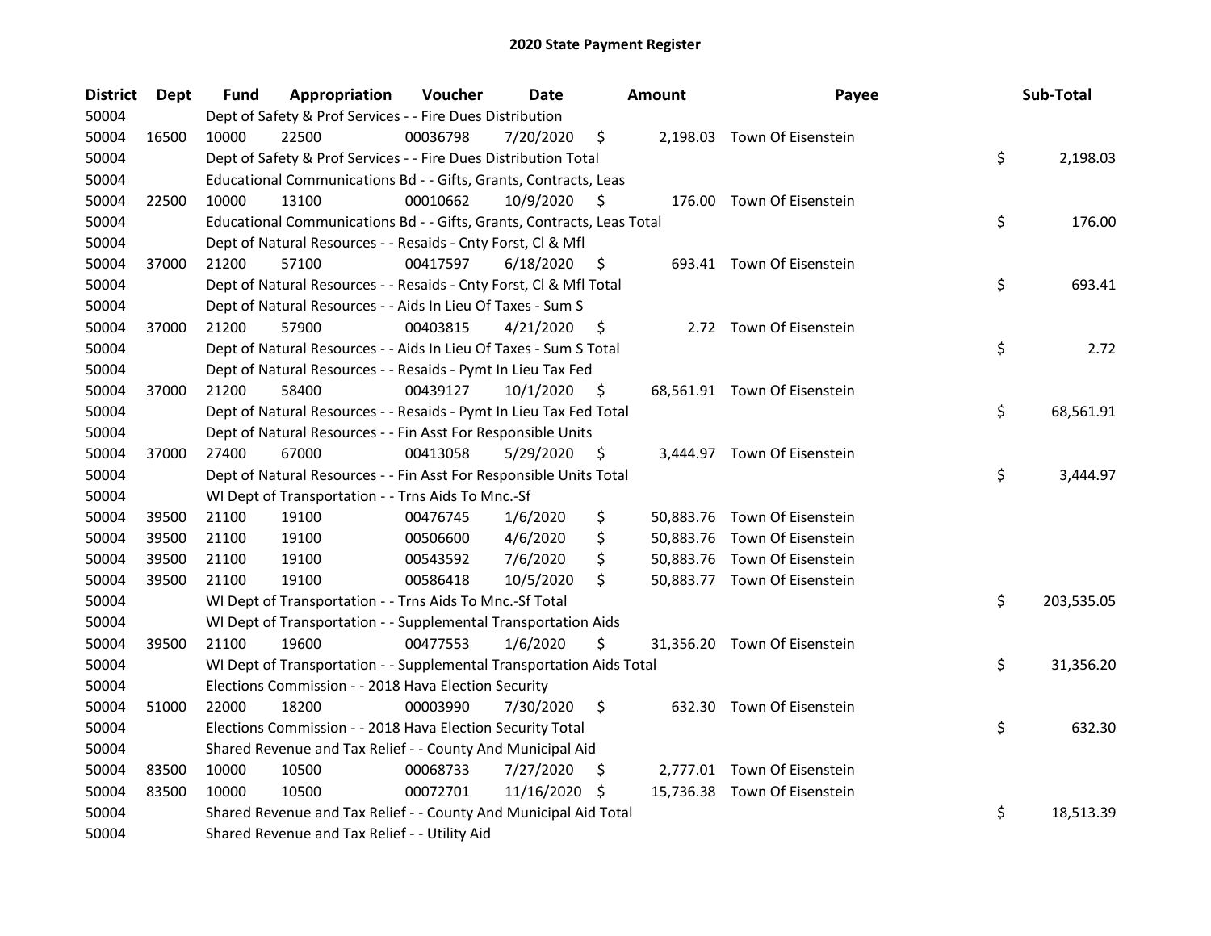## 2020 State Payment Register

| District | Dept | Fund | Appropriation | Voucher | Date | Amount | Payee | Sub-Total |
|---|---|---|---|---|---|---|---|---|
| 50004 | | Dept of Safety & Prof Services - - Fire Dues Distribution | | | | | | |
| 50004 | 16500 | 10000 | 22500 | 00036798 | 7/20/2020 | $ 2,198.03 | Town Of Eisenstein | |
| 50004 | | Dept of Safety & Prof Services - - Fire Dues Distribution Total | | | | | | $ 2,198.03 |
| 50004 | | Educational Communications Bd - - Gifts, Grants, Contracts, Leas | | | | | | |
| 50004 | 22500 | 10000 | 13100 | 00010662 | 10/9/2020 | $ 176.00 | Town Of Eisenstein | |
| 50004 | | Educational Communications Bd - - Gifts, Grants, Contracts, Leas Total | | | | | | $ 176.00 |
| 50004 | | Dept of Natural Resources - - Resaids - Cnty Forst, Cl & Mfl | | | | | | |
| 50004 | 37000 | 21200 | 57100 | 00417597 | 6/18/2020 | $ 693.41 | Town Of Eisenstein | |
| 50004 | | Dept of Natural Resources - - Resaids - Cnty Forst, Cl & Mfl Total | | | | | | $ 693.41 |
| 50004 | | Dept of Natural Resources - - Aids In Lieu Of Taxes - Sum S | | | | | | |
| 50004 | 37000 | 21200 | 57900 | 00403815 | 4/21/2020 | $ 2.72 | Town Of Eisenstein | |
| 50004 | | Dept of Natural Resources - - Aids In Lieu Of Taxes - Sum S Total | | | | | | $ 2.72 |
| 50004 | | Dept of Natural Resources - - Resaids - Pymt In Lieu Tax Fed | | | | | | |
| 50004 | 37000 | 21200 | 58400 | 00439127 | 10/1/2020 | $ 68,561.91 | Town Of Eisenstein | |
| 50004 | | Dept of Natural Resources - - Resaids - Pymt In Lieu Tax Fed Total | | | | | | $ 68,561.91 |
| 50004 | | Dept of Natural Resources - - Fin Asst For Responsible Units | | | | | | |
| 50004 | 37000 | 27400 | 67000 | 00413058 | 5/29/2020 | $ 3,444.97 | Town Of Eisenstein | |
| 50004 | | Dept of Natural Resources - - Fin Asst For Responsible Units Total | | | | | | $ 3,444.97 |
| 50004 | | WI Dept of Transportation - - Trns Aids To Mnc.-Sf | | | | | | |
| 50004 | 39500 | 21100 | 19100 | 00476745 | 1/6/2020 | $ 50,883.76 | Town Of Eisenstein | |
| 50004 | 39500 | 21100 | 19100 | 00506600 | 4/6/2020 | $ 50,883.76 | Town Of Eisenstein | |
| 50004 | 39500 | 21100 | 19100 | 00543592 | 7/6/2020 | $ 50,883.76 | Town Of Eisenstein | |
| 50004 | 39500 | 21100 | 19100 | 00586418 | 10/5/2020 | $ 50,883.77 | Town Of Eisenstein | |
| 50004 | | WI Dept of Transportation - - Trns Aids To Mnc.-Sf Total | | | | | | $ 203,535.05 |
| 50004 | | WI Dept of Transportation - - Supplemental Transportation Aids | | | | | | |
| 50004 | 39500 | 21100 | 19600 | 00477553 | 1/6/2020 | $ 31,356.20 | Town Of Eisenstein | |
| 50004 | | WI Dept of Transportation - - Supplemental Transportation Aids Total | | | | | | $ 31,356.20 |
| 50004 | | Elections Commission - - 2018 Hava Election Security | | | | | | |
| 50004 | 51000 | 22000 | 18200 | 00003990 | 7/30/2020 | $ 632.30 | Town Of Eisenstein | |
| 50004 | | Elections Commission - - 2018 Hava Election Security Total | | | | | | $ 632.30 |
| 50004 | | Shared Revenue and Tax Relief - - County And Municipal Aid | | | | | | |
| 50004 | 83500 | 10000 | 10500 | 00068733 | 7/27/2020 | $ 2,777.01 | Town Of Eisenstein | |
| 50004 | 83500 | 10000 | 10500 | 00072701 | 11/16/2020 | $ 15,736.38 | Town Of Eisenstein | |
| 50004 | | Shared Revenue and Tax Relief - - County And Municipal Aid Total | | | | | | $ 18,513.39 |
| 50004 | | Shared Revenue and Tax Relief - - Utility Aid | | | | | | |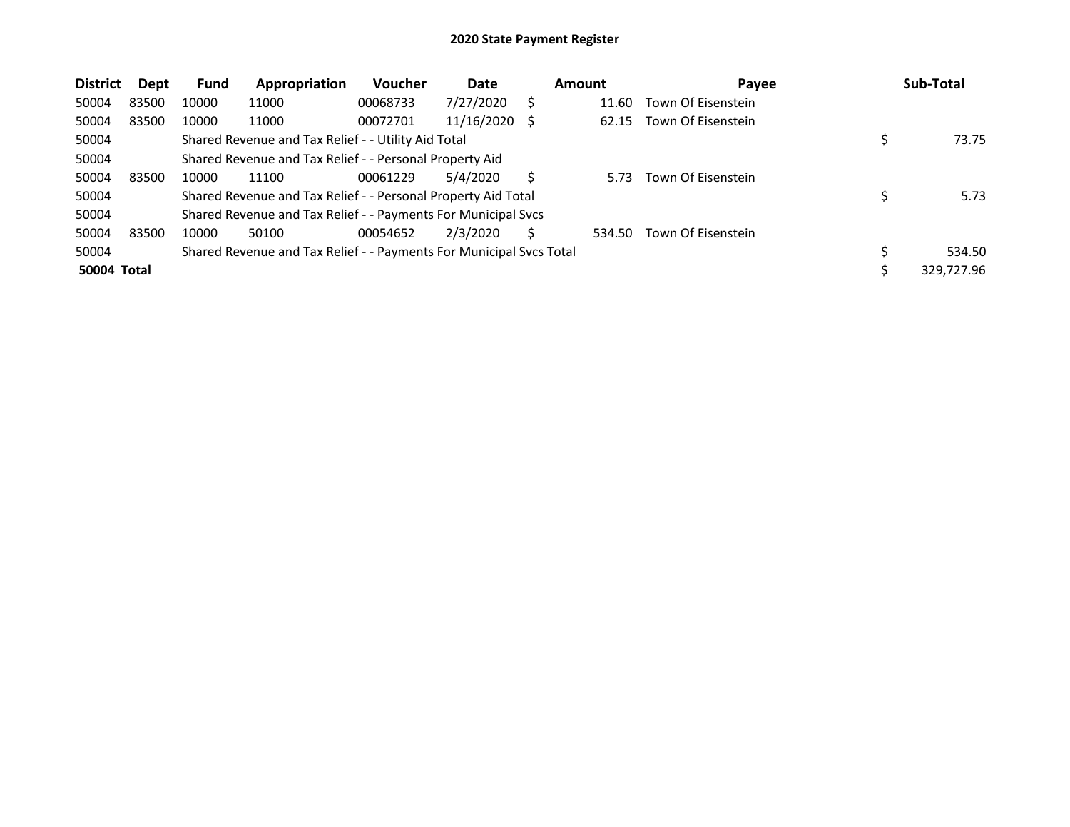# 2020 State Payment Register

| District | Dept | Fund | Appropriation | Voucher | Date | Amount | Payee | Sub-Total |
|---|---|---|---|---|---|---|---|---|
| 50004 | 83500 | 10000 | 11000 | 00068733 | 7/27/2020 | $ 11.60 | Town Of Eisenstein | |
| 50004 | 83500 | 10000 | 11000 | 00072701 | 11/16/2020 | $ 62.15 | Town Of Eisenstein | |
| 50004 | | Shared Revenue and Tax Relief - - Utility Aid Total | | | | | | $ 73.75 |
| 50004 | | Shared Revenue and Tax Relief - - Personal Property Aid | | | | | | |
| 50004 | 83500 | 10000 | 11100 | 00061229 | 5/4/2020 | $ 5.73 | Town Of Eisenstein | |
| 50004 | | Shared Revenue and Tax Relief - - Personal Property Aid Total | | | | | | $ 5.73 |
| 50004 | | Shared Revenue and Tax Relief - - Payments For Municipal Svcs | | | | | | |
| 50004 | 83500 | 10000 | 50100 | 00054652 | 2/3/2020 | $ 534.50 | Town Of Eisenstein | |
| 50004 | | Shared Revenue and Tax Relief - - Payments For Municipal Svcs Total | | | | | | $ 534.50 |
| **50004 Total** | | | | | | | | $ 329,727.96 |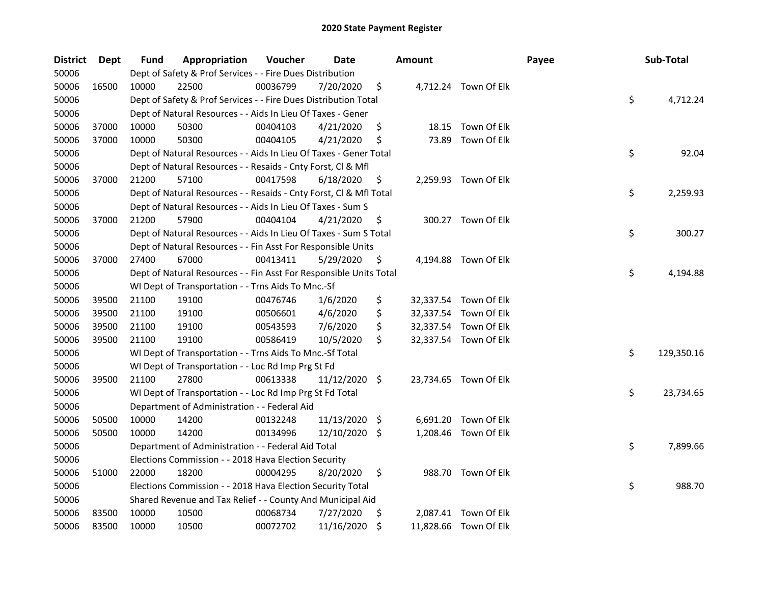# 2020 State Payment Register

| District | Dept | Fund | Appropriation | Voucher | Date | Amount | | Payee | Sub-Total | |
|---|---|---|---|---|---|---|---|---|---|---|
| 50006 | | Dept of Safety & Prof Services - - Fire Dues Distribution | | | | | | | | |
| 50006 | 16500 | 10000 | 22500 | 00036799 | 7/20/2020 | $ | 4,712.24 | Town Of Elk | | |
| 50006 | | Dept of Safety & Prof Services - - Fire Dues Distribution Total | | | | | | | $ | 4,712.24 |
| 50006 | | Dept of Natural Resources - - Aids In Lieu Of Taxes - Gener | | | | | | | | |
| 50006 | 37000 | 10000 | 50300 | 00404103 | 4/21/2020 | $ | 18.15 | Town Of Elk | | |
| 50006 | 37000 | 10000 | 50300 | 00404105 | 4/21/2020 | $ | 73.89 | Town Of Elk | | |
| 50006 | | Dept of Natural Resources - - Aids In Lieu Of Taxes - Gener Total | | | | | | | $ | 92.04 |
| 50006 | | Dept of Natural Resources - - Resaids - Cnty Forst, Cl & Mfl | | | | | | | | |
| 50006 | 37000 | 21200 | 57100 | 00417598 | 6/18/2020 | $ | 2,259.93 | Town Of Elk | | |
| 50006 | | Dept of Natural Resources - - Resaids - Cnty Forst, Cl & Mfl Total | | | | | | | $ | 2,259.93 |
| 50006 | | Dept of Natural Resources - - Aids In Lieu Of Taxes - Sum S | | | | | | | | |
| 50006 | 37000 | 21200 | 57900 | 00404104 | 4/21/2020 | $ | 300.27 | Town Of Elk | | |
| 50006 | | Dept of Natural Resources - - Aids In Lieu Of Taxes - Sum S Total | | | | | | | $ | 300.27 |
| 50006 | | Dept of Natural Resources - - Fin Asst For Responsible Units | | | | | | | | |
| 50006 | 37000 | 27400 | 67000 | 00413411 | 5/29/2020 | $ | 4,194.88 | Town Of Elk | | |
| 50006 | | Dept of Natural Resources - - Fin Asst For Responsible Units Total | | | | | | | $ | 4,194.88 |
| 50006 | | WI Dept of Transportation - - Trns Aids To Mnc.-Sf | | | | | | | | |
| 50006 | 39500 | 21100 | 19100 | 00476746 | 1/6/2020 | $ | 32,337.54 | Town Of Elk | | |
| 50006 | 39500 | 21100 | 19100 | 00506601 | 4/6/2020 | $ | 32,337.54 | Town Of Elk | | |
| 50006 | 39500 | 21100 | 19100 | 00543593 | 7/6/2020 | $ | 32,337.54 | Town Of Elk | | |
| 50006 | 39500 | 21100 | 19100 | 00586419 | 10/5/2020 | $ | 32,337.54 | Town Of Elk | | |
| 50006 | | WI Dept of Transportation - - Trns Aids To Mnc.-Sf Total | | | | | | | $ | 129,350.16 |
| 50006 | | WI Dept of Transportation - - Loc Rd Imp Prg St Fd | | | | | | | | |
| 50006 | 39500 | 21100 | 27800 | 00613338 | 11/12/2020 | $ | 23,734.65 | Town Of Elk | | |
| 50006 | | WI Dept of Transportation - - Loc Rd Imp Prg St Fd Total | | | | | | | $ | 23,734.65 |
| 50006 | | Department of Administration - - Federal Aid | | | | | | | | |
| 50006 | 50500 | 10000 | 14200 | 00132248 | 11/13/2020 | $ | 6,691.20 | Town Of Elk | | |
| 50006 | 50500 | 10000 | 14200 | 00134996 | 12/10/2020 | $ | 1,208.46 | Town Of Elk | | |
| 50006 | | Department of Administration - - Federal Aid Total | | | | | | | $ | 7,899.66 |
| 50006 | | Elections Commission - - 2018 Hava Election Security | | | | | | | | |
| 50006 | 51000 | 22000 | 18200 | 00004295 | 8/20/2020 | $ | 988.70 | Town Of Elk | | |
| 50006 | | Elections Commission - - 2018 Hava Election Security Total | | | | | | | $ | 988.70 |
| 50006 | | Shared Revenue and Tax Relief - - County And Municipal Aid | | | | | | | | |
| 50006 | 83500 | 10000 | 10500 | 00068734 | 7/27/2020 | $ | 2,087.41 | Town Of Elk | | |
| 50006 | 83500 | 10000 | 10500 | 00072702 | 11/16/2020 | $ | 11,828.66 | Town Of Elk | | |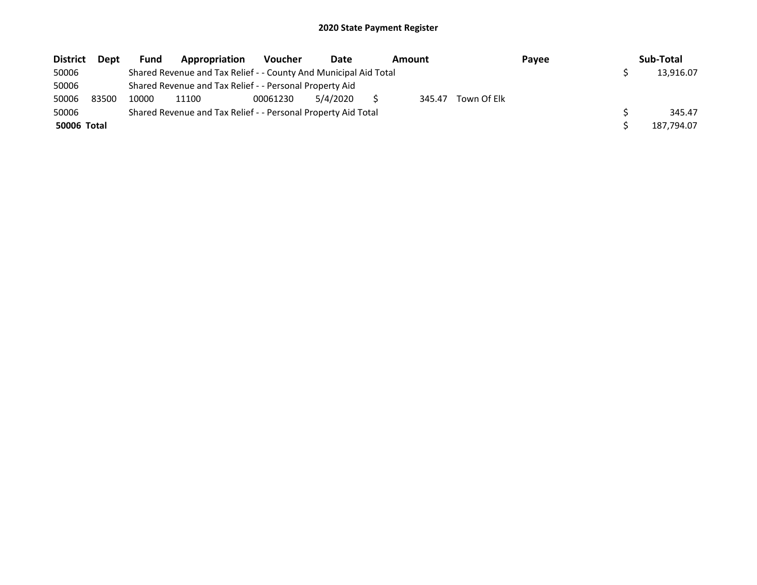## 2020 State Payment Register

| District | Dept | Fund | Appropriation | Voucher | Date | Amount | Payee | Sub-Total |
|---|---|---|---|---|---|---|---|---|
| 50006 | | Shared Revenue and Tax Relief - - County And Municipal Aid Total | | | | | | $ 13,916.07 |
| 50006 | | Shared Revenue and Tax Relief - - Personal Property Aid | | | | | | |
| 50006 | 83500 | 10000 | 11100 | 00061230 | 5/4/2020 | $ 345.47 | Town Of Elk | |
| 50006 | | Shared Revenue and Tax Relief - - Personal Property Aid Total | | | | | | $ 345.47 |
| **50006 Total** | | | | | | | | $ 187,794.07 |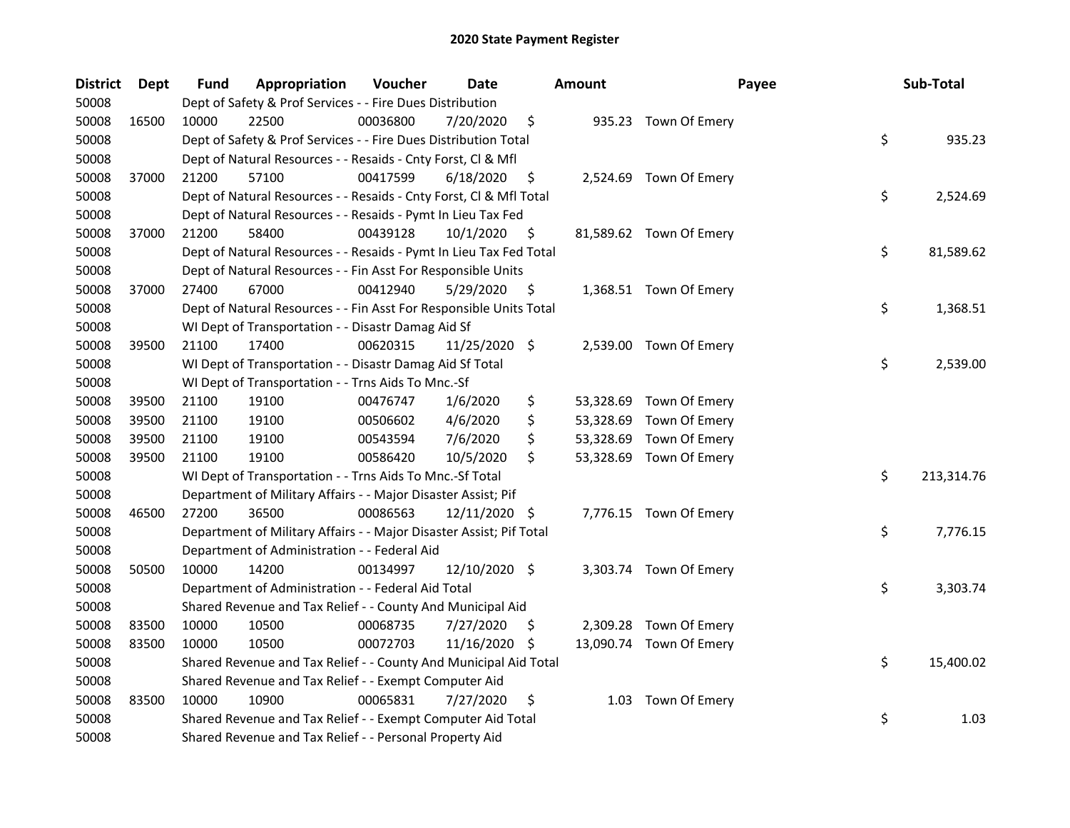# 2020 State Payment Register

| District | Dept | Fund | Appropriation | Voucher | Date | Amount | Payee | Sub-Total |
|---|---|---|---|---|---|---|---|---|
| 50008 | | Dept of Safety & Prof Services - - Fire Dues Distribution | | | | | | |
| 50008 | 16500 | 10000 | 22500 | 00036800 | 7/20/2020 | $ 935.23 | Town Of Emery | |
| 50008 | | Dept of Safety & Prof Services - - Fire Dues Distribution Total | | | | | | $ 935.23 |
| 50008 | | Dept of Natural Resources - - Resaids - Cnty Forst, Cl & Mfl | | | | | | |
| 50008 | 37000 | 21200 | 57100 | 00417599 | 6/18/2020 | $ 2,524.69 | Town Of Emery | |
| 50008 | | Dept of Natural Resources - - Resaids - Cnty Forst, Cl & Mfl Total | | | | | | $ 2,524.69 |
| 50008 | | Dept of Natural Resources - - Resaids - Pymt In Lieu Tax Fed | | | | | | |
| 50008 | 37000 | 21200 | 58400 | 00439128 | 10/1/2020 | $ 81,589.62 | Town Of Emery | |
| 50008 | | Dept of Natural Resources - - Resaids - Pymt In Lieu Tax Fed Total | | | | | | $ 81,589.62 |
| 50008 | | Dept of Natural Resources - - Fin Asst For Responsible Units | | | | | | |
| 50008 | 37000 | 27400 | 67000 | 00412940 | 5/29/2020 | $ 1,368.51 | Town Of Emery | |
| 50008 | | Dept of Natural Resources - - Fin Asst For Responsible Units Total | | | | | | $ 1,368.51 |
| 50008 | | WI Dept of Transportation - - Disastr Damag Aid Sf | | | | | | |
| 50008 | 39500 | 21100 | 17400 | 00620315 | 11/25/2020 | $ 2,539.00 | Town Of Emery | |
| 50008 | | WI Dept of Transportation - - Disastr Damag Aid Sf Total | | | | | | $ 2,539.00 |
| 50008 | | WI Dept of Transportation - - Trns Aids To Mnc.-Sf | | | | | | |
| 50008 | 39500 | 21100 | 19100 | 00476747 | 1/6/2020 | $ 53,328.69 | Town Of Emery | |
| 50008 | 39500 | 21100 | 19100 | 00506602 | 4/6/2020 | $ 53,328.69 | Town Of Emery | |
| 50008 | 39500 | 21100 | 19100 | 00543594 | 7/6/2020 | $ 53,328.69 | Town Of Emery | |
| 50008 | 39500 | 21100 | 19100 | 00586420 | 10/5/2020 | $ 53,328.69 | Town Of Emery | |
| 50008 | | WI Dept of Transportation - - Trns Aids To Mnc.-Sf Total | | | | | | $ 213,314.76 |
| 50008 | | Department of Military Affairs - - Major Disaster Assist; Pif | | | | | | |
| 50008 | 46500 | 27200 | 36500 | 00086563 | 12/11/2020 | $ 7,776.15 | Town Of Emery | |
| 50008 | | Department of Military Affairs - - Major Disaster Assist; Pif Total | | | | | | $ 7,776.15 |
| 50008 | | Department of Administration - - Federal Aid | | | | | | |
| 50008 | 50500 | 10000 | 14200 | 00134997 | 12/10/2020 | $ 3,303.74 | Town Of Emery | |
| 50008 | | Department of Administration - - Federal Aid Total | | | | | | $ 3,303.74 |
| 50008 | | Shared Revenue and Tax Relief - - County And Municipal Aid | | | | | | |
| 50008 | 83500 | 10000 | 10500 | 00068735 | 7/27/2020 | $ 2,309.28 | Town Of Emery | |
| 50008 | 83500 | 10000 | 10500 | 00072703 | 11/16/2020 | $ 13,090.74 | Town Of Emery | |
| 50008 | | Shared Revenue and Tax Relief - - County And Municipal Aid Total | | | | | | $ 15,400.02 |
| 50008 | | Shared Revenue and Tax Relief - - Exempt Computer Aid | | | | | | |
| 50008 | 83500 | 10000 | 10900 | 00065831 | 7/27/2020 | $ 1.03 | Town Of Emery | |
| 50008 | | Shared Revenue and Tax Relief - - Exempt Computer Aid Total | | | | | | $ 1.03 |
| 50008 | | Shared Revenue and Tax Relief - - Personal Property Aid | | | | | | |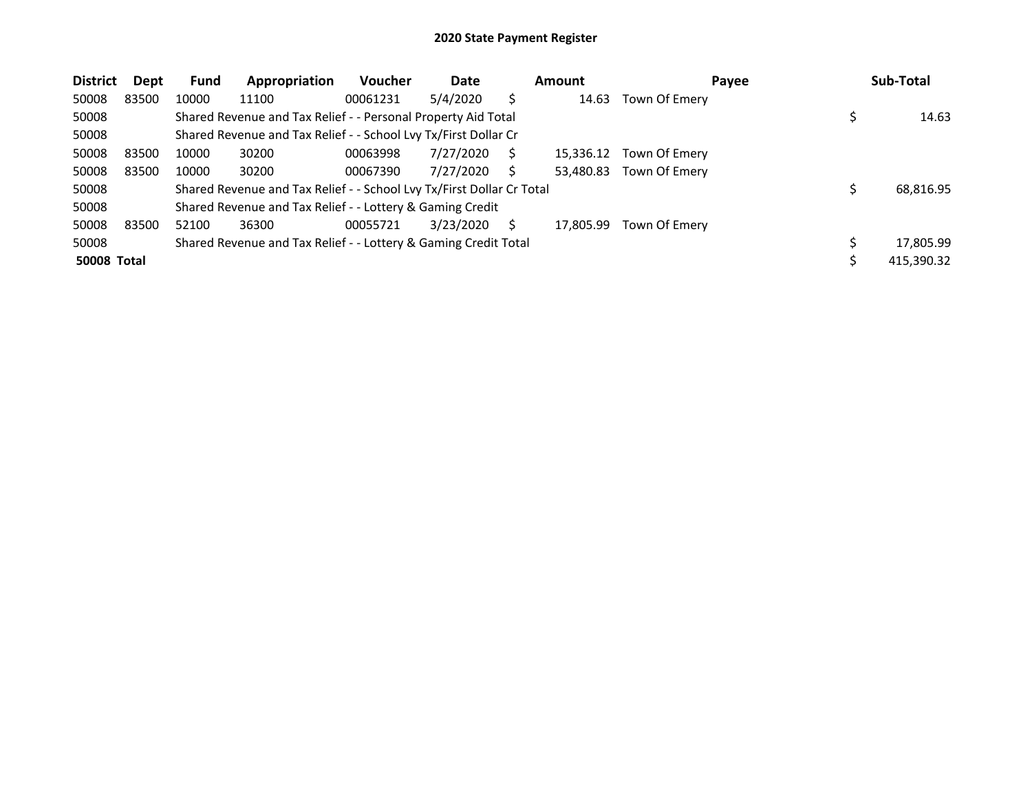# 2020 State Payment Register

| District | Dept | Fund | Appropriation | Voucher | Date | Amount | Payee | Sub-Total |
|---|---|---|---|---|---|---|---|---|
| 50008 | 83500 | 10000 | 11100 | 00061231 | 5/4/2020 | $ 14.63 | Town Of Emery | |
| 50008 | | Shared Revenue and Tax Relief - - Personal Property Aid Total | | | | | | $ 14.63 |
| 50008 | | Shared Revenue and Tax Relief - - School Lvy Tx/First Dollar Cr | | | | | | |
| 50008 | 83500 | 10000 | 30200 | 00063998 | 7/27/2020 | $ 15,336.12 | Town Of Emery | |
| 50008 | 83500 | 10000 | 30200 | 00067390 | 7/27/2020 | $ 53,480.83 | Town Of Emery | |
| 50008 | | Shared Revenue and Tax Relief - - School Lvy Tx/First Dollar Cr Total | | | | | | $ 68,816.95 |
| 50008 | | Shared Revenue and Tax Relief - - Lottery & Gaming Credit | | | | | | |
| 50008 | 83500 | 52100 | 36300 | 00055721 | 3/23/2020 | $ 17,805.99 | Town Of Emery | |
| 50008 | | Shared Revenue and Tax Relief - - Lottery & Gaming Credit Total | | | | | | $ 17,805.99 |
| **50008 Total** | | | | | | | | $ 415,390.32 |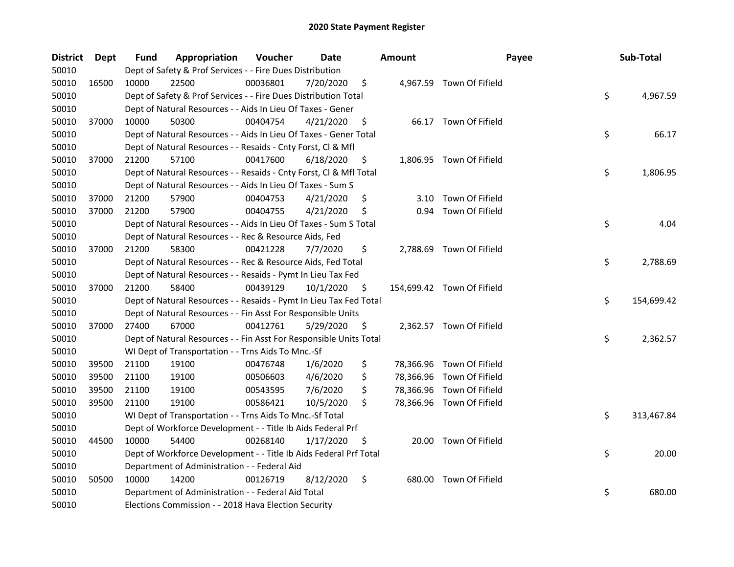# 2020 State Payment Register

| District | Dept | Fund | Appropriation | Voucher | Date | Amount | Payee | Sub-Total |
|---|---|---|---|---|---|---|---|---|
| 50010 | | Dept of Safety & Prof Services - - Fire Dues Distribution | | | | | | |
| 50010 | 16500 | 10000 | 22500 | 00036801 | 7/20/2020 | $ 4,967.59 | Town Of Fifield | |
| 50010 | | Dept of Safety & Prof Services - - Fire Dues Distribution Total | | | | | | $ 4,967.59 |
| 50010 | | Dept of Natural Resources - - Aids In Lieu Of Taxes - Gener | | | | | | |
| 50010 | 37000 | 10000 | 50300 | 00404754 | 4/21/2020 | $ 66.17 | Town Of Fifield | |
| 50010 | | Dept of Natural Resources - - Aids In Lieu Of Taxes - Gener Total | | | | | | $ 66.17 |
| 50010 | | Dept of Natural Resources - - Resaids - Cnty Forst, Cl & Mfl | | | | | | |
| 50010 | 37000 | 21200 | 57100 | 00417600 | 6/18/2020 | $ 1,806.95 | Town Of Fifield | |
| 50010 | | Dept of Natural Resources - - Resaids - Cnty Forst, Cl & Mfl Total | | | | | | $ 1,806.95 |
| 50010 | | Dept of Natural Resources - - Aids In Lieu Of Taxes - Sum S | | | | | | |
| 50010 | 37000 | 21200 | 57900 | 00404753 | 4/21/2020 | $ 3.10 | Town Of Fifield | |
| 50010 | 37000 | 21200 | 57900 | 00404755 | 4/21/2020 | $ 0.94 | Town Of Fifield | |
| 50010 | | Dept of Natural Resources - - Aids In Lieu Of Taxes - Sum S Total | | | | | | $ 4.04 |
| 50010 | | Dept of Natural Resources - - Rec & Resource Aids, Fed | | | | | | |
| 50010 | 37000 | 21200 | 58300 | 00421228 | 7/7/2020 | $ 2,788.69 | Town Of Fifield | |
| 50010 | | Dept of Natural Resources - - Rec & Resource Aids, Fed Total | | | | | | $ 2,788.69 |
| 50010 | | Dept of Natural Resources - - Resaids - Pymt In Lieu Tax Fed | | | | | | |
| 50010 | 37000 | 21200 | 58400 | 00439129 | 10/1/2020 | $ 154,699.42 | Town Of Fifield | |
| 50010 | | Dept of Natural Resources - - Resaids - Pymt In Lieu Tax Fed Total | | | | | | $ 154,699.42 |
| 50010 | | Dept of Natural Resources - - Fin Asst For Responsible Units | | | | | | |
| 50010 | 37000 | 27400 | 67000 | 00412761 | 5/29/2020 | $ 2,362.57 | Town Of Fifield | |
| 50010 | | Dept of Natural Resources - - Fin Asst For Responsible Units Total | | | | | | $ 2,362.57 |
| 50010 | | WI Dept of Transportation - - Trns Aids To Mnc.-Sf | | | | | | |
| 50010 | 39500 | 21100 | 19100 | 00476748 | 1/6/2020 | $ 78,366.96 | Town Of Fifield | |
| 50010 | 39500 | 21100 | 19100 | 00506603 | 4/6/2020 | $ 78,366.96 | Town Of Fifield | |
| 50010 | 39500 | 21100 | 19100 | 00543595 | 7/6/2020 | $ 78,366.96 | Town Of Fifield | |
| 50010 | 39500 | 21100 | 19100 | 00586421 | 10/5/2020 | $ 78,366.96 | Town Of Fifield | |
| 50010 | | WI Dept of Transportation - - Trns Aids To Mnc.-Sf Total | | | | | | $ 313,467.84 |
| 50010 | | Dept of Workforce Development - - Title Ib Aids Federal Prf | | | | | | |
| 50010 | 44500 | 10000 | 54400 | 00268140 | 1/17/2020 | $ 20.00 | Town Of Fifield | |
| 50010 | | Dept of Workforce Development - - Title Ib Aids Federal Prf Total | | | | | | $ 20.00 |
| 50010 | | Department of Administration - - Federal Aid | | | | | | |
| 50010 | 50500 | 10000 | 14200 | 00126719 | 8/12/2020 | $ 680.00 | Town Of Fifield | |
| 50010 | | Department of Administration - - Federal Aid Total | | | | | | $ 680.00 |
| 50010 | | Elections Commission - - 2018 Hava Election Security | | | | | | |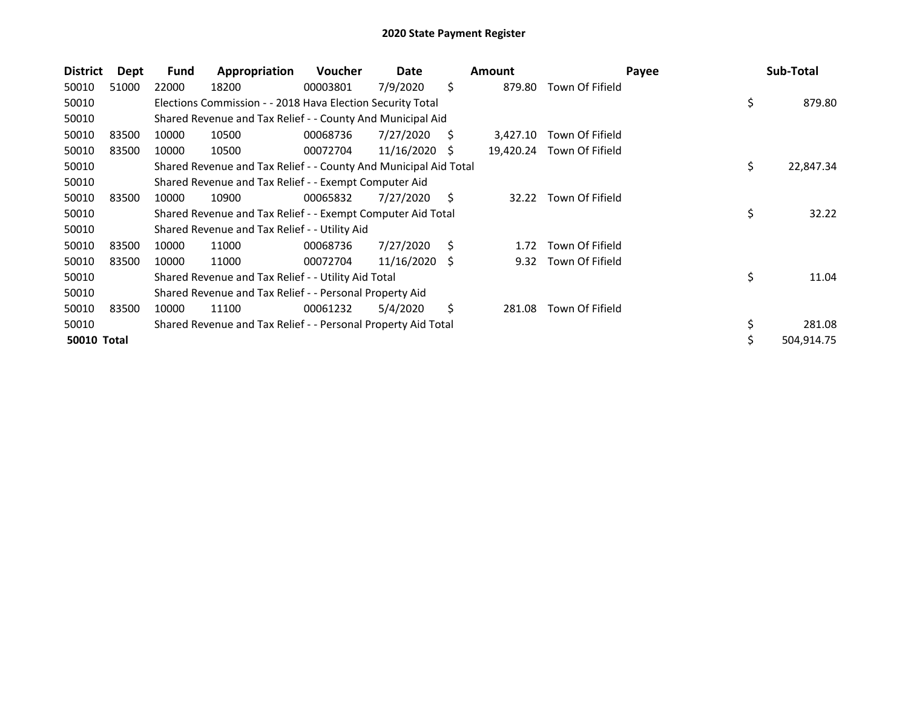# 2020 State Payment Register

| District | Dept | Fund | Appropriation | Voucher | Date | Amount | Payee | Sub-Total |
|---|---|---|---|---|---|---|---|---|
| 50010 | 51000 | 22000 | 18200 | 00003801 | 7/9/2020 | $ 879.80 | Town Of Fifield | |
| 50010 | | Elections Commission - - 2018 Hava Election Security Total | | | | | | $ 879.80 |
| 50010 | | Shared Revenue and Tax Relief - - County And Municipal Aid | | | | | | |
| 50010 | 83500 | 10000 | 10500 | 00068736 | 7/27/2020 | $ 3,427.10 | Town Of Fifield | |
| 50010 | 83500 | 10000 | 10500 | 00072704 | 11/16/2020 | $ 19,420.24 | Town Of Fifield | |
| 50010 | | Shared Revenue and Tax Relief - - County And Municipal Aid Total | | | | | | $ 22,847.34 |
| 50010 | | Shared Revenue and Tax Relief - - Exempt Computer Aid | | | | | | |
| 50010 | 83500 | 10000 | 10900 | 00065832 | 7/27/2020 | $ 32.22 | Town Of Fifield | |
| 50010 | | Shared Revenue and Tax Relief - - Exempt Computer Aid Total | | | | | | $ 32.22 |
| 50010 | | Shared Revenue and Tax Relief - - Utility Aid | | | | | | |
| 50010 | 83500 | 10000 | 11000 | 00068736 | 7/27/2020 | $ 1.72 | Town Of Fifield | |
| 50010 | 83500 | 10000 | 11000 | 00072704 | 11/16/2020 | $ 9.32 | Town Of Fifield | |
| 50010 | | Shared Revenue and Tax Relief - - Utility Aid Total | | | | | | $ 11.04 |
| 50010 | | Shared Revenue and Tax Relief - - Personal Property Aid | | | | | | |
| 50010 | 83500 | 10000 | 11100 | 00061232 | 5/4/2020 | $ 281.08 | Town Of Fifield | |
| 50010 | | Shared Revenue and Tax Relief - - Personal Property Aid Total | | | | | | $ 281.08 |
| **50010 Total** | | | | | | | | $ 504,914.75 |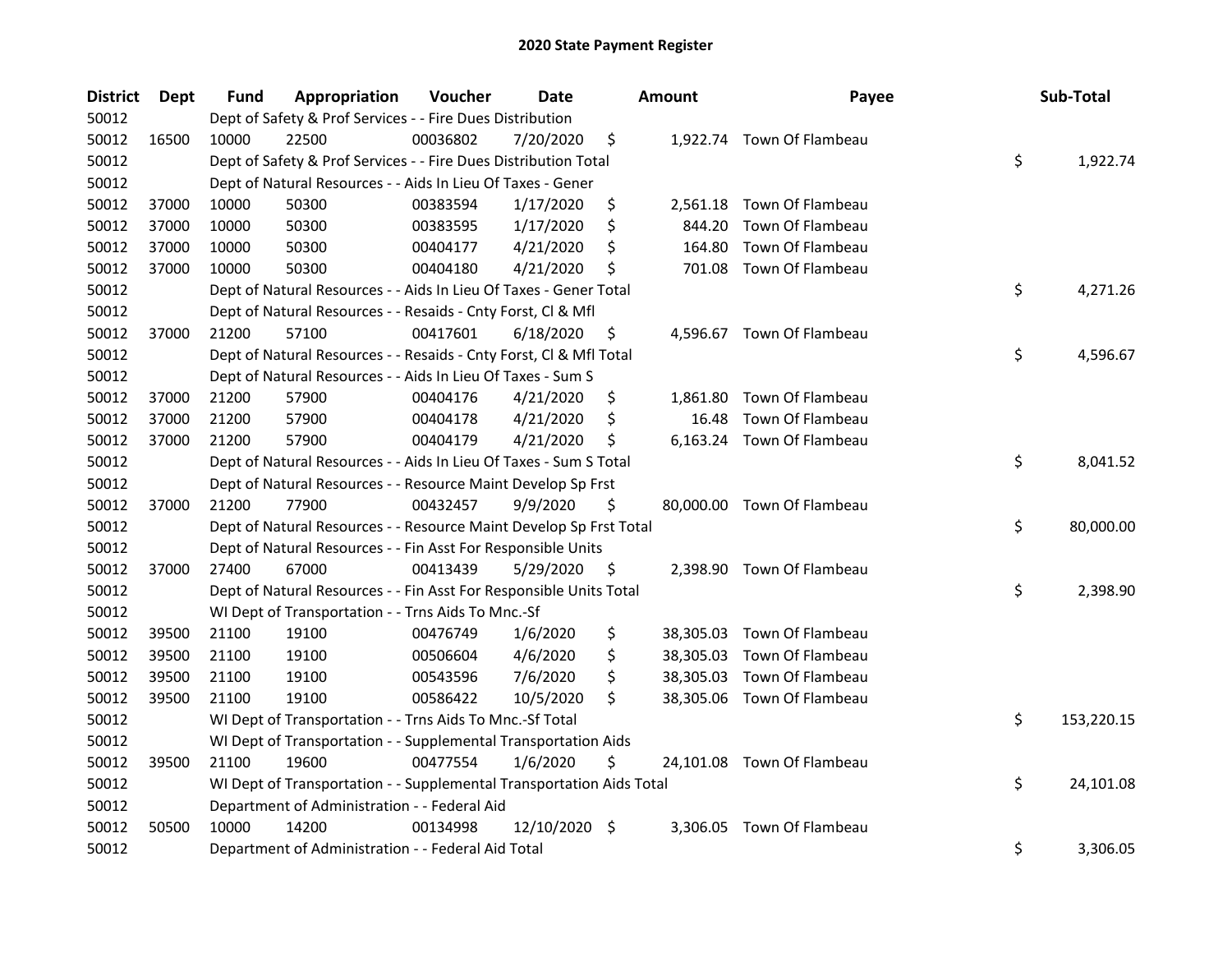## 2020 State Payment Register

| District | Dept | Fund | Appropriation | Voucher | Date | Amount | Payee | Sub-Total |
|---|---|---|---|---|---|---|---|---|
| 50012 | | Dept of Safety & Prof Services - - Fire Dues Distribution | | | | | | |
| 50012 | 16500 | 10000 | 22500 | 00036802 | 7/20/2020 | $ 1,922.74 | Town Of Flambeau | |
| 50012 | | Dept of Safety & Prof Services - - Fire Dues Distribution Total | | | | | | $ 1,922.74 |
| 50012 | | Dept of Natural Resources - - Aids In Lieu Of Taxes - Gener | | | | | | |
| 50012 | 37000 | 10000 | 50300 | 00383594 | 1/17/2020 | $ 2,561.18 | Town Of Flambeau | |
| 50012 | 37000 | 10000 | 50300 | 00383595 | 1/17/2020 | $ 844.20 | Town Of Flambeau | |
| 50012 | 37000 | 10000 | 50300 | 00404177 | 4/21/2020 | $ 164.80 | Town Of Flambeau | |
| 50012 | 37000 | 10000 | 50300 | 00404180 | 4/21/2020 | $ 701.08 | Town Of Flambeau | |
| 50012 | | Dept of Natural Resources - - Aids In Lieu Of Taxes - Gener Total | | | | | | $ 4,271.26 |
| 50012 | | Dept of Natural Resources - - Resaids - Cnty Forst, Cl & Mfl | | | | | | |
| 50012 | 37000 | 21200 | 57100 | 00417601 | 6/18/2020 | $ 4,596.67 | Town Of Flambeau | |
| 50012 | | Dept of Natural Resources - - Resaids - Cnty Forst, Cl & Mfl Total | | | | | | $ 4,596.67 |
| 50012 | | Dept of Natural Resources - - Aids In Lieu Of Taxes - Sum S | | | | | | |
| 50012 | 37000 | 21200 | 57900 | 00404176 | 4/21/2020 | $ 1,861.80 | Town Of Flambeau | |
| 50012 | 37000 | 21200 | 57900 | 00404178 | 4/21/2020 | $ 16.48 | Town Of Flambeau | |
| 50012 | 37000 | 21200 | 57900 | 00404179 | 4/21/2020 | $ 6,163.24 | Town Of Flambeau | |
| 50012 | | Dept of Natural Resources - - Aids In Lieu Of Taxes - Sum S Total | | | | | | $ 8,041.52 |
| 50012 | | Dept of Natural Resources - - Resource Maint Develop Sp Frst | | | | | | |
| 50012 | 37000 | 21200 | 77900 | 00432457 | 9/9/2020 | $ 80,000.00 | Town Of Flambeau | |
| 50012 | | Dept of Natural Resources - - Resource Maint Develop Sp Frst Total | | | | | | $ 80,000.00 |
| 50012 | | Dept of Natural Resources - - Fin Asst For Responsible Units | | | | | | |
| 50012 | 37000 | 27400 | 67000 | 00413439 | 5/29/2020 | $ 2,398.90 | Town Of Flambeau | |
| 50012 | | Dept of Natural Resources - - Fin Asst For Responsible Units Total | | | | | | $ 2,398.90 |
| 50012 | | WI Dept of Transportation - - Trns Aids To Mnc.-Sf | | | | | | |
| 50012 | 39500 | 21100 | 19100 | 00476749 | 1/6/2020 | $ 38,305.03 | Town Of Flambeau | |
| 50012 | 39500 | 21100 | 19100 | 00506604 | 4/6/2020 | $ 38,305.03 | Town Of Flambeau | |
| 50012 | 39500 | 21100 | 19100 | 00543596 | 7/6/2020 | $ 38,305.03 | Town Of Flambeau | |
| 50012 | 39500 | 21100 | 19100 | 00586422 | 10/5/2020 | $ 38,305.06 | Town Of Flambeau | |
| 50012 | | WI Dept of Transportation - - Trns Aids To Mnc.-Sf Total | | | | | | $ 153,220.15 |
| 50012 | | WI Dept of Transportation - - Supplemental Transportation Aids | | | | | | |
| 50012 | 39500 | 21100 | 19600 | 00477554 | 1/6/2020 | $ 24,101.08 | Town Of Flambeau | |
| 50012 | | WI Dept of Transportation - - Supplemental Transportation Aids Total | | | | | | $ 24,101.08 |
| 50012 | | Department of Administration - - Federal Aid | | | | | | |
| 50012 | 50500 | 10000 | 14200 | 00134998 | 12/10/2020 | $ 3,306.05 | Town Of Flambeau | |
| 50012 | | Department of Administration - - Federal Aid Total | | | | | | $ 3,306.05 |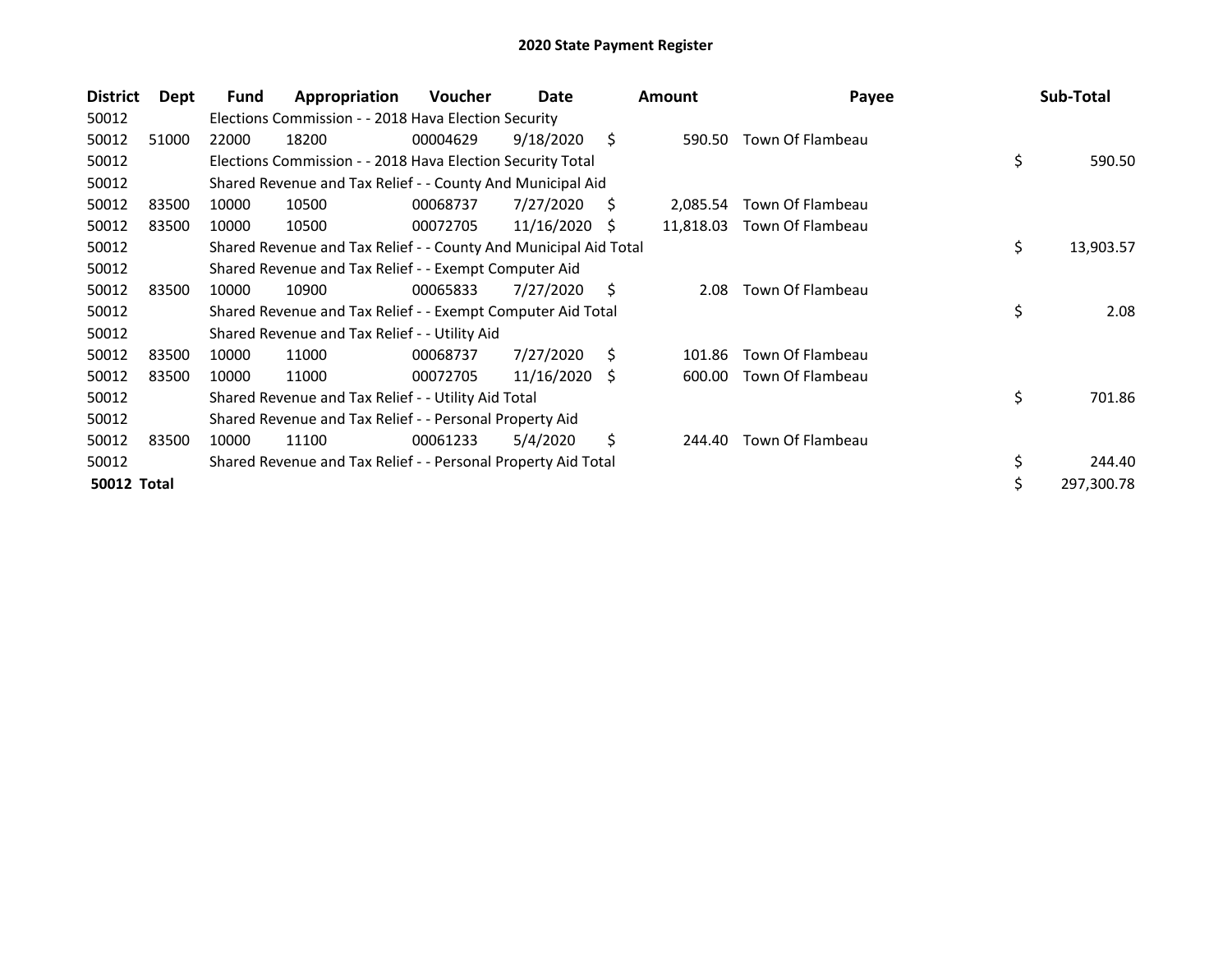# 2020 State Payment Register

| District | Dept | Fund | Appropriation | Voucher | Date | Amount | Payee | Sub-Total |
|---|---|---|---|---|---|---|---|---|
| 50012 | | Elections Commission - - 2018 Hava Election Security | | | | | | |
| 50012 | 51000 | 22000 | 18200 | 00004629 | 9/18/2020 | $ 590.50 | Town Of Flambeau | |
| 50012 | | Elections Commission - - 2018 Hava Election Security Total | | | | | | $ 590.50 |
| 50012 | | Shared Revenue and Tax Relief - - County And Municipal Aid | | | | | | |
| 50012 | 83500 | 10000 | 10500 | 00068737 | 7/27/2020 | $ 2,085.54 | Town Of Flambeau | |
| 50012 | 83500 | 10000 | 10500 | 00072705 | 11/16/2020 | $ 11,818.03 | Town Of Flambeau | |
| 50012 | | Shared Revenue and Tax Relief - - County And Municipal Aid Total | | | | | | $ 13,903.57 |
| 50012 | | Shared Revenue and Tax Relief - - Exempt Computer Aid | | | | | | |
| 50012 | 83500 | 10000 | 10900 | 00065833 | 7/27/2020 | $ 2.08 | Town Of Flambeau | |
| 50012 | | Shared Revenue and Tax Relief - - Exempt Computer Aid Total | | | | | | $ 2.08 |
| 50012 | | Shared Revenue and Tax Relief - - Utility Aid | | | | | | |
| 50012 | 83500 | 10000 | 11000 | 00068737 | 7/27/2020 | $ 101.86 | Town Of Flambeau | |
| 50012 | 83500 | 10000 | 11000 | 00072705 | 11/16/2020 | $ 600.00 | Town Of Flambeau | |
| 50012 | | Shared Revenue and Tax Relief - - Utility Aid Total | | | | | | $ 701.86 |
| 50012 | | Shared Revenue and Tax Relief - - Personal Property Aid | | | | | | |
| 50012 | 83500 | 10000 | 11100 | 00061233 | 5/4/2020 | $ 244.40 | Town Of Flambeau | |
| 50012 | | Shared Revenue and Tax Relief - - Personal Property Aid Total | | | | | | $ 244.40 |
| **50012 Total** | | | | | | | | $ 297,300.78 |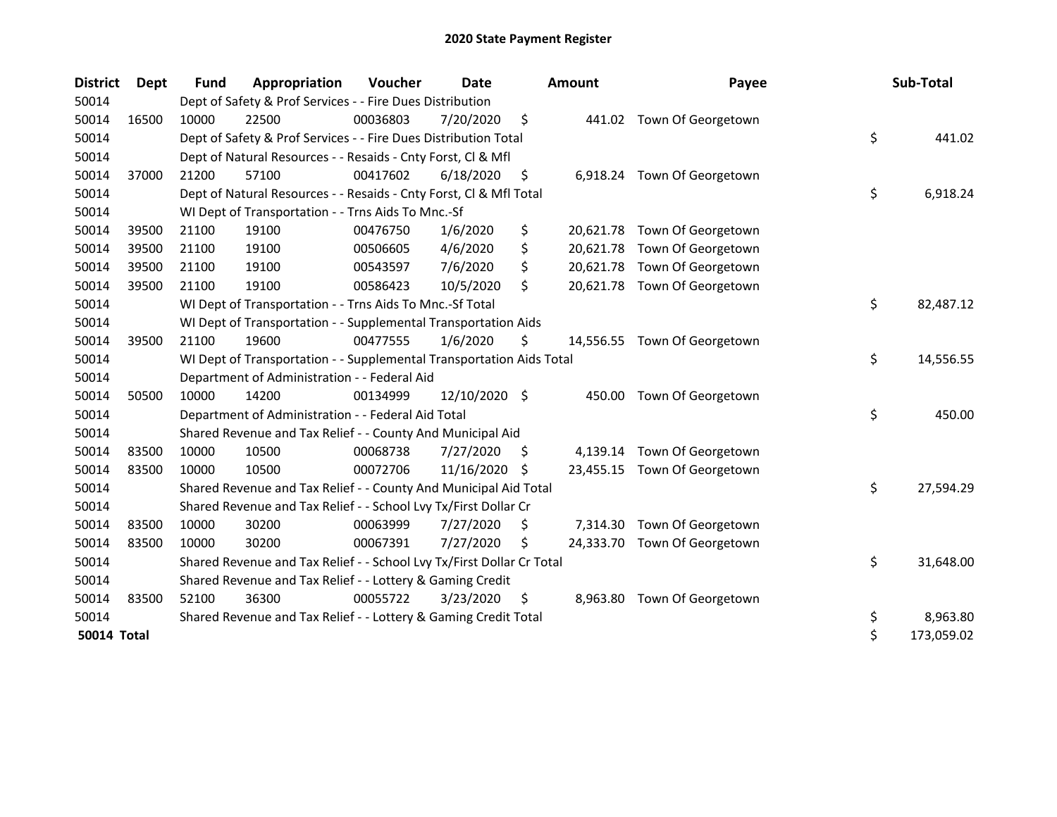# 2020 State Payment Register

| District | Dept | Fund | Appropriation | Voucher | Date | Amount | Payee | Sub-Total |
|---|---|---|---|---|---|---|---|---|
| 50014 | | Dept of Safety & Prof Services - - Fire Dues Distribution | | | | | | |
| 50014 | 16500 | 10000 | 22500 | 00036803 | 7/20/2020 | $ 441.02 | Town Of Georgetown | |
| 50014 | | Dept of Safety & Prof Services - - Fire Dues Distribution Total | | | | | | $ 441.02 |
| 50014 | | Dept of Natural Resources - - Resaids - Cnty Forst, Cl & Mfl | | | | | | |
| 50014 | 37000 | 21200 | 57100 | 00417602 | 6/18/2020 | $ 6,918.24 | Town Of Georgetown | |
| 50014 | | Dept of Natural Resources - - Resaids - Cnty Forst, Cl & Mfl Total | | | | | | $ 6,918.24 |
| 50014 | | WI Dept of Transportation - - Trns Aids To Mnc.-Sf | | | | | | |
| 50014 | 39500 | 21100 | 19100 | 00476750 | 1/6/2020 | $ 20,621.78 | Town Of Georgetown | |
| 50014 | 39500 | 21100 | 19100 | 00506605 | 4/6/2020 | $ 20,621.78 | Town Of Georgetown | |
| 50014 | 39500 | 21100 | 19100 | 00543597 | 7/6/2020 | $ 20,621.78 | Town Of Georgetown | |
| 50014 | 39500 | 21100 | 19100 | 00586423 | 10/5/2020 | $ 20,621.78 | Town Of Georgetown | |
| 50014 | | WI Dept of Transportation - - Trns Aids To Mnc.-Sf Total | | | | | | $ 82,487.12 |
| 50014 | | WI Dept of Transportation - - Supplemental Transportation Aids | | | | | | |
| 50014 | 39500 | 21100 | 19600 | 00477555 | 1/6/2020 | $ 14,556.55 | Town Of Georgetown | |
| 50014 | | WI Dept of Transportation - - Supplemental Transportation Aids Total | | | | | | $ 14,556.55 |
| 50014 | | Department of Administration - - Federal Aid | | | | | | |
| 50014 | 50500 | 10000 | 14200 | 00134999 | 12/10/2020 | $ 450.00 | Town Of Georgetown | |
| 50014 | | Department of Administration - - Federal Aid Total | | | | | | $ 450.00 |
| 50014 | | Shared Revenue and Tax Relief - - County And Municipal Aid | | | | | | |
| 50014 | 83500 | 10000 | 10500 | 00068738 | 7/27/2020 | $ 4,139.14 | Town Of Georgetown | |
| 50014 | 83500 | 10000 | 10500 | 00072706 | 11/16/2020 | $ 23,455.15 | Town Of Georgetown | |
| 50014 | | Shared Revenue and Tax Relief - - County And Municipal Aid Total | | | | | | $ 27,594.29 |
| 50014 | | Shared Revenue and Tax Relief - - School Lvy Tx/First Dollar Cr | | | | | | |
| 50014 | 83500 | 10000 | 30200 | 00063999 | 7/27/2020 | $ 7,314.30 | Town Of Georgetown | |
| 50014 | 83500 | 10000 | 30200 | 00067391 | 7/27/2020 | $ 24,333.70 | Town Of Georgetown | |
| 50014 | | Shared Revenue and Tax Relief - - School Lvy Tx/First Dollar Cr Total | | | | | | $ 31,648.00 |
| 50014 | | Shared Revenue and Tax Relief - - Lottery & Gaming Credit | | | | | | |
| 50014 | 83500 | 52100 | 36300 | 00055722 | 3/23/2020 | $ 8,963.80 | Town Of Georgetown | |
| 50014 | | Shared Revenue and Tax Relief - - Lottery & Gaming Credit Total | | | | | | $ 8,963.80 |
| **50014 Total** | | | | | | | | $ 173,059.02 |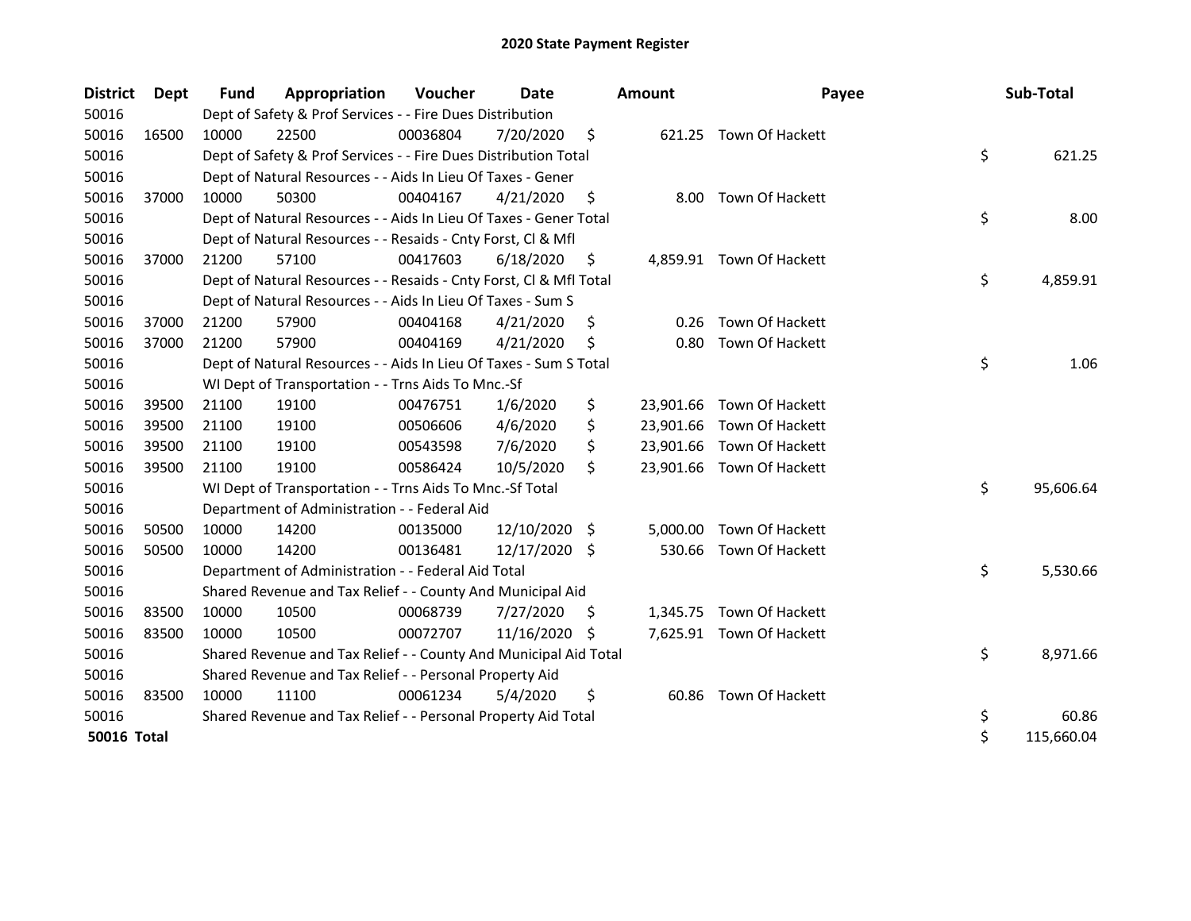# 2020 State Payment Register

| District | Dept | Fund | Appropriation | Voucher | Date | Amount | Payee | Sub-Total |
|---|---|---|---|---|---|---|---|---|
| 50016 | | Dept of Safety & Prof Services - - Fire Dues Distribution | | | | | | |
| 50016 | 16500 | 10000 | 22500 | 00036804 | 7/20/2020 | $ 621.25 | Town Of Hackett | |
| 50016 | | Dept of Safety & Prof Services - - Fire Dues Distribution Total | | | | | | $ 621.25 |
| 50016 | | Dept of Natural Resources - - Aids In Lieu Of Taxes - Gener | | | | | | |
| 50016 | 37000 | 10000 | 50300 | 00404167 | 4/21/2020 | $ 8.00 | Town Of Hackett | |
| 50016 | | Dept of Natural Resources - - Aids In Lieu Of Taxes - Gener Total | | | | | | $ 8.00 |
| 50016 | | Dept of Natural Resources - - Resaids - Cnty Forst, Cl & Mfl | | | | | | |
| 50016 | 37000 | 21200 | 57100 | 00417603 | 6/18/2020 | $ 4,859.91 | Town Of Hackett | |
| 50016 | | Dept of Natural Resources - - Resaids - Cnty Forst, Cl & Mfl Total | | | | | | $ 4,859.91 |
| 50016 | | Dept of Natural Resources - - Aids In Lieu Of Taxes - Sum S | | | | | | |
| 50016 | 37000 | 21200 | 57900 | 00404168 | 4/21/2020 | $ 0.26 | Town Of Hackett | |
| 50016 | 37000 | 21200 | 57900 | 00404169 | 4/21/2020 | $ 0.80 | Town Of Hackett | |
| 50016 | | Dept of Natural Resources - - Aids In Lieu Of Taxes - Sum S Total | | | | | | $ 1.06 |
| 50016 | | WI Dept of Transportation - - Trns Aids To Mnc.-Sf | | | | | | |
| 50016 | 39500 | 21100 | 19100 | 00476751 | 1/6/2020 | $ 23,901.66 | Town Of Hackett | |
| 50016 | 39500 | 21100 | 19100 | 00506606 | 4/6/2020 | $ 23,901.66 | Town Of Hackett | |
| 50016 | 39500 | 21100 | 19100 | 00543598 | 7/6/2020 | $ 23,901.66 | Town Of Hackett | |
| 50016 | 39500 | 21100 | 19100 | 00586424 | 10/5/2020 | $ 23,901.66 | Town Of Hackett | |
| 50016 | | WI Dept of Transportation - - Trns Aids To Mnc.-Sf Total | | | | | | $ 95,606.64 |
| 50016 | | Department of Administration - - Federal Aid | | | | | | |
| 50016 | 50500 | 10000 | 14200 | 00135000 | 12/10/2020 | $ 5,000.00 | Town Of Hackett | |
| 50016 | 50500 | 10000 | 14200 | 00136481 | 12/17/2020 | $ 530.66 | Town Of Hackett | |
| 50016 | | Department of Administration - - Federal Aid Total | | | | | | $ 5,530.66 |
| 50016 | | Shared Revenue and Tax Relief - - County And Municipal Aid | | | | | | |
| 50016 | 83500 | 10000 | 10500 | 00068739 | 7/27/2020 | $ 1,345.75 | Town Of Hackett | |
| 50016 | 83500 | 10000 | 10500 | 00072707 | 11/16/2020 | $ 7,625.91 | Town Of Hackett | |
| 50016 | | Shared Revenue and Tax Relief - - County And Municipal Aid Total | | | | | | $ 8,971.66 |
| 50016 | | Shared Revenue and Tax Relief - - Personal Property Aid | | | | | | |
| 50016 | 83500 | 10000 | 11100 | 00061234 | 5/4/2020 | $ 60.86 | Town Of Hackett | |
| 50016 | | Shared Revenue and Tax Relief - - Personal Property Aid Total | | | | | | $ 60.86 |
| **50016 Total** | | | | | | | | $ 115,660.04 |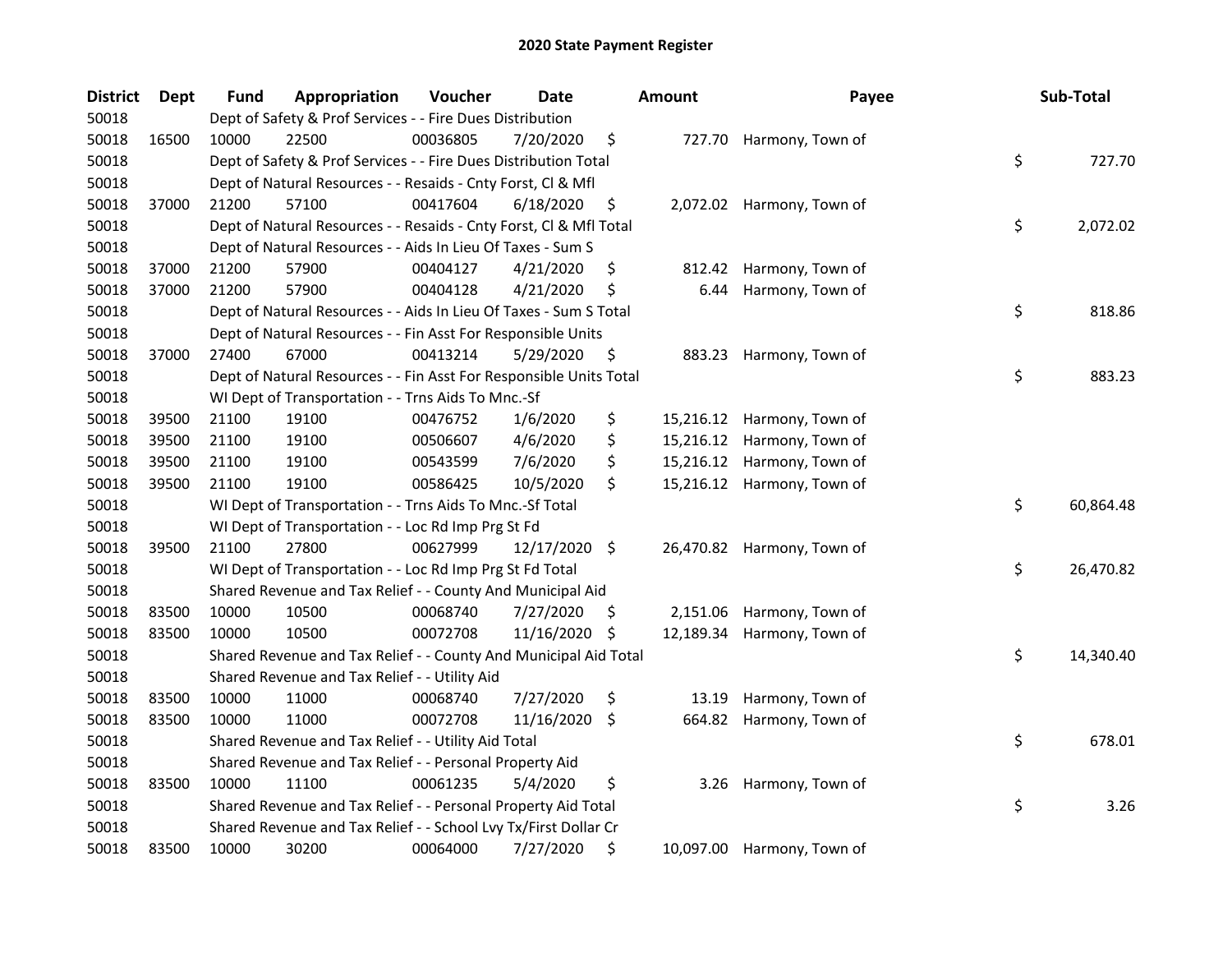# 2020 State Payment Register

| District | Dept | Fund | Appropriation | Voucher | Date | Amount | Payee | Sub-Total |
|---|---|---|---|---|---|---|---|---|
| 50018 | | Dept of Safety & Prof Services - - Fire Dues Distribution | | | | | | |
| 50018 | 16500 | 10000 | 22500 | 00036805 | 7/20/2020 | $ 727.70 | Harmony, Town of | |
| 50018 | | Dept of Safety & Prof Services - - Fire Dues Distribution Total | | | | | | $ 727.70 |
| 50018 | | Dept of Natural Resources - - Resaids - Cnty Forst, Cl & Mfl | | | | | | |
| 50018 | 37000 | 21200 | 57100 | 00417604 | 6/18/2020 | $ 2,072.02 | Harmony, Town of | |
| 50018 | | Dept of Natural Resources - - Resaids - Cnty Forst, Cl & Mfl Total | | | | | | $ 2,072.02 |
| 50018 | | Dept of Natural Resources - - Aids In Lieu Of Taxes - Sum S | | | | | | |
| 50018 | 37000 | 21200 | 57900 | 00404127 | 4/21/2020 | $ 812.42 | Harmony, Town of | |
| 50018 | 37000 | 21200 | 57900 | 00404128 | 4/21/2020 | $ 6.44 | Harmony, Town of | |
| 50018 | | Dept of Natural Resources - - Aids In Lieu Of Taxes - Sum S Total | | | | | | $ 818.86 |
| 50018 | | Dept of Natural Resources - - Fin Asst For Responsible Units | | | | | | |
| 50018 | 37000 | 27400 | 67000 | 00413214 | 5/29/2020 | $ 883.23 | Harmony, Town of | |
| 50018 | | Dept of Natural Resources - - Fin Asst For Responsible Units Total | | | | | | $ 883.23 |
| 50018 | | WI Dept of Transportation - - Trns Aids To Mnc.-Sf | | | | | | |
| 50018 | 39500 | 21100 | 19100 | 00476752 | 1/6/2020 | $ 15,216.12 | Harmony, Town of | |
| 50018 | 39500 | 21100 | 19100 | 00506607 | 4/6/2020 | $ 15,216.12 | Harmony, Town of | |
| 50018 | 39500 | 21100 | 19100 | 00543599 | 7/6/2020 | $ 15,216.12 | Harmony, Town of | |
| 50018 | 39500 | 21100 | 19100 | 00586425 | 10/5/2020 | $ 15,216.12 | Harmony, Town of | |
| 50018 | | WI Dept of Transportation - - Trns Aids To Mnc.-Sf Total | | | | | | $ 60,864.48 |
| 50018 | | WI Dept of Transportation - - Loc Rd Imp Prg St Fd | | | | | | |
| 50018 | 39500 | 21100 | 27800 | 00627999 | 12/17/2020 | $ 26,470.82 | Harmony, Town of | |
| 50018 | | WI Dept of Transportation - - Loc Rd Imp Prg St Fd Total | | | | | | $ 26,470.82 |
| 50018 | | Shared Revenue and Tax Relief - - County And Municipal Aid | | | | | | |
| 50018 | 83500 | 10000 | 10500 | 00068740 | 7/27/2020 | $ 2,151.06 | Harmony, Town of | |
| 50018 | 83500 | 10000 | 10500 | 00072708 | 11/16/2020 | $ 12,189.34 | Harmony, Town of | |
| 50018 | | Shared Revenue and Tax Relief - - County And Municipal Aid Total | | | | | | $ 14,340.40 |
| 50018 | | Shared Revenue and Tax Relief - - Utility Aid | | | | | | |
| 50018 | 83500 | 10000 | 11000 | 00068740 | 7/27/2020 | $ 13.19 | Harmony, Town of | |
| 50018 | 83500 | 10000 | 11000 | 00072708 | 11/16/2020 | $ 664.82 | Harmony, Town of | |
| 50018 | | Shared Revenue and Tax Relief - - Utility Aid Total | | | | | | $ 678.01 |
| 50018 | | Shared Revenue and Tax Relief - - Personal Property Aid | | | | | | |
| 50018 | 83500 | 10000 | 11100 | 00061235 | 5/4/2020 | $ 3.26 | Harmony, Town of | |
| 50018 | | Shared Revenue and Tax Relief - - Personal Property Aid Total | | | | | | $ 3.26 |
| 50018 | | Shared Revenue and Tax Relief - - School Lvy Tx/First Dollar Cr | | | | | | |
| 50018 | 83500 | 10000 | 30200 | 00064000 | 7/27/2020 | $ 10,097.00 | Harmony, Town of | |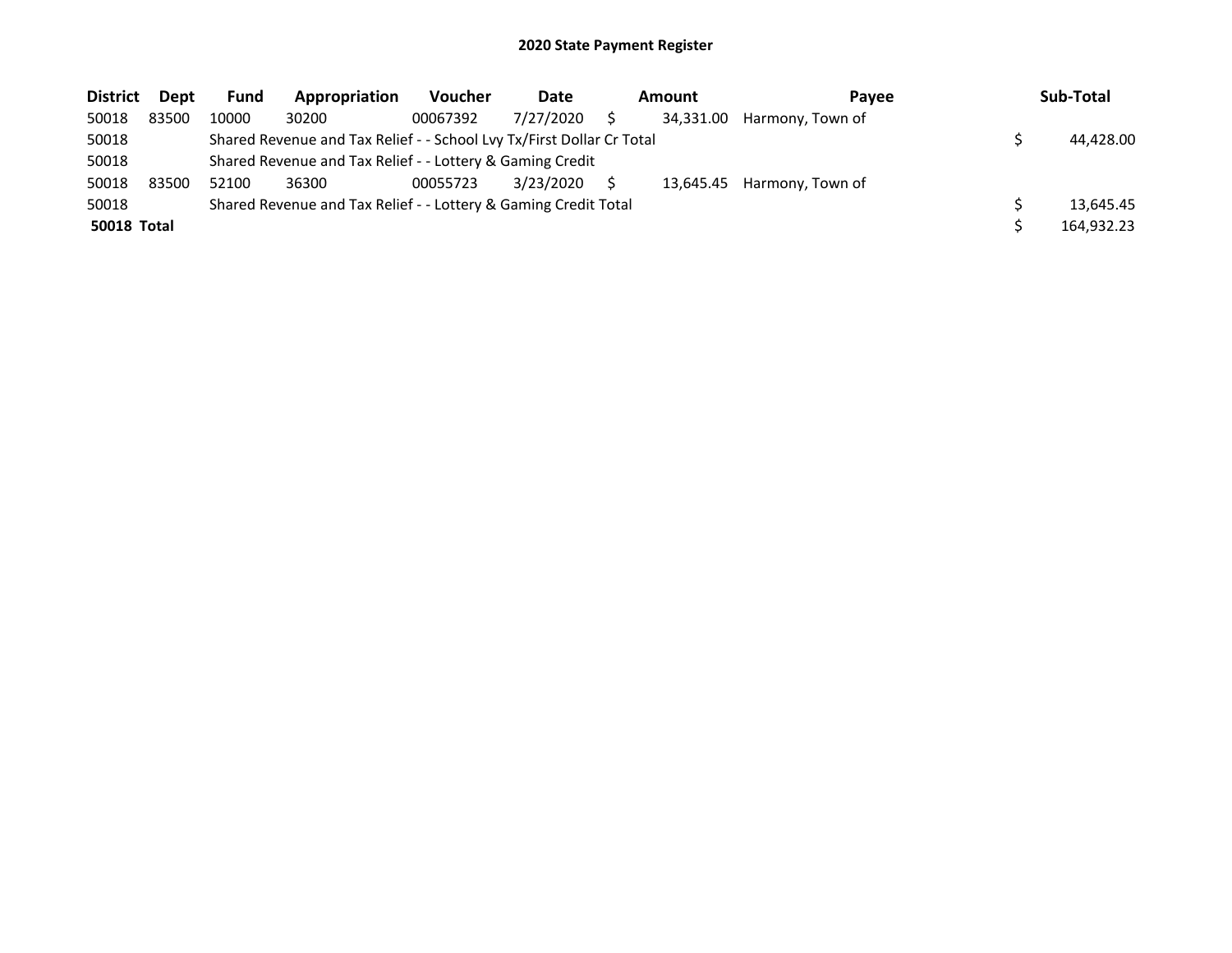# 2020 State Payment Register

| District | Dept | Fund | Appropriation | Voucher | Date | Amount | Payee | Sub-Total |
|---|---|---|---|---|---|---|---|---|
| 50018 | 83500 | 10000 | 30200 | 00067392 | 7/27/2020 | $ 34,331.00 | Harmony, Town of | |
| 50018 | | Shared Revenue and Tax Relief - - School Lvy Tx/First Dollar Cr Total | | | | | | $ 44,428.00 |
| 50018 | | Shared Revenue and Tax Relief - - Lottery & Gaming Credit | | | | | | |
| 50018 | 83500 | 52100 | 36300 | 00055723 | 3/23/2020 | $ 13,645.45 | Harmony, Town of | |
| 50018 | | Shared Revenue and Tax Relief - - Lottery & Gaming Credit Total | | | | | | $ 13,645.45 |
| **50018 Total** | | | | | | | | $ 164,932.23 |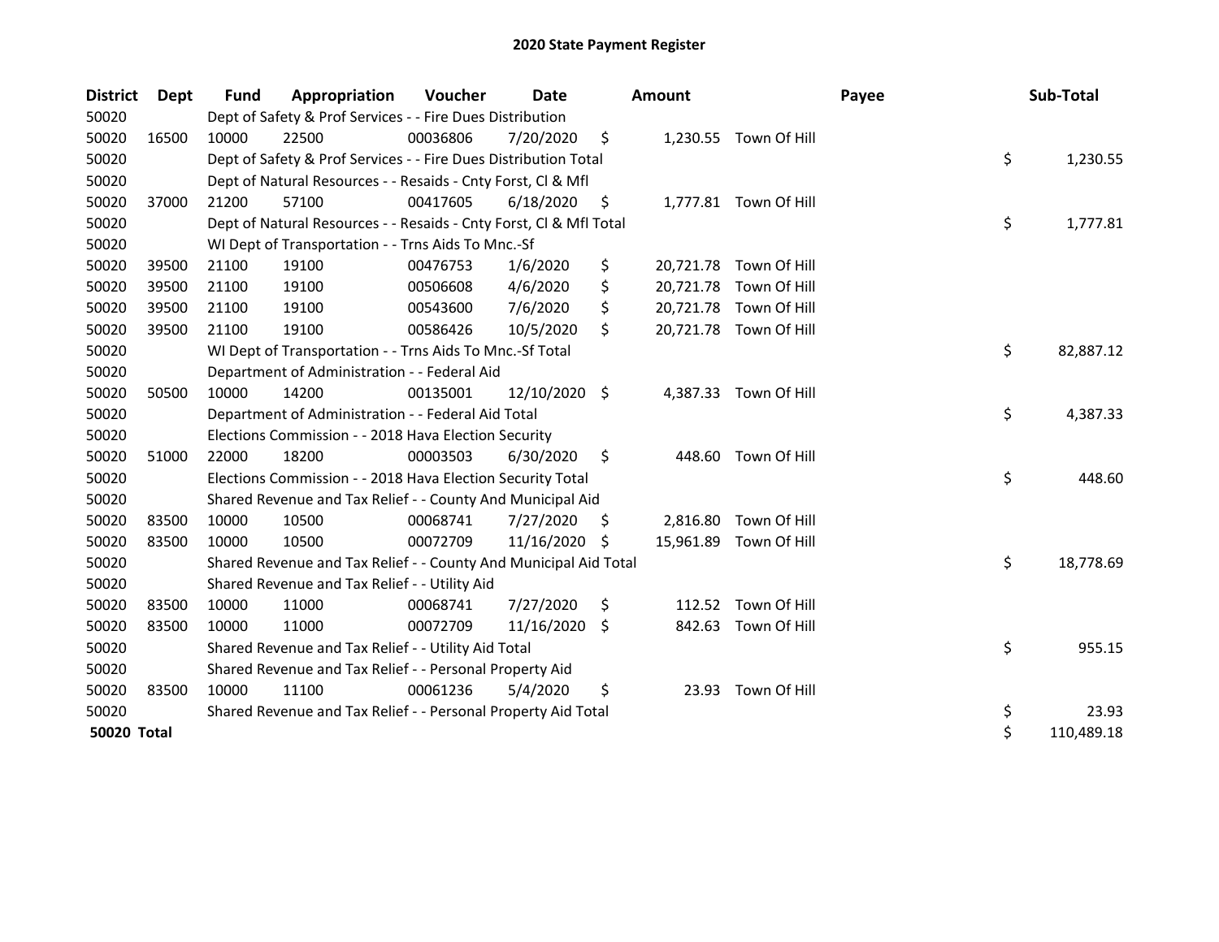# 2020 State Payment Register

| District | Dept | Fund | Appropriation | Voucher | Date | Amount | Payee | Sub-Total |
|---|---|---|---|---|---|---|---|---|
| 50020 | | Dept of Safety & Prof Services - - Fire Dues Distribution | | | | | | |
| 50020 | 16500 | 10000 | 22500 | 00036806 | 7/20/2020 | $ 1,230.55 | Town Of Hill | |
| 50020 | | Dept of Safety & Prof Services - - Fire Dues Distribution Total | | | | | | $ 1,230.55 |
| 50020 | | Dept of Natural Resources - - Resaids - Cnty Forst, Cl & Mfl | | | | | | |
| 50020 | 37000 | 21200 | 57100 | 00417605 | 6/18/2020 | $ 1,777.81 | Town Of Hill | |
| 50020 | | Dept of Natural Resources - - Resaids - Cnty Forst, Cl & Mfl Total | | | | | | $ 1,777.81 |
| 50020 | | WI Dept of Transportation - - Trns Aids To Mnc.-Sf | | | | | | |
| 50020 | 39500 | 21100 | 19100 | 00476753 | 1/6/2020 | $ 20,721.78 | Town Of Hill | |
| 50020 | 39500 | 21100 | 19100 | 00506608 | 4/6/2020 | $ 20,721.78 | Town Of Hill | |
| 50020 | 39500 | 21100 | 19100 | 00543600 | 7/6/2020 | $ 20,721.78 | Town Of Hill | |
| 50020 | 39500 | 21100 | 19100 | 00586426 | 10/5/2020 | $ 20,721.78 | Town Of Hill | |
| 50020 | | WI Dept of Transportation - - Trns Aids To Mnc.-Sf Total | | | | | | $ 82,887.12 |
| 50020 | | Department of Administration - - Federal Aid | | | | | | |
| 50020 | 50500 | 10000 | 14200 | 00135001 | 12/10/2020 | $ 4,387.33 | Town Of Hill | |
| 50020 | | Department of Administration - - Federal Aid Total | | | | | | $ 4,387.33 |
| 50020 | | Elections Commission - - 2018 Hava Election Security | | | | | | |
| 50020 | 51000 | 22000 | 18200 | 00003503 | 6/30/2020 | $ 448.60 | Town Of Hill | |
| 50020 | | Elections Commission - - 2018 Hava Election Security Total | | | | | | $ 448.60 |
| 50020 | | Shared Revenue and Tax Relief - - County And Municipal Aid | | | | | | |
| 50020 | 83500 | 10000 | 10500 | 00068741 | 7/27/2020 | $ 2,816.80 | Town Of Hill | |
| 50020 | 83500 | 10000 | 10500 | 00072709 | 11/16/2020 | $ 15,961.89 | Town Of Hill | |
| 50020 | | Shared Revenue and Tax Relief - - County And Municipal Aid Total | | | | | | $ 18,778.69 |
| 50020 | | Shared Revenue and Tax Relief - - Utility Aid | | | | | | |
| 50020 | 83500 | 10000 | 11000 | 00068741 | 7/27/2020 | $ 112.52 | Town Of Hill | |
| 50020 | 83500 | 10000 | 11000 | 00072709 | 11/16/2020 | $ 842.63 | Town Of Hill | |
| 50020 | | Shared Revenue and Tax Relief - - Utility Aid Total | | | | | | $ 955.15 |
| 50020 | | Shared Revenue and Tax Relief - - Personal Property Aid | | | | | | |
| 50020 | 83500 | 10000 | 11100 | 00061236 | 5/4/2020 | $ 23.93 | Town Of Hill | |
| 50020 | | Shared Revenue and Tax Relief - - Personal Property Aid Total | | | | | | $ 23.93 |
| **50020 Total** | | | | | | | | $ 110,489.18 |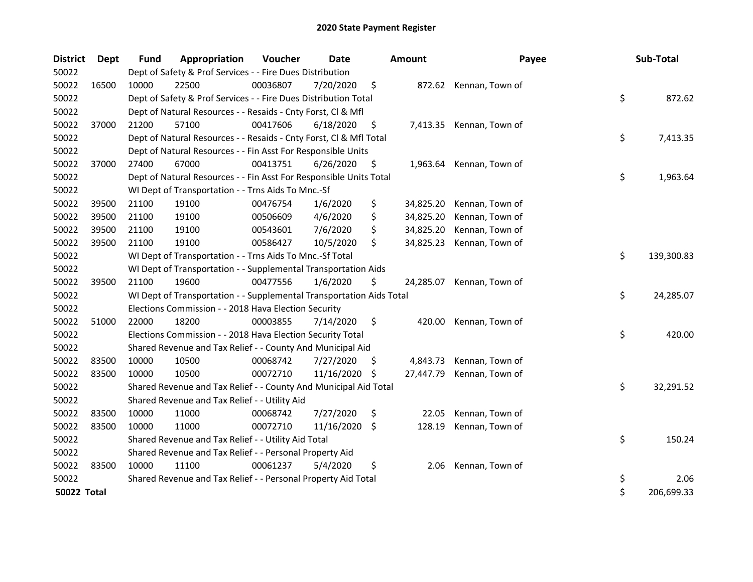# 2020 State Payment Register

| District | Dept | Fund | Appropriation | Voucher | Date | Amount | Payee | Sub-Total |
|---|---|---|---|---|---|---|---|---|
| 50022 | | Dept of Safety & Prof Services - - Fire Dues Distribution | | | | | | |
| 50022 | 16500 | 10000 | 22500 | 00036807 | 7/20/2020 | $ 872.62 | Kennan, Town of | |
| 50022 | | Dept of Safety & Prof Services - - Fire Dues Distribution Total | | | | | | $ 872.62 |
| 50022 | | Dept of Natural Resources - - Resaids - Cnty Forst, Cl & Mfl | | | | | | |
| 50022 | 37000 | 21200 | 57100 | 00417606 | 6/18/2020 | $ 7,413.35 | Kennan, Town of | |
| 50022 | | Dept of Natural Resources - - Resaids - Cnty Forst, Cl & Mfl Total | | | | | | $ 7,413.35 |
| 50022 | | Dept of Natural Resources - - Fin Asst For Responsible Units | | | | | | |
| 50022 | 37000 | 27400 | 67000 | 00413751 | 6/26/2020 | $ 1,963.64 | Kennan, Town of | |
| 50022 | | Dept of Natural Resources - - Fin Asst For Responsible Units Total | | | | | | $ 1,963.64 |
| 50022 | | WI Dept of Transportation - - Trns Aids To Mnc.-Sf | | | | | | |
| 50022 | 39500 | 21100 | 19100 | 00476754 | 1/6/2020 | $ 34,825.20 | Kennan, Town of | |
| 50022 | 39500 | 21100 | 19100 | 00506609 | 4/6/2020 | $ 34,825.20 | Kennan, Town of | |
| 50022 | 39500 | 21100 | 19100 | 00543601 | 7/6/2020 | $ 34,825.20 | Kennan, Town of | |
| 50022 | 39500 | 21100 | 19100 | 00586427 | 10/5/2020 | $ 34,825.23 | Kennan, Town of | |
| 50022 | | WI Dept of Transportation - - Trns Aids To Mnc.-Sf Total | | | | | | $ 139,300.83 |
| 50022 | | WI Dept of Transportation - - Supplemental Transportation Aids | | | | | | |
| 50022 | 39500 | 21100 | 19600 | 00477556 | 1/6/2020 | $ 24,285.07 | Kennan, Town of | |
| 50022 | | WI Dept of Transportation - - Supplemental Transportation Aids Total | | | | | | $ 24,285.07 |
| 50022 | | Elections Commission - - 2018 Hava Election Security | | | | | | |
| 50022 | 51000 | 22000 | 18200 | 00003855 | 7/14/2020 | $ 420.00 | Kennan, Town of | |
| 50022 | | Elections Commission - - 2018 Hava Election Security Total | | | | | | $ 420.00 |
| 50022 | | Shared Revenue and Tax Relief - - County And Municipal Aid | | | | | | |
| 50022 | 83500 | 10000 | 10500 | 00068742 | 7/27/2020 | $ 4,843.73 | Kennan, Town of | |
| 50022 | 83500 | 10000 | 10500 | 00072710 | 11/16/2020 | $ 27,447.79 | Kennan, Town of | |
| 50022 | | Shared Revenue and Tax Relief - - County And Municipal Aid Total | | | | | | $ 32,291.52 |
| 50022 | | Shared Revenue and Tax Relief - - Utility Aid | | | | | | |
| 50022 | 83500 | 10000 | 11000 | 00068742 | 7/27/2020 | $ 22.05 | Kennan, Town of | |
| 50022 | 83500 | 10000 | 11000 | 00072710 | 11/16/2020 | $ 128.19 | Kennan, Town of | |
| 50022 | | Shared Revenue and Tax Relief - - Utility Aid Total | | | | | | $ 150.24 |
| 50022 | | Shared Revenue and Tax Relief - - Personal Property Aid | | | | | | |
| 50022 | 83500 | 10000 | 11100 | 00061237 | 5/4/2020 | $ 2.06 | Kennan, Town of | |
| 50022 | | Shared Revenue and Tax Relief - - Personal Property Aid Total | | | | | | $ 2.06 |
| **50022 Total** | | | | | | | | $ 206,699.33 |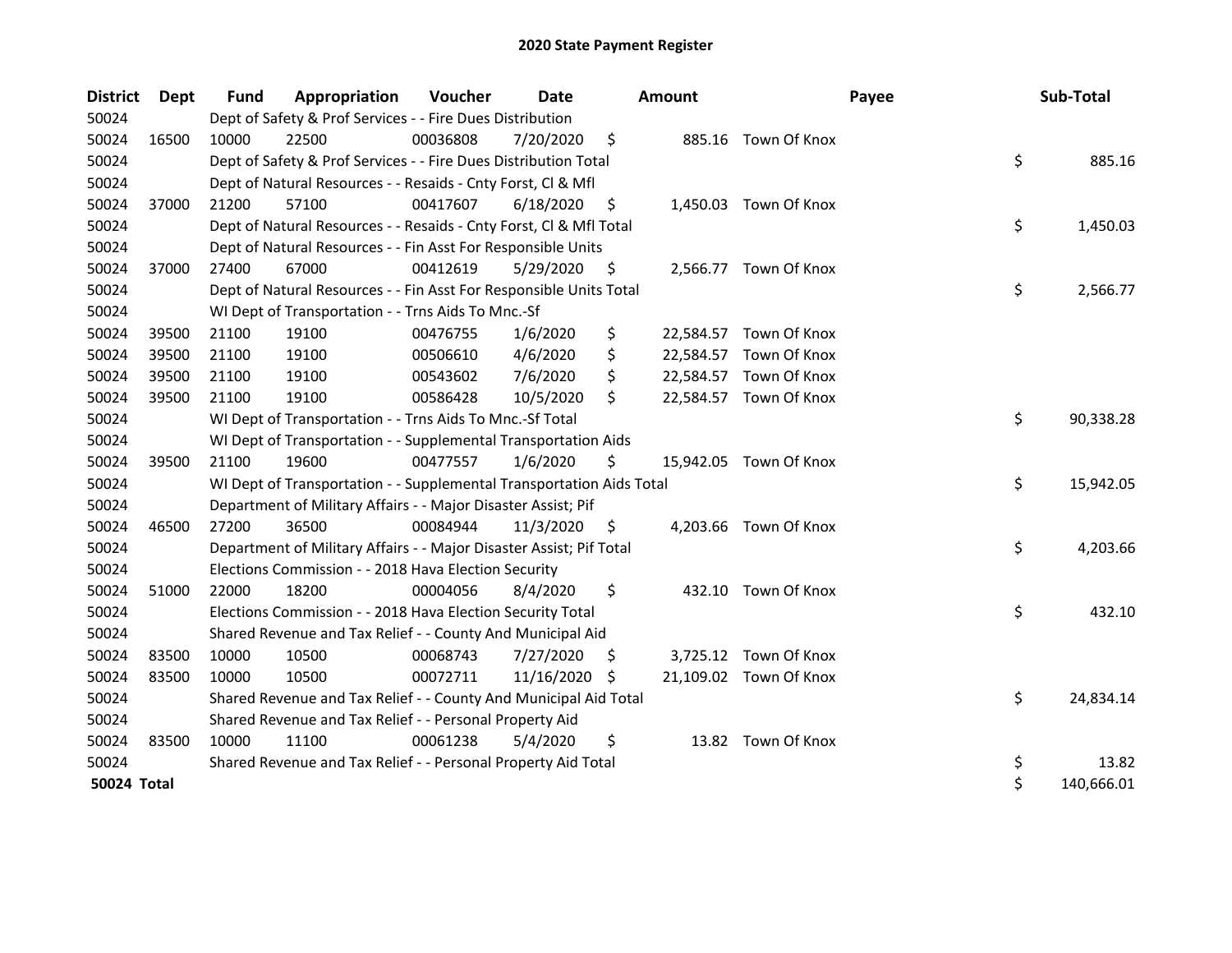# 2020 State Payment Register

| District | Dept | Fund | Appropriation | Voucher | Date | Amount | Payee | Sub-Total |
|---|---|---|---|---|---|---|---|---|
| 50024 | | Dept of Safety & Prof Services - - Fire Dues Distribution | | | | | | |
| 50024 | 16500 | 10000 | 22500 | 00036808 | 7/20/2020 | $ 885.16 | Town Of Knox | |
| 50024 | | Dept of Safety & Prof Services - - Fire Dues Distribution Total | | | | | | $ 885.16 |
| 50024 | | Dept of Natural Resources - - Resaids - Cnty Forst, Cl & Mfl | | | | | | |
| 50024 | 37000 | 21200 | 57100 | 00417607 | 6/18/2020 | $ 1,450.03 | Town Of Knox | |
| 50024 | | Dept of Natural Resources - - Resaids - Cnty Forst, Cl & Mfl Total | | | | | | $ 1,450.03 |
| 50024 | | Dept of Natural Resources - - Fin Asst For Responsible Units | | | | | | |
| 50024 | 37000 | 27400 | 67000 | 00412619 | 5/29/2020 | $ 2,566.77 | Town Of Knox | |
| 50024 | | Dept of Natural Resources - - Fin Asst For Responsible Units Total | | | | | | $ 2,566.77 |
| 50024 | | WI Dept of Transportation - - Trns Aids To Mnc.-Sf | | | | | | |
| 50024 | 39500 | 21100 | 19100 | 00476755 | 1/6/2020 | $ 22,584.57 | Town Of Knox | |
| 50024 | 39500 | 21100 | 19100 | 00506610 | 4/6/2020 | $ 22,584.57 | Town Of Knox | |
| 50024 | 39500 | 21100 | 19100 | 00543602 | 7/6/2020 | $ 22,584.57 | Town Of Knox | |
| 50024 | 39500 | 21100 | 19100 | 00586428 | 10/5/2020 | $ 22,584.57 | Town Of Knox | |
| 50024 | | WI Dept of Transportation - - Trns Aids To Mnc.-Sf Total | | | | | | $ 90,338.28 |
| 50024 | | WI Dept of Transportation - - Supplemental Transportation Aids | | | | | | |
| 50024 | 39500 | 21100 | 19600 | 00477557 | 1/6/2020 | $ 15,942.05 | Town Of Knox | |
| 50024 | | WI Dept of Transportation - - Supplemental Transportation Aids Total | | | | | | $ 15,942.05 |
| 50024 | | Department of Military Affairs - - Major Disaster Assist; Pif | | | | | | |
| 50024 | 46500 | 27200 | 36500 | 00084944 | 11/3/2020 | $ 4,203.66 | Town Of Knox | |
| 50024 | | Department of Military Affairs - - Major Disaster Assist; Pif Total | | | | | | $ 4,203.66 |
| 50024 | | Elections Commission - - 2018 Hava Election Security | | | | | | |
| 50024 | 51000 | 22000 | 18200 | 00004056 | 8/4/2020 | $ 432.10 | Town Of Knox | |
| 50024 | | Elections Commission - - 2018 Hava Election Security Total | | | | | | $ 432.10 |
| 50024 | | Shared Revenue and Tax Relief - - County And Municipal Aid | | | | | | |
| 50024 | 83500 | 10000 | 10500 | 00068743 | 7/27/2020 | $ 3,725.12 | Town Of Knox | |
| 50024 | 83500 | 10000 | 10500 | 00072711 | 11/16/2020 | $ 21,109.02 | Town Of Knox | |
| 50024 | | Shared Revenue and Tax Relief - - County And Municipal Aid Total | | | | | | $ 24,834.14 |
| 50024 | | Shared Revenue and Tax Relief - - Personal Property Aid | | | | | | |
| 50024 | 83500 | 10000 | 11100 | 00061238 | 5/4/2020 | $ 13.82 | Town Of Knox | |
| 50024 | | Shared Revenue and Tax Relief - - Personal Property Aid Total | | | | | | $ 13.82 |
| **50024 Total** | | | | | | | | $ 140,666.01 |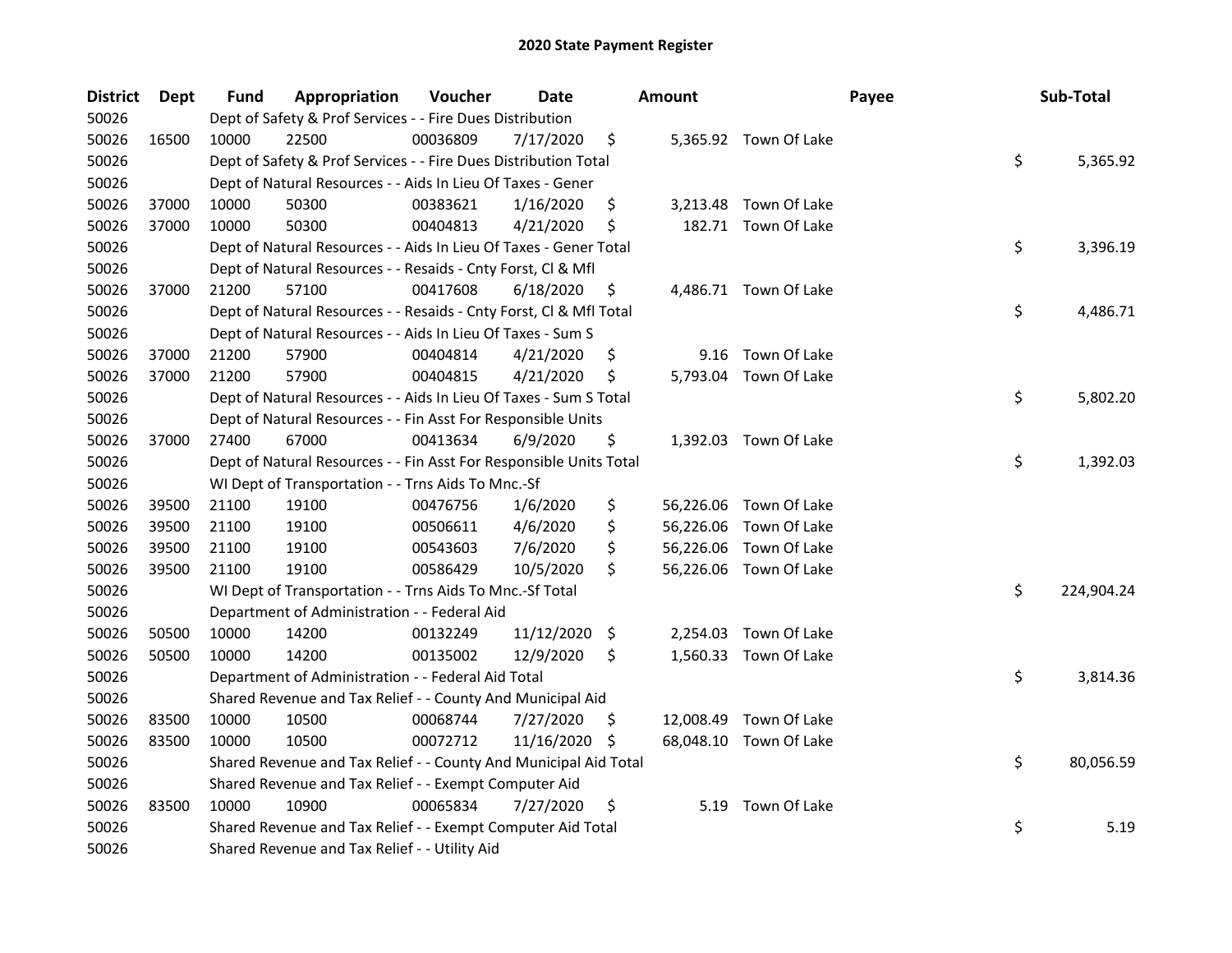# 2020 State Payment Register

| District | Dept | Fund | Appropriation | Voucher | Date | Amount | Payee | Sub-Total |
|---|---|---|---|---|---|---|---|---|
| 50026 | | Dept of Safety & Prof Services - - Fire Dues Distribution | | | | | | |
| 50026 | 16500 | 10000 | 22500 | 00036809 | 7/17/2020 | $ 5,365.92 | Town Of Lake | |
| 50026 | | Dept of Safety & Prof Services - - Fire Dues Distribution Total | | | | | | $ 5,365.92 |
| 50026 | | Dept of Natural Resources - - Aids In Lieu Of Taxes - Gener | | | | | | |
| 50026 | 37000 | 10000 | 50300 | 00383621 | 1/16/2020 | $ 3,213.48 | Town Of Lake | |
| 50026 | 37000 | 10000 | 50300 | 00404813 | 4/21/2020 | $ 182.71 | Town Of Lake | |
| 50026 | | Dept of Natural Resources - - Aids In Lieu Of Taxes - Gener Total | | | | | | $ 3,396.19 |
| 50026 | | Dept of Natural Resources - - Resaids - Cnty Forst, Cl & Mfl | | | | | | |
| 50026 | 37000 | 21200 | 57100 | 00417608 | 6/18/2020 | $ 4,486.71 | Town Of Lake | |
| 50026 | | Dept of Natural Resources - - Resaids - Cnty Forst, Cl & Mfl Total | | | | | | $ 4,486.71 |
| 50026 | | Dept of Natural Resources - - Aids In Lieu Of Taxes - Sum S | | | | | | |
| 50026 | 37000 | 21200 | 57900 | 00404814 | 4/21/2020 | $ 9.16 | Town Of Lake | |
| 50026 | 37000 | 21200 | 57900 | 00404815 | 4/21/2020 | $ 5,793.04 | Town Of Lake | |
| 50026 | | Dept of Natural Resources - - Aids In Lieu Of Taxes - Sum S Total | | | | | | $ 5,802.20 |
| 50026 | | Dept of Natural Resources - - Fin Asst For Responsible Units | | | | | | |
| 50026 | 37000 | 27400 | 67000 | 00413634 | 6/9/2020 | $ 1,392.03 | Town Of Lake | |
| 50026 | | Dept of Natural Resources - - Fin Asst For Responsible Units Total | | | | | | $ 1,392.03 |
| 50026 | | WI Dept of Transportation - - Trns Aids To Mnc.-Sf | | | | | | |
| 50026 | 39500 | 21100 | 19100 | 00476756 | 1/6/2020 | $ 56,226.06 | Town Of Lake | |
| 50026 | 39500 | 21100 | 19100 | 00506611 | 4/6/2020 | $ 56,226.06 | Town Of Lake | |
| 50026 | 39500 | 21100 | 19100 | 00543603 | 7/6/2020 | $ 56,226.06 | Town Of Lake | |
| 50026 | 39500 | 21100 | 19100 | 00586429 | 10/5/2020 | $ 56,226.06 | Town Of Lake | |
| 50026 | | WI Dept of Transportation - - Trns Aids To Mnc.-Sf Total | | | | | | $ 224,904.24 |
| 50026 | | Department of Administration - - Federal Aid | | | | | | |
| 50026 | 50500 | 10000 | 14200 | 00132249 | 11/12/2020 | $ 2,254.03 | Town Of Lake | |
| 50026 | 50500 | 10000 | 14200 | 00135002 | 12/9/2020 | $ 1,560.33 | Town Of Lake | |
| 50026 | | Department of Administration - - Federal Aid Total | | | | | | $ 3,814.36 |
| 50026 | | Shared Revenue and Tax Relief - - County And Municipal Aid | | | | | | |
| 50026 | 83500 | 10000 | 10500 | 00068744 | 7/27/2020 | $ 12,008.49 | Town Of Lake | |
| 50026 | 83500 | 10000 | 10500 | 00072712 | 11/16/2020 | $ 68,048.10 | Town Of Lake | |
| 50026 | | Shared Revenue and Tax Relief - - County And Municipal Aid Total | | | | | | $ 80,056.59 |
| 50026 | | Shared Revenue and Tax Relief - - Exempt Computer Aid | | | | | | |
| 50026 | 83500 | 10000 | 10900 | 00065834 | 7/27/2020 | $ 5.19 | Town Of Lake | |
| 50026 | | Shared Revenue and Tax Relief - - Exempt Computer Aid Total | | | | | | $ 5.19 |
| 50026 | | Shared Revenue and Tax Relief - - Utility Aid | | | | | | |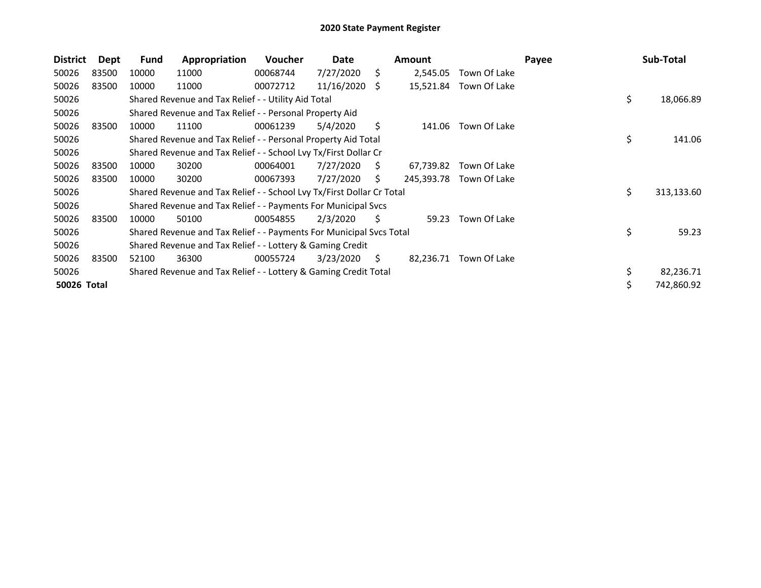# 2020 State Payment Register

| District | Dept | Fund | Appropriation | Voucher | Date | Amount | Payee | Sub-Total |
|---|---|---|---|---|---|---|---|---|
| 50026 | 83500 | 10000 | 11000 | 00068744 | 7/27/2020 | $ 2,545.05 | Town Of Lake | |
| 50026 | 83500 | 10000 | 11000 | 00072712 | 11/16/2020 | $ 15,521.84 | Town Of Lake | |
| 50026 | | Shared Revenue and Tax Relief - - Utility Aid Total | | | | | | $ 18,066.89 |
| 50026 | | Shared Revenue and Tax Relief - - Personal Property Aid | | | | | | |
| 50026 | 83500 | 10000 | 11100 | 00061239 | 5/4/2020 | $ 141.06 | Town Of Lake | |
| 50026 | | Shared Revenue and Tax Relief - - Personal Property Aid Total | | | | | | $ 141.06 |
| 50026 | | Shared Revenue and Tax Relief - - School Lvy Tx/First Dollar Cr | | | | | | |
| 50026 | 83500 | 10000 | 30200 | 00064001 | 7/27/2020 | $ 67,739.82 | Town Of Lake | |
| 50026 | 83500 | 10000 | 30200 | 00067393 | 7/27/2020 | $ 245,393.78 | Town Of Lake | |
| 50026 | | Shared Revenue and Tax Relief - - School Lvy Tx/First Dollar Cr Total | | | | | | $ 313,133.60 |
| 50026 | | Shared Revenue and Tax Relief - - Payments For Municipal Svcs | | | | | | |
| 50026 | 83500 | 10000 | 50100 | 00054855 | 2/3/2020 | $ 59.23 | Town Of Lake | |
| 50026 | | Shared Revenue and Tax Relief - - Payments For Municipal Svcs Total | | | | | | $ 59.23 |
| 50026 | | Shared Revenue and Tax Relief - - Lottery & Gaming Credit | | | | | | |
| 50026 | 83500 | 52100 | 36300 | 00055724 | 3/23/2020 | $ 82,236.71 | Town Of Lake | |
| 50026 | | Shared Revenue and Tax Relief - - Lottery & Gaming Credit Total | | | | | | $ 82,236.71 |
| **50026 Total** | | | | | | | | $ 742,860.92 |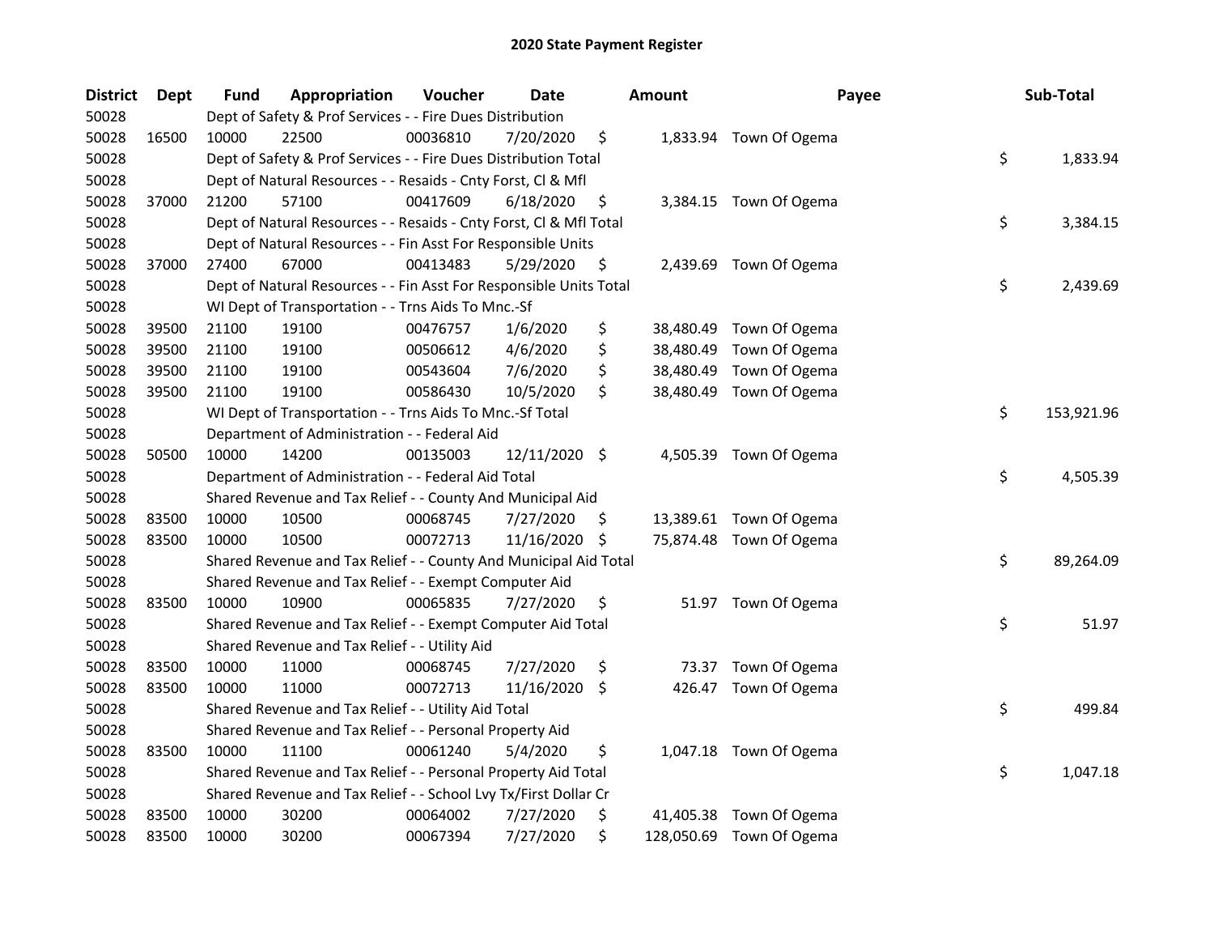# 2020 State Payment Register

| District | Dept | Fund | Appropriation | Voucher | Date | Amount | Payee | Sub-Total |
|---|---|---|---|---|---|---|---|---|
| 50028 | | Dept of Safety & Prof Services - - Fire Dues Distribution | | | | | | |
| 50028 | 16500 | 10000 | 22500 | 00036810 | 7/20/2020 | $ 1,833.94 | Town Of Ogema | |
| 50028 | | Dept of Safety & Prof Services - - Fire Dues Distribution Total | | | | | | $ 1,833.94 |
| 50028 | | Dept of Natural Resources - - Resaids - Cnty Forst, Cl & Mfl | | | | | | |
| 50028 | 37000 | 21200 | 57100 | 00417609 | 6/18/2020 | $ 3,384.15 | Town Of Ogema | |
| 50028 | | Dept of Natural Resources - - Resaids - Cnty Forst, Cl & Mfl Total | | | | | | $ 3,384.15 |
| 50028 | | Dept of Natural Resources - - Fin Asst For Responsible Units | | | | | | |
| 50028 | 37000 | 27400 | 67000 | 00413483 | 5/29/2020 | $ 2,439.69 | Town Of Ogema | |
| 50028 | | Dept of Natural Resources - - Fin Asst For Responsible Units Total | | | | | | $ 2,439.69 |
| 50028 | | WI Dept of Transportation - - Trns Aids To Mnc.-Sf | | | | | | |
| 50028 | 39500 | 21100 | 19100 | 00476757 | 1/6/2020 | $ 38,480.49 | Town Of Ogema | |
| 50028 | 39500 | 21100 | 19100 | 00506612 | 4/6/2020 | $ 38,480.49 | Town Of Ogema | |
| 50028 | 39500 | 21100 | 19100 | 00543604 | 7/6/2020 | $ 38,480.49 | Town Of Ogema | |
| 50028 | 39500 | 21100 | 19100 | 00586430 | 10/5/2020 | $ 38,480.49 | Town Of Ogema | |
| 50028 | | WI Dept of Transportation - - Trns Aids To Mnc.-Sf Total | | | | | | $ 153,921.96 |
| 50028 | | Department of Administration - - Federal Aid | | | | | | |
| 50028 | 50500 | 10000 | 14200 | 00135003 | 12/11/2020 | $ 4,505.39 | Town Of Ogema | |
| 50028 | | Department of Administration - - Federal Aid Total | | | | | | $ 4,505.39 |
| 50028 | | Shared Revenue and Tax Relief - - County And Municipal Aid | | | | | | |
| 50028 | 83500 | 10000 | 10500 | 00068745 | 7/27/2020 | $ 13,389.61 | Town Of Ogema | |
| 50028 | 83500 | 10000 | 10500 | 00072713 | 11/16/2020 | $ 75,874.48 | Town Of Ogema | |
| 50028 | | Shared Revenue and Tax Relief - - County And Municipal Aid Total | | | | | | $ 89,264.09 |
| 50028 | | Shared Revenue and Tax Relief - - Exempt Computer Aid | | | | | | |
| 50028 | 83500 | 10000 | 10900 | 00065835 | 7/27/2020 | $ 51.97 | Town Of Ogema | |
| 50028 | | Shared Revenue and Tax Relief - - Exempt Computer Aid Total | | | | | | $ 51.97 |
| 50028 | | Shared Revenue and Tax Relief - - Utility Aid | | | | | | |
| 50028 | 83500 | 10000 | 11000 | 00068745 | 7/27/2020 | $ 73.37 | Town Of Ogema | |
| 50028 | 83500 | 10000 | 11000 | 00072713 | 11/16/2020 | $ 426.47 | Town Of Ogema | |
| 50028 | | Shared Revenue and Tax Relief - - Utility Aid Total | | | | | | $ 499.84 |
| 50028 | | Shared Revenue and Tax Relief - - Personal Property Aid | | | | | | |
| 50028 | 83500 | 10000 | 11100 | 00061240 | 5/4/2020 | $ 1,047.18 | Town Of Ogema | |
| 50028 | | Shared Revenue and Tax Relief - - Personal Property Aid Total | | | | | | $ 1,047.18 |
| 50028 | | Shared Revenue and Tax Relief - - School Lvy Tx/First Dollar Cr | | | | | | |
| 50028 | 83500 | 10000 | 30200 | 00064002 | 7/27/2020 | $ 41,405.38 | Town Of Ogema | |
| 50028 | 83500 | 10000 | 30200 | 00067394 | 7/27/2020 | $ 128,050.69 | Town Of Ogema | |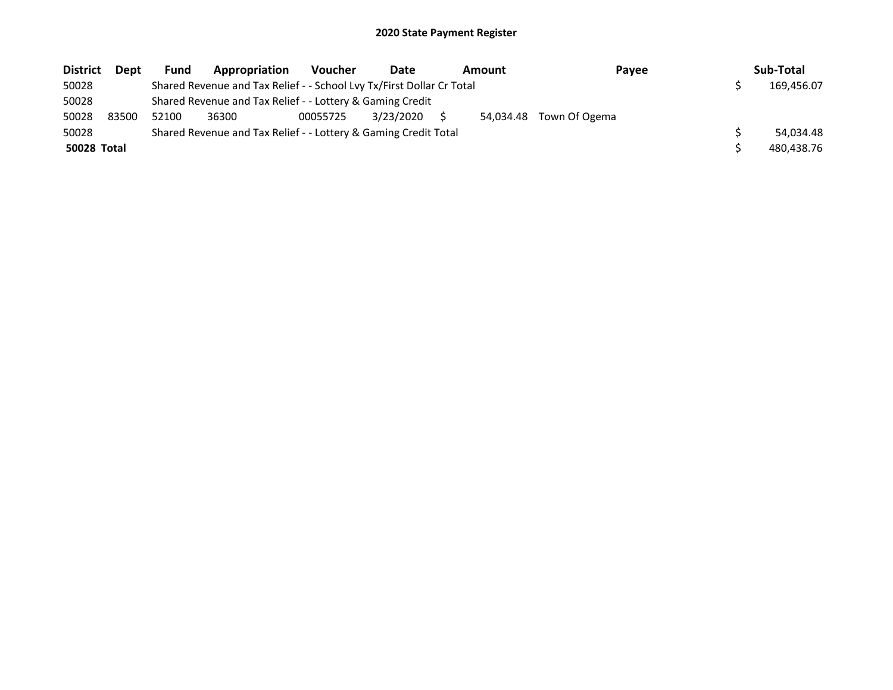## 2020 State Payment Register

| District | Dept | Fund | Appropriation | Voucher | Date | Amount | Payee | Sub-Total |
|---|---|---|---|---|---|---|---|---|
| 50028 | | Shared Revenue and Tax Relief - - School Lvy Tx/First Dollar Cr Total | | | | | | $ 169,456.07 |
| 50028 | | Shared Revenue and Tax Relief - - Lottery & Gaming Credit | | | | | | |
| 50028 | 83500 | 52100 | 36300 | 00055725 | 3/23/2020 | $ 54,034.48 | Town Of Ogema | |
| 50028 | | Shared Revenue and Tax Relief - - Lottery & Gaming Credit Total | | | | | | $ 54,034.48 |
| **50028 Total** | | | | | | | | $ 480,438.76 |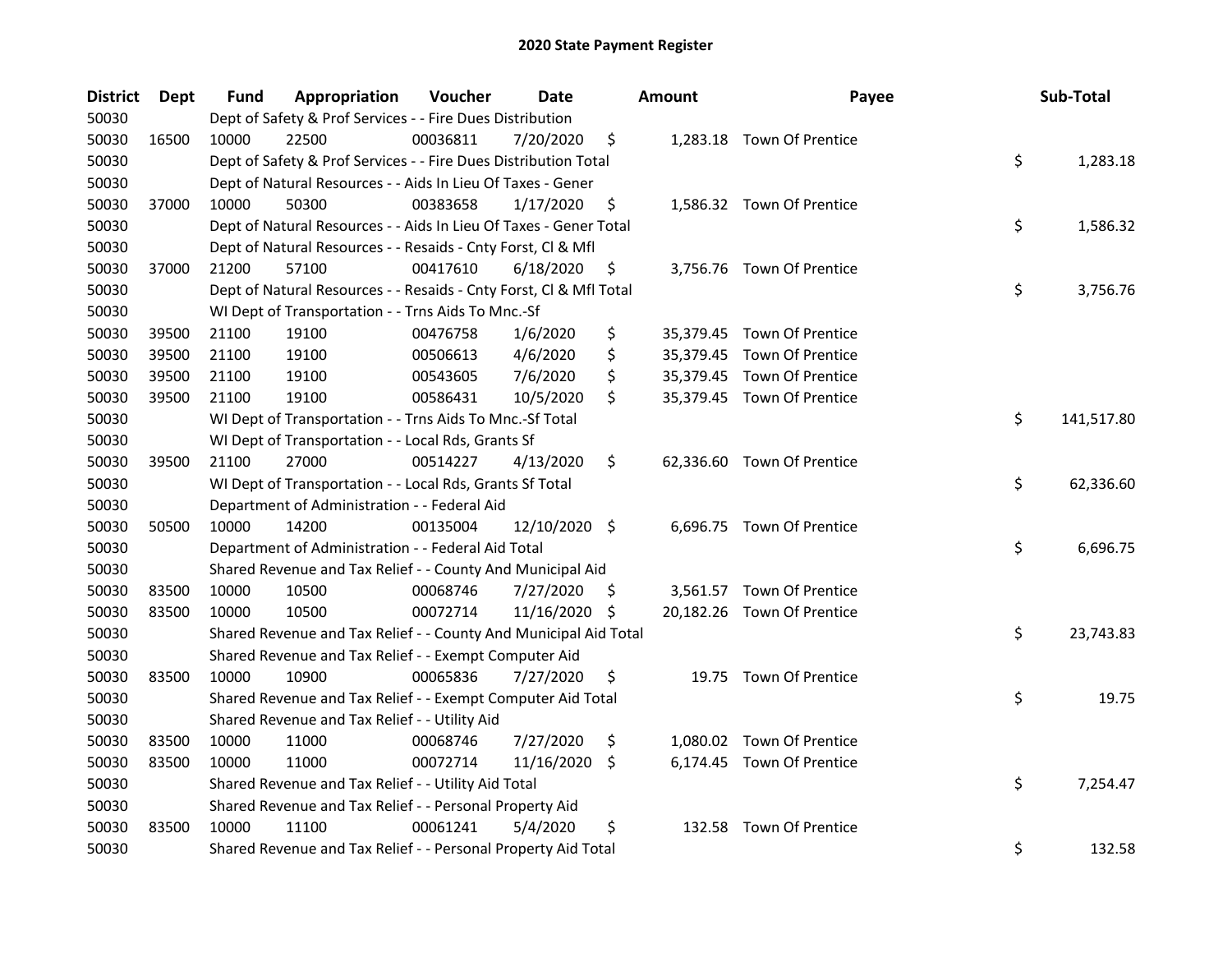## 2020 State Payment Register

| District | Dept | Fund | Appropriation | Voucher | Date | Amount | Payee | Sub-Total |
|---|---|---|---|---|---|---|---|---|
| 50030 | | Dept of Safety & Prof Services - - Fire Dues Distribution | | | | | | |
| 50030 | 16500 | 10000 | 22500 | 00036811 | 7/20/2020 | $ 1,283.18 | Town Of Prentice | |
| 50030 | | Dept of Safety & Prof Services - - Fire Dues Distribution Total | | | | | | $ 1,283.18 |
| 50030 | | Dept of Natural Resources - - Aids In Lieu Of Taxes - Gener | | | | | | |
| 50030 | 37000 | 10000 | 50300 | 00383658 | 1/17/2020 | $ 1,586.32 | Town Of Prentice | |
| 50030 | | Dept of Natural Resources - - Aids In Lieu Of Taxes - Gener Total | | | | | | $ 1,586.32 |
| 50030 | | Dept of Natural Resources - - Resaids - Cnty Forst, Cl & Mfl | | | | | | |
| 50030 | 37000 | 21200 | 57100 | 00417610 | 6/18/2020 | $ 3,756.76 | Town Of Prentice | |
| 50030 | | Dept of Natural Resources - - Resaids - Cnty Forst, Cl & Mfl Total | | | | | | $ 3,756.76 |
| 50030 | | WI Dept of Transportation - - Trns Aids To Mnc.-Sf | | | | | | |
| 50030 | 39500 | 21100 | 19100 | 00476758 | 1/6/2020 | $ 35,379.45 | Town Of Prentice | |
| 50030 | 39500 | 21100 | 19100 | 00506613 | 4/6/2020 | $ 35,379.45 | Town Of Prentice | |
| 50030 | 39500 | 21100 | 19100 | 00543605 | 7/6/2020 | $ 35,379.45 | Town Of Prentice | |
| 50030 | 39500 | 21100 | 19100 | 00586431 | 10/5/2020 | $ 35,379.45 | Town Of Prentice | |
| 50030 | | WI Dept of Transportation - - Trns Aids To Mnc.-Sf Total | | | | | | $ 141,517.80 |
| 50030 | | WI Dept of Transportation - - Local Rds, Grants Sf | | | | | | |
| 50030 | 39500 | 21100 | 27000 | 00514227 | 4/13/2020 | $ 62,336.60 | Town Of Prentice | |
| 50030 | | WI Dept of Transportation - - Local Rds, Grants Sf Total | | | | | | $ 62,336.60 |
| 50030 | | Department of Administration - - Federal Aid | | | | | | |
| 50030 | 50500 | 10000 | 14200 | 00135004 | 12/10/2020 | $ 6,696.75 | Town Of Prentice | |
| 50030 | | Department of Administration - - Federal Aid Total | | | | | | $ 6,696.75 |
| 50030 | | Shared Revenue and Tax Relief - - County And Municipal Aid | | | | | | |
| 50030 | 83500 | 10000 | 10500 | 00068746 | 7/27/2020 | $ 3,561.57 | Town Of Prentice | |
| 50030 | 83500 | 10000 | 10500 | 00072714 | 11/16/2020 | $ 20,182.26 | Town Of Prentice | |
| 50030 | | Shared Revenue and Tax Relief - - County And Municipal Aid Total | | | | | | $ 23,743.83 |
| 50030 | | Shared Revenue and Tax Relief - - Exempt Computer Aid | | | | | | |
| 50030 | 83500 | 10000 | 10900 | 00065836 | 7/27/2020 | $ 19.75 | Town Of Prentice | |
| 50030 | | Shared Revenue and Tax Relief - - Exempt Computer Aid Total | | | | | | $ 19.75 |
| 50030 | | Shared Revenue and Tax Relief - - Utility Aid | | | | | | |
| 50030 | 83500 | 10000 | 11000 | 00068746 | 7/27/2020 | $ 1,080.02 | Town Of Prentice | |
| 50030 | 83500 | 10000 | 11000 | 00072714 | 11/16/2020 | $ 6,174.45 | Town Of Prentice | |
| 50030 | | Shared Revenue and Tax Relief - - Utility Aid Total | | | | | | $ 7,254.47 |
| 50030 | | Shared Revenue and Tax Relief - - Personal Property Aid | | | | | | |
| 50030 | 83500 | 10000 | 11100 | 00061241 | 5/4/2020 | $ 132.58 | Town Of Prentice | |
| 50030 | | Shared Revenue and Tax Relief - - Personal Property Aid Total | | | | | | $ 132.58 |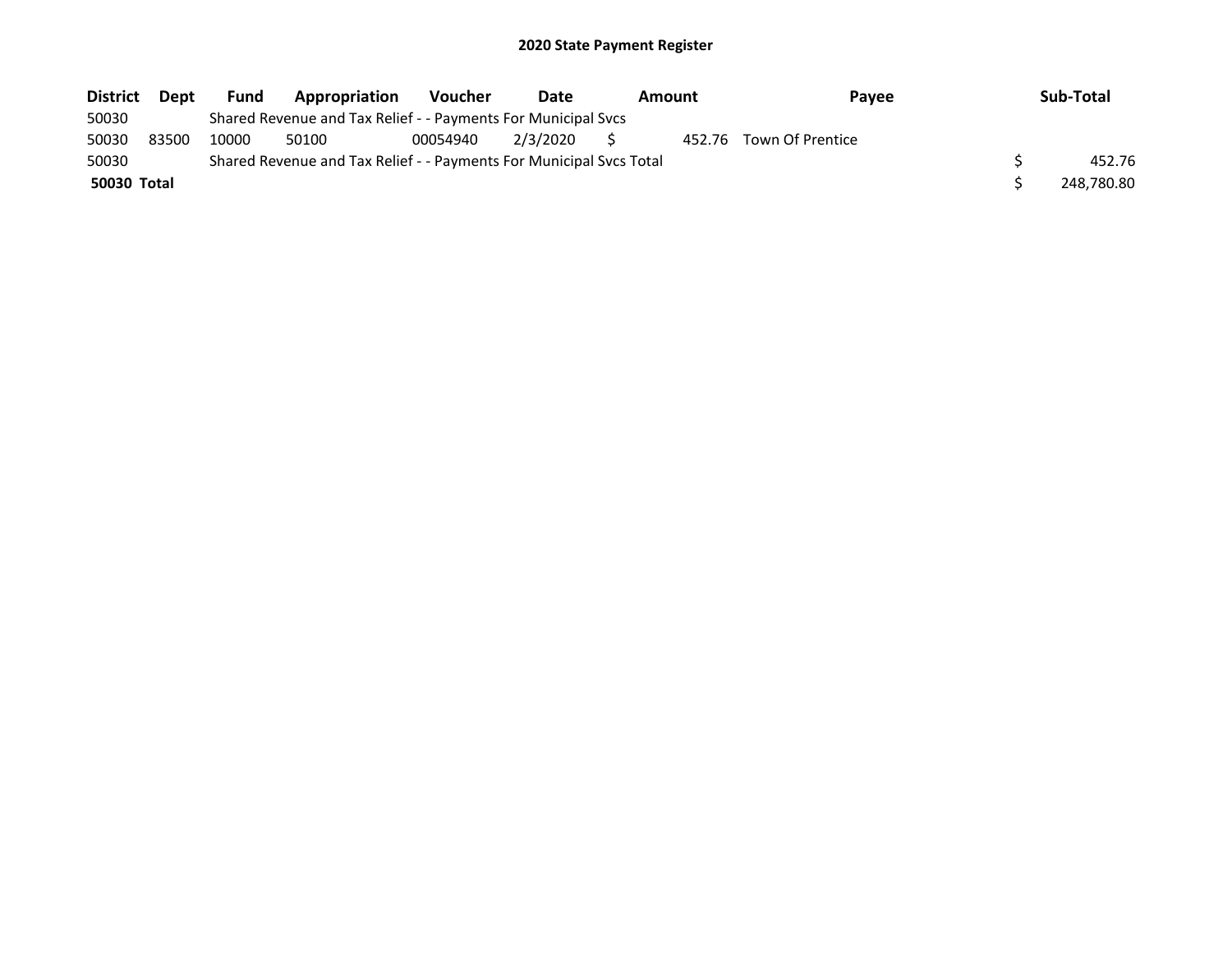# 2020 State Payment Register

| District | Dept | Fund | Appropriation | Voucher | Date | Amount | Payee | Sub-Total |
|---|---|---|---|---|---|---|---|---|
| 50030 | | Shared Revenue and Tax Relief - - Payments For Municipal Svcs | | | | | | |
| 50030 | 83500 | 10000 | 50100 | 00054940 | 2/3/2020 | $ 452.76 | Town Of Prentice | |
| 50030 | | Shared Revenue and Tax Relief - - Payments For Municipal Svcs Total | | | | | | $ 452.76 |
| **50030 Total** | | | | | | | | $ 248,780.80 |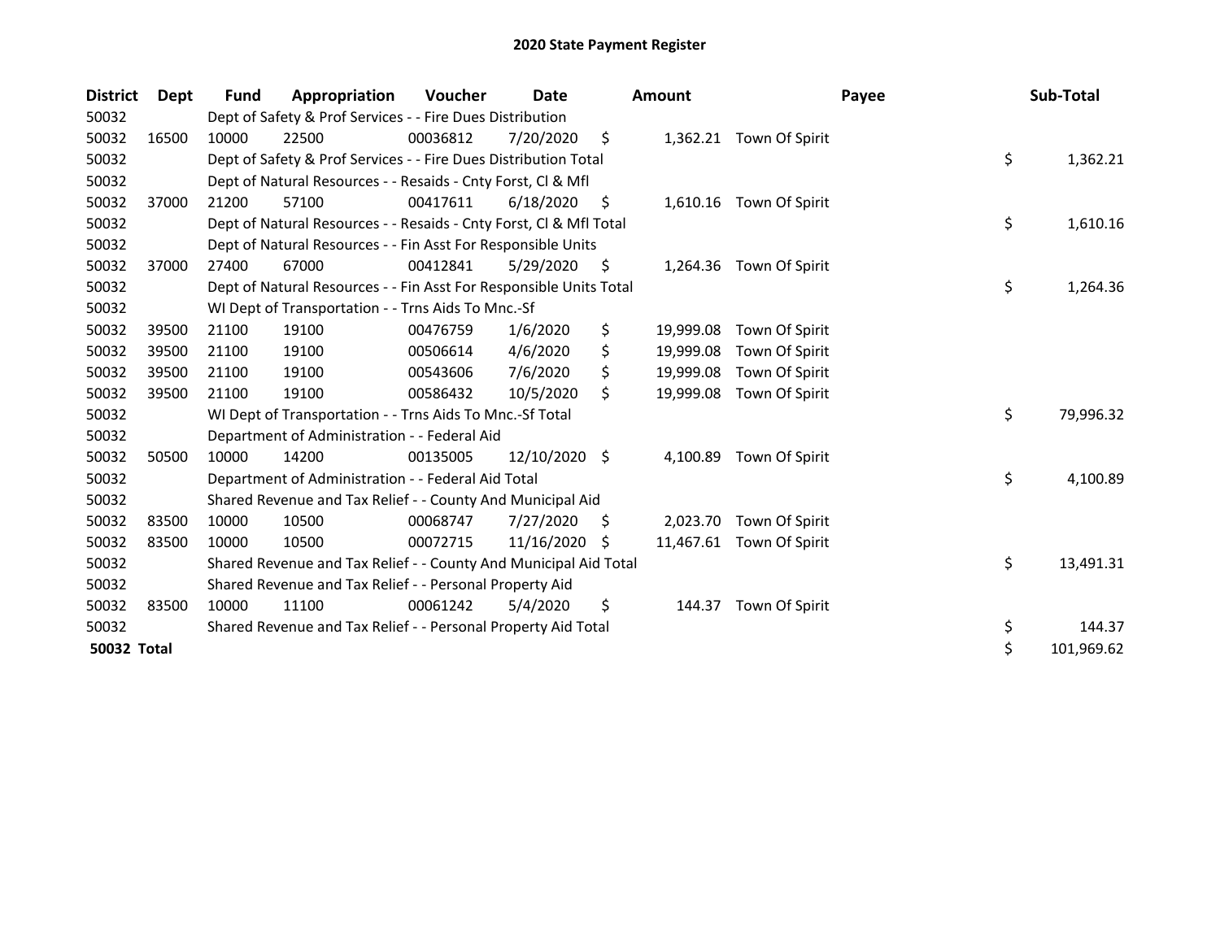# 2020 State Payment Register

| District | Dept | Fund | Appropriation | Voucher | Date | Amount | Payee | Sub-Total |
|---|---|---|---|---|---|---|---|---|
| 50032 | | Dept of Safety & Prof Services - - Fire Dues Distribution | | | | | | |
| 50032 | 16500 | 10000 | 22500 | 00036812 | 7/20/2020 | $ 1,362.21 | Town Of Spirit | |
| 50032 | | Dept of Safety & Prof Services - - Fire Dues Distribution Total | | | | | | $ 1,362.21 |
| 50032 | | Dept of Natural Resources - - Resaids - Cnty Forst, Cl & Mfl | | | | | | |
| 50032 | 37000 | 21200 | 57100 | 00417611 | 6/18/2020 | $ 1,610.16 | Town Of Spirit | |
| 50032 | | Dept of Natural Resources - - Resaids - Cnty Forst, Cl & Mfl Total | | | | | | $ 1,610.16 |
| 50032 | | Dept of Natural Resources - - Fin Asst For Responsible Units | | | | | | |
| 50032 | 37000 | 27400 | 67000 | 00412841 | 5/29/2020 | $ 1,264.36 | Town Of Spirit | |
| 50032 | | Dept of Natural Resources - - Fin Asst For Responsible Units Total | | | | | | $ 1,264.36 |
| 50032 | | WI Dept of Transportation - - Trns Aids To Mnc.-Sf | | | | | | |
| 50032 | 39500 | 21100 | 19100 | 00476759 | 1/6/2020 | $ 19,999.08 | Town Of Spirit | |
| 50032 | 39500 | 21100 | 19100 | 00506614 | 4/6/2020 | $ 19,999.08 | Town Of Spirit | |
| 50032 | 39500 | 21100 | 19100 | 00543606 | 7/6/2020 | $ 19,999.08 | Town Of Spirit | |
| 50032 | 39500 | 21100 | 19100 | 00586432 | 10/5/2020 | $ 19,999.08 | Town Of Spirit | |
| 50032 | | WI Dept of Transportation - - Trns Aids To Mnc.-Sf Total | | | | | | $ 79,996.32 |
| 50032 | | Department of Administration - - Federal Aid | | | | | | |
| 50032 | 50500 | 10000 | 14200 | 00135005 | 12/10/2020 | $ 4,100.89 | Town Of Spirit | |
| 50032 | | Department of Administration - - Federal Aid Total | | | | | | $ 4,100.89 |
| 50032 | | Shared Revenue and Tax Relief - - County And Municipal Aid | | | | | | |
| 50032 | 83500 | 10000 | 10500 | 00068747 | 7/27/2020 | $ 2,023.70 | Town Of Spirit | |
| 50032 | 83500 | 10000 | 10500 | 00072715 | 11/16/2020 | $ 11,467.61 | Town Of Spirit | |
| 50032 | | Shared Revenue and Tax Relief - - County And Municipal Aid Total | | | | | | $ 13,491.31 |
| 50032 | | Shared Revenue and Tax Relief - - Personal Property Aid | | | | | | |
| 50032 | 83500 | 10000 | 11100 | 00061242 | 5/4/2020 | $ 144.37 | Town Of Spirit | |
| 50032 | | Shared Revenue and Tax Relief - - Personal Property Aid Total | | | | | | $ 144.37 |
| **50032 Total** | | | | | | | | $ 101,969.62 |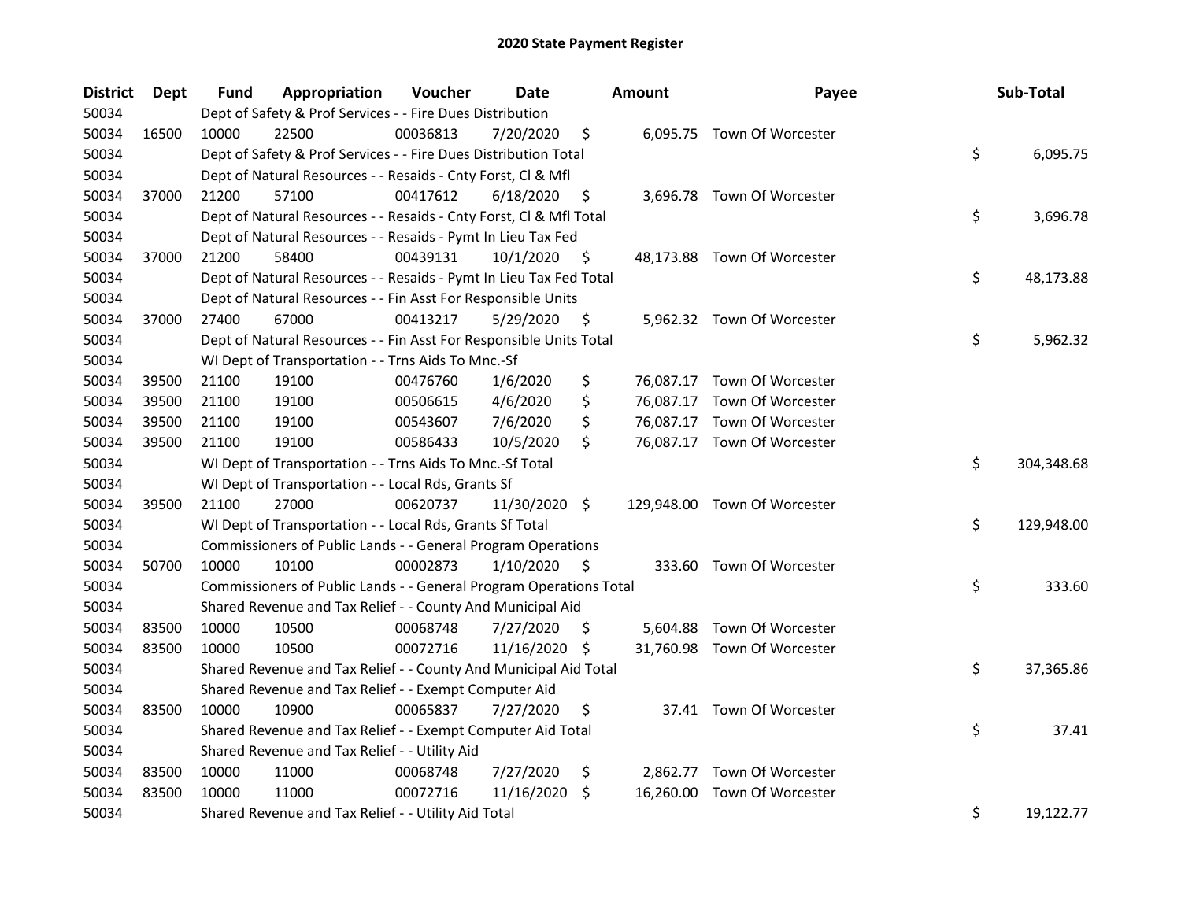# 2020 State Payment Register

| District | Dept | Fund | Appropriation | Voucher | Date | Amount | Payee | Sub-Total |
|---|---|---|---|---|---|---|---|---|
| 50034 | | Dept of Safety & Prof Services - - Fire Dues Distribution | | | | | | |
| 50034 | 16500 | 10000 | 22500 | 00036813 | 7/20/2020 | $ 6,095.75 | Town Of Worcester | |
| 50034 | | Dept of Safety & Prof Services - - Fire Dues Distribution Total | | | | | | $ 6,095.75 |
| 50034 | | Dept of Natural Resources - - Resaids - Cnty Forst, Cl & Mfl | | | | | | |
| 50034 | 37000 | 21200 | 57100 | 00417612 | 6/18/2020 | $ 3,696.78 | Town Of Worcester | |
| 50034 | | Dept of Natural Resources - - Resaids - Cnty Forst, Cl & Mfl Total | | | | | | $ 3,696.78 |
| 50034 | | Dept of Natural Resources - - Resaids - Pymt In Lieu Tax Fed | | | | | | |
| 50034 | 37000 | 21200 | 58400 | 00439131 | 10/1/2020 | $ 48,173.88 | Town Of Worcester | |
| 50034 | | Dept of Natural Resources - - Resaids - Pymt In Lieu Tax Fed Total | | | | | | $ 48,173.88 |
| 50034 | | Dept of Natural Resources - - Fin Asst For Responsible Units | | | | | | |
| 50034 | 37000 | 27400 | 67000 | 00413217 | 5/29/2020 | $ 5,962.32 | Town Of Worcester | |
| 50034 | | Dept of Natural Resources - - Fin Asst For Responsible Units Total | | | | | | $ 5,962.32 |
| 50034 | | WI Dept of Transportation - - Trns Aids To Mnc.-Sf | | | | | | |
| 50034 | 39500 | 21100 | 19100 | 00476760 | 1/6/2020 | $ 76,087.17 | Town Of Worcester | |
| 50034 | 39500 | 21100 | 19100 | 00506615 | 4/6/2020 | $ 76,087.17 | Town Of Worcester | |
| 50034 | 39500 | 21100 | 19100 | 00543607 | 7/6/2020 | $ 76,087.17 | Town Of Worcester | |
| 50034 | 39500 | 21100 | 19100 | 00586433 | 10/5/2020 | $ 76,087.17 | Town Of Worcester | |
| 50034 | | WI Dept of Transportation - - Trns Aids To Mnc.-Sf Total | | | | | | $ 304,348.68 |
| 50034 | | WI Dept of Transportation - - Local Rds, Grants Sf | | | | | | |
| 50034 | 39500 | 21100 | 27000 | 00620737 | 11/30/2020 | $ 129,948.00 | Town Of Worcester | |
| 50034 | | WI Dept of Transportation - - Local Rds, Grants Sf Total | | | | | | $ 129,948.00 |
| 50034 | | Commissioners of Public Lands - - General Program Operations | | | | | | |
| 50034 | 50700 | 10000 | 10100 | 00002873 | 1/10/2020 | $ 333.60 | Town Of Worcester | |
| 50034 | | Commissioners of Public Lands - - General Program Operations Total | | | | | | $ 333.60 |
| 50034 | | Shared Revenue and Tax Relief - - County And Municipal Aid | | | | | | |
| 50034 | 83500 | 10000 | 10500 | 00068748 | 7/27/2020 | $ 5,604.88 | Town Of Worcester | |
| 50034 | 83500 | 10000 | 10500 | 00072716 | 11/16/2020 | $ 31,760.98 | Town Of Worcester | |
| 50034 | | Shared Revenue and Tax Relief - - County And Municipal Aid Total | | | | | | $ 37,365.86 |
| 50034 | | Shared Revenue and Tax Relief - - Exempt Computer Aid | | | | | | |
| 50034 | 83500 | 10000 | 10900 | 00065837 | 7/27/2020 | $ 37.41 | Town Of Worcester | |
| 50034 | | Shared Revenue and Tax Relief - - Exempt Computer Aid Total | | | | | | $ 37.41 |
| 50034 | | Shared Revenue and Tax Relief - - Utility Aid | | | | | | |
| 50034 | 83500 | 10000 | 11000 | 00068748 | 7/27/2020 | $ 2,862.77 | Town Of Worcester | |
| 50034 | 83500 | 10000 | 11000 | 00072716 | 11/16/2020 | $ 16,260.00 | Town Of Worcester | |
| 50034 | | Shared Revenue and Tax Relief - - Utility Aid Total | | | | | | $ 19,122.77 |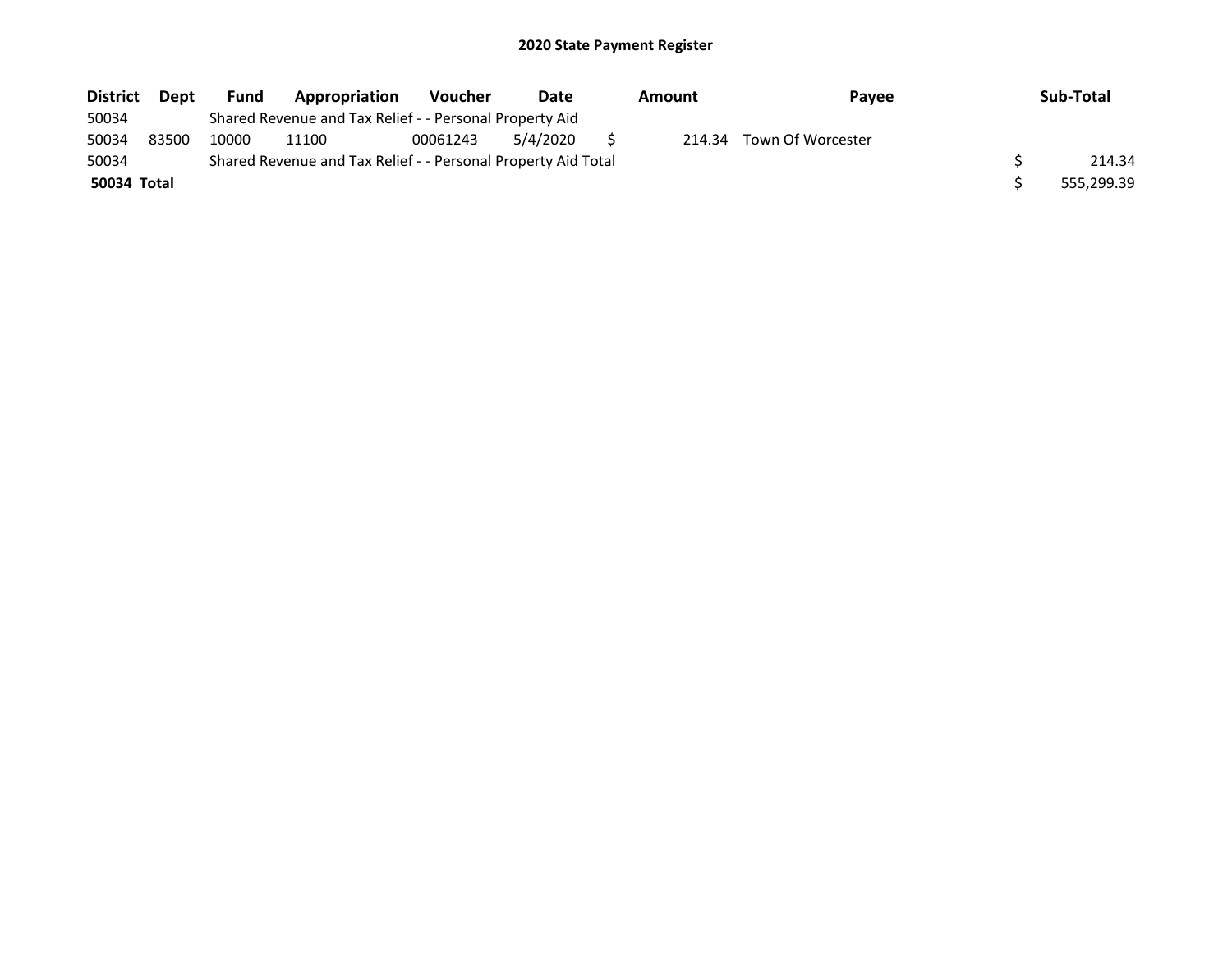# 2020 State Payment Register

| District | Dept | Fund | Appropriation | Voucher | Date | Amount | Payee | Sub-Total |
|---|---|---|---|---|---|---|---|---|
| 50034 | | Shared Revenue and Tax Relief - - Personal Property Aid | | | | | | |
| 50034 | 83500 | 10000 | 11100 | 00061243 | 5/4/2020 | $ 214.34 | Town Of Worcester | |
| 50034 | | Shared Revenue and Tax Relief - - Personal Property Aid Total | | | | | | $ 214.34 |
| **50034 Total** | | | | | | | | $ 555,299.39 |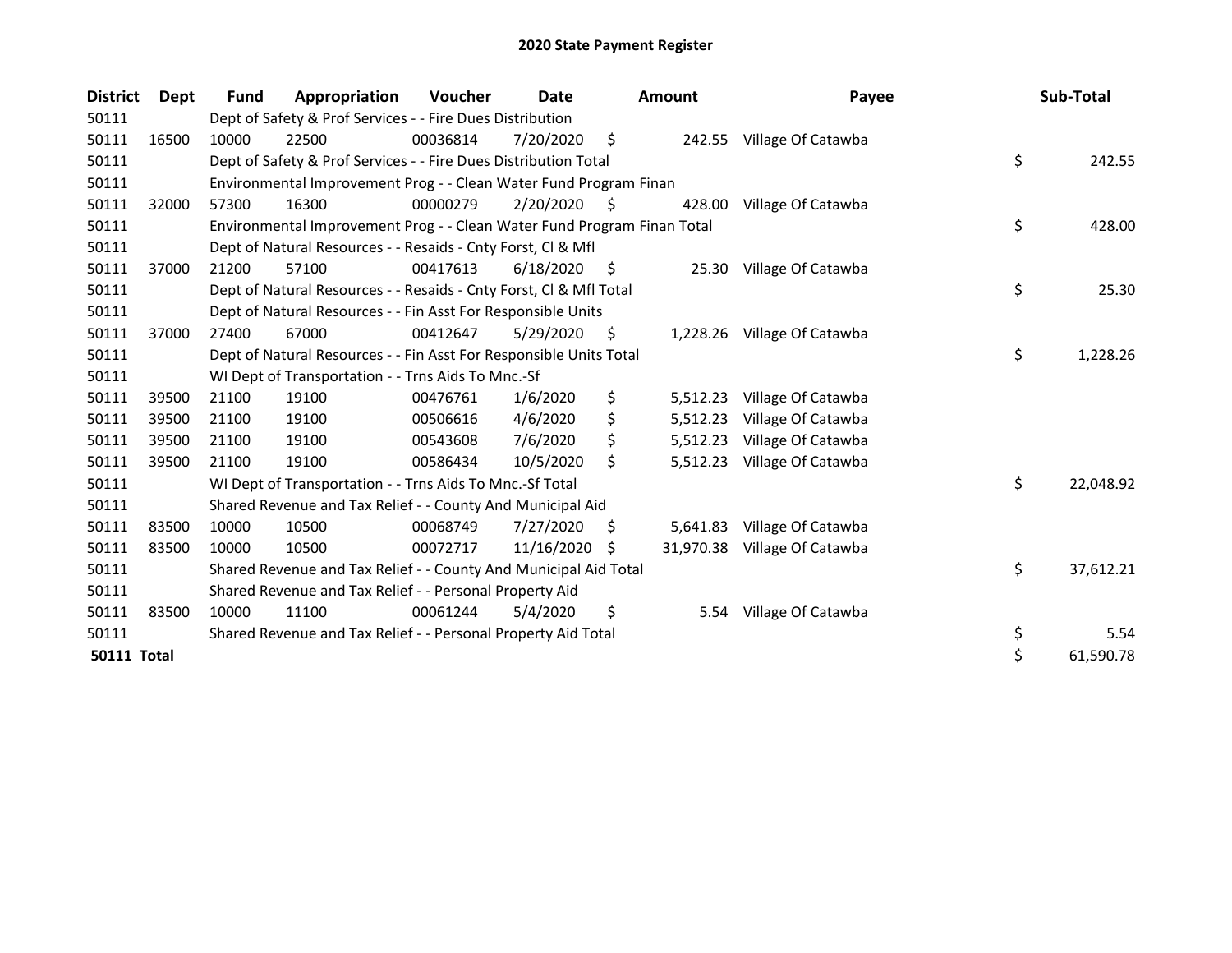# 2020 State Payment Register

| District | Dept | Fund | Appropriation | Voucher | Date | Amount | Payee | Sub-Total |
|---|---|---|---|---|---|---|---|---|
| 50111 | | Dept of Safety & Prof Services - - Fire Dues Distribution | | | | | | |
| 50111 | 16500 | 10000 | 22500 | 00036814 | 7/20/2020 | $ 242.55 | Village Of Catawba | |
| 50111 | | Dept of Safety & Prof Services - - Fire Dues Distribution Total | | | | | | $ 242.55 |
| 50111 | | Environmental Improvement Prog - - Clean Water Fund Program Finan | | | | | | |
| 50111 | 32000 | 57300 | 16300 | 00000279 | 2/20/2020 | $ 428.00 | Village Of Catawba | |
| 50111 | | Environmental Improvement Prog - - Clean Water Fund Program Finan Total | | | | | | $ 428.00 |
| 50111 | | Dept of Natural Resources - - Resaids - Cnty Forst, Cl & Mfl | | | | | | |
| 50111 | 37000 | 21200 | 57100 | 00417613 | 6/18/2020 | $ 25.30 | Village Of Catawba | |
| 50111 | | Dept of Natural Resources - - Resaids - Cnty Forst, Cl & Mfl Total | | | | | | $ 25.30 |
| 50111 | | Dept of Natural Resources - - Fin Asst For Responsible Units | | | | | | |
| 50111 | 37000 | 27400 | 67000 | 00412647 | 5/29/2020 | $ 1,228.26 | Village Of Catawba | |
| 50111 | | Dept of Natural Resources - - Fin Asst For Responsible Units Total | | | | | | $ 1,228.26 |
| 50111 | | WI Dept of Transportation - - Trns Aids To Mnc.-Sf | | | | | | |
| 50111 | 39500 | 21100 | 19100 | 00476761 | 1/6/2020 | $ 5,512.23 | Village Of Catawba | |
| 50111 | 39500 | 21100 | 19100 | 00506616 | 4/6/2020 | $ 5,512.23 | Village Of Catawba | |
| 50111 | 39500 | 21100 | 19100 | 00543608 | 7/6/2020 | $ 5,512.23 | Village Of Catawba | |
| 50111 | 39500 | 21100 | 19100 | 00586434 | 10/5/2020 | $ 5,512.23 | Village Of Catawba | |
| 50111 | | WI Dept of Transportation - - Trns Aids To Mnc.-Sf Total | | | | | | $ 22,048.92 |
| 50111 | | Shared Revenue and Tax Relief - - County And Municipal Aid | | | | | | |
| 50111 | 83500 | 10000 | 10500 | 00068749 | 7/27/2020 | $ 5,641.83 | Village Of Catawba | |
| 50111 | 83500 | 10000 | 10500 | 00072717 | 11/16/2020 | $ 31,970.38 | Village Of Catawba | |
| 50111 | | Shared Revenue and Tax Relief - - County And Municipal Aid Total | | | | | | $ 37,612.21 |
| 50111 | | Shared Revenue and Tax Relief - - Personal Property Aid | | | | | | |
| 50111 | 83500 | 10000 | 11100 | 00061244 | 5/4/2020 | $ 5.54 | Village Of Catawba | |
| 50111 | | Shared Revenue and Tax Relief - - Personal Property Aid Total | | | | | | $ 5.54 |
| **50111 Total** | | | | | | | | $ 61,590.78 |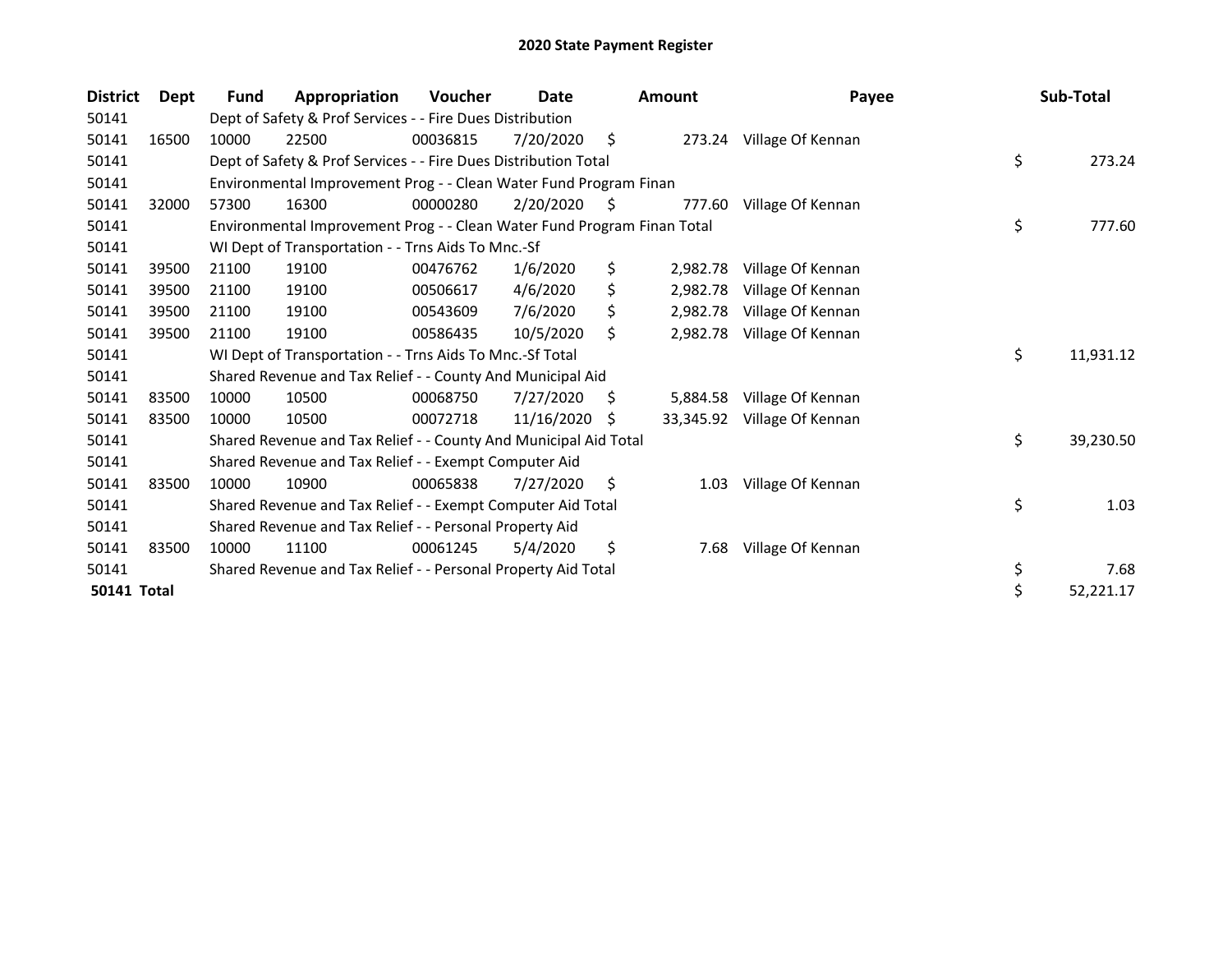# 2020 State Payment Register

| District | Dept | Fund | Appropriation | Voucher | Date | Amount | Payee | Sub-Total |
|---|---|---|---|---|---|---|---|---|
| 50141 | | Dept of Safety & Prof Services - - Fire Dues Distribution | | | | | | |
| 50141 | 16500 | 10000 | 22500 | 00036815 | 7/20/2020 | $ 273.24 | Village Of Kennan | |
| 50141 | | Dept of Safety & Prof Services - - Fire Dues Distribution Total | | | | | | $ 273.24 |
| 50141 | | Environmental Improvement Prog - - Clean Water Fund Program Finan | | | | | | |
| 50141 | 32000 | 57300 | 16300 | 00000280 | 2/20/2020 | $ 777.60 | Village Of Kennan | |
| 50141 | | Environmental Improvement Prog - - Clean Water Fund Program Finan Total | | | | | | $ 777.60 |
| 50141 | | WI Dept of Transportation - - Trns Aids To Mnc.-Sf | | | | | | |
| 50141 | 39500 | 21100 | 19100 | 00476762 | 1/6/2020 | $ 2,982.78 | Village Of Kennan | |
| 50141 | 39500 | 21100 | 19100 | 00506617 | 4/6/2020 | $ 2,982.78 | Village Of Kennan | |
| 50141 | 39500 | 21100 | 19100 | 00543609 | 7/6/2020 | $ 2,982.78 | Village Of Kennan | |
| 50141 | 39500 | 21100 | 19100 | 00586435 | 10/5/2020 | $ 2,982.78 | Village Of Kennan | |
| 50141 | | WI Dept of Transportation - - Trns Aids To Mnc.-Sf Total | | | | | | $ 11,931.12 |
| 50141 | | Shared Revenue and Tax Relief - - County And Municipal Aid | | | | | | |
| 50141 | 83500 | 10000 | 10500 | 00068750 | 7/27/2020 | $ 5,884.58 | Village Of Kennan | |
| 50141 | 83500 | 10000 | 10500 | 00072718 | 11/16/2020 | $ 33,345.92 | Village Of Kennan | |
| 50141 | | Shared Revenue and Tax Relief - - County And Municipal Aid Total | | | | | | $ 39,230.50 |
| 50141 | | Shared Revenue and Tax Relief - - Exempt Computer Aid | | | | | | |
| 50141 | 83500 | 10000 | 10900 | 00065838 | 7/27/2020 | $ 1.03 | Village Of Kennan | |
| 50141 | | Shared Revenue and Tax Relief - - Exempt Computer Aid Total | | | | | | $ 1.03 |
| 50141 | | Shared Revenue and Tax Relief - - Personal Property Aid | | | | | | |
| 50141 | 83500 | 10000 | 11100 | 00061245 | 5/4/2020 | $ 7.68 | Village Of Kennan | |
| 50141 | | Shared Revenue and Tax Relief - - Personal Property Aid Total | | | | | | $ 7.68 |
| **50141 Total** | | | | | | | | $ 52,221.17 |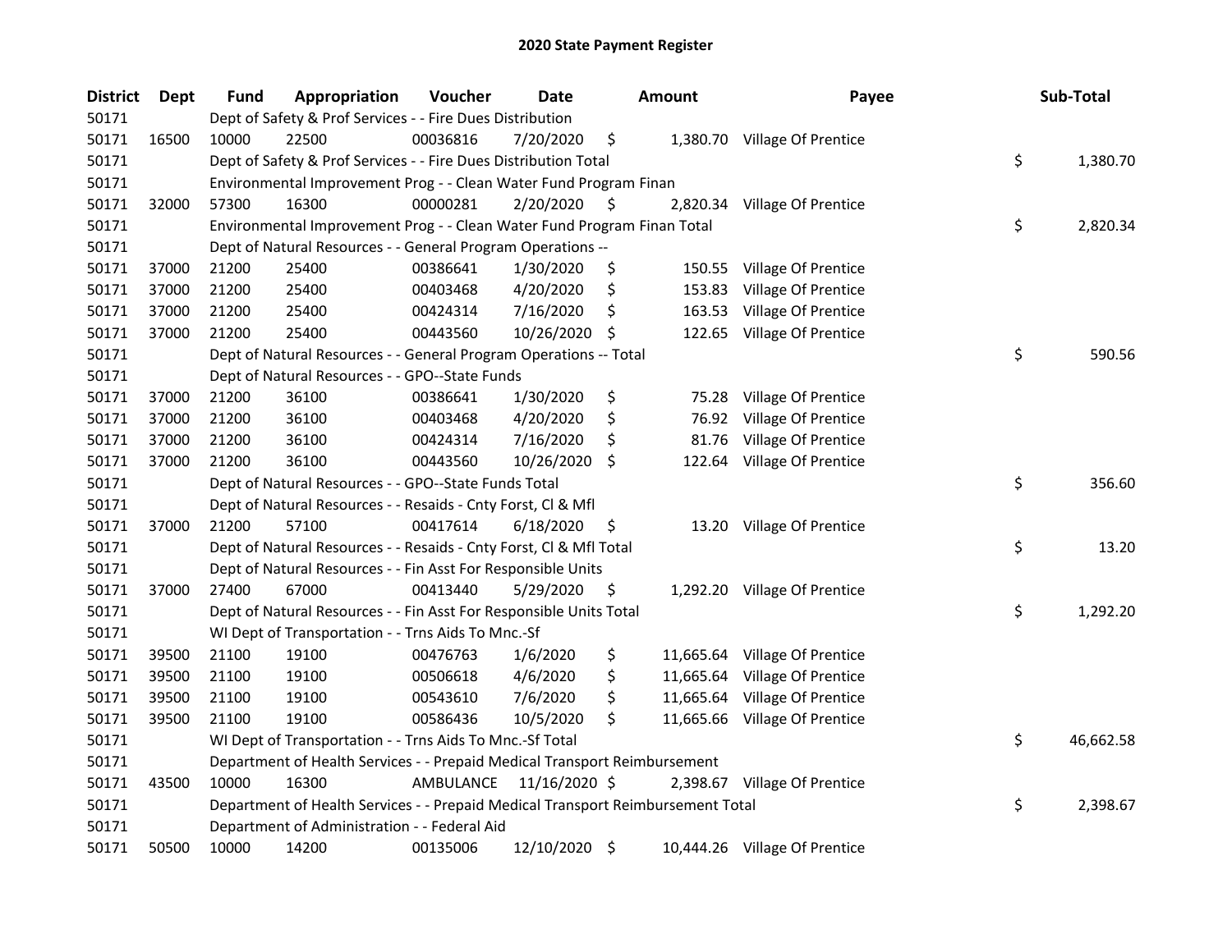# 2020 State Payment Register

| District | Dept | Fund | Appropriation | Voucher | Date | Amount | Payee | Sub-Total |
|---|---|---|---|---|---|---|---|---|
| 50171 | | Dept of Safety & Prof Services - - Fire Dues Distribution | | | | | | |
| 50171 | 16500 | 10000 | 22500 | 00036816 | 7/20/2020 | $ 1,380.70 | Village Of Prentice | |
| 50171 | | Dept of Safety & Prof Services - - Fire Dues Distribution Total | | | | | | $ 1,380.70 |
| 50171 | | Environmental Improvement Prog - - Clean Water Fund Program Finan | | | | | | |
| 50171 | 32000 | 57300 | 16300 | 00000281 | 2/20/2020 | $ 2,820.34 | Village Of Prentice | |
| 50171 | | Environmental Improvement Prog - - Clean Water Fund Program Finan Total | | | | | | $ 2,820.34 |
| 50171 | | Dept of Natural Resources - - General Program Operations -- | | | | | | |
| 50171 | 37000 | 21200 | 25400 | 00386641 | 1/30/2020 | $ 150.55 | Village Of Prentice | |
| 50171 | 37000 | 21200 | 25400 | 00403468 | 4/20/2020 | $ 153.83 | Village Of Prentice | |
| 50171 | 37000 | 21200 | 25400 | 00424314 | 7/16/2020 | $ 163.53 | Village Of Prentice | |
| 50171 | 37000 | 21200 | 25400 | 00443560 | 10/26/2020 | $ 122.65 | Village Of Prentice | |
| 50171 | | Dept of Natural Resources - - General Program Operations -- Total | | | | | | $ 590.56 |
| 50171 | | Dept of Natural Resources - - GPO--State Funds | | | | | | |
| 50171 | 37000 | 21200 | 36100 | 00386641 | 1/30/2020 | $ 75.28 | Village Of Prentice | |
| 50171 | 37000 | 21200 | 36100 | 00403468 | 4/20/2020 | $ 76.92 | Village Of Prentice | |
| 50171 | 37000 | 21200 | 36100 | 00424314 | 7/16/2020 | $ 81.76 | Village Of Prentice | |
| 50171 | 37000 | 21200 | 36100 | 00443560 | 10/26/2020 | $ 122.64 | Village Of Prentice | |
| 50171 | | Dept of Natural Resources - - GPO--State Funds Total | | | | | | $ 356.60 |
| 50171 | | Dept of Natural Resources - - Resaids - Cnty Forst, Cl & Mfl | | | | | | |
| 50171 | 37000 | 21200 | 57100 | 00417614 | 6/18/2020 | $ 13.20 | Village Of Prentice | |
| 50171 | | Dept of Natural Resources - - Resaids - Cnty Forst, Cl & Mfl Total | | | | | | $ 13.20 |
| 50171 | | Dept of Natural Resources - - Fin Asst For Responsible Units | | | | | | |
| 50171 | 37000 | 27400 | 67000 | 00413440 | 5/29/2020 | $ 1,292.20 | Village Of Prentice | |
| 50171 | | Dept of Natural Resources - - Fin Asst For Responsible Units Total | | | | | | $ 1,292.20 |
| 50171 | | WI Dept of Transportation - - Trns Aids To Mnc.-Sf | | | | | | |
| 50171 | 39500 | 21100 | 19100 | 00476763 | 1/6/2020 | $ 11,665.64 | Village Of Prentice | |
| 50171 | 39500 | 21100 | 19100 | 00506618 | 4/6/2020 | $ 11,665.64 | Village Of Prentice | |
| 50171 | 39500 | 21100 | 19100 | 00543610 | 7/6/2020 | $ 11,665.64 | Village Of Prentice | |
| 50171 | 39500 | 21100 | 19100 | 00586436 | 10/5/2020 | $ 11,665.66 | Village Of Prentice | |
| 50171 | | WI Dept of Transportation - - Trns Aids To Mnc.-Sf Total | | | | | | $ 46,662.58 |
| 50171 | | Department of Health Services - - Prepaid Medical Transport Reimbursement | | | | | | |
| 50171 | 43500 | 10000 | 16300 | AMBULANCE | 11/16/2020 | $ 2,398.67 | Village Of Prentice | |
| 50171 | | Department of Health Services - - Prepaid Medical Transport Reimbursement Total | | | | | | $ 2,398.67 |
| 50171 | | Department of Administration - - Federal Aid | | | | | | |
| 50171 | 50500 | 10000 | 14200 | 00135006 | 12/10/2020 | $ 10,444.26 | Village Of Prentice | |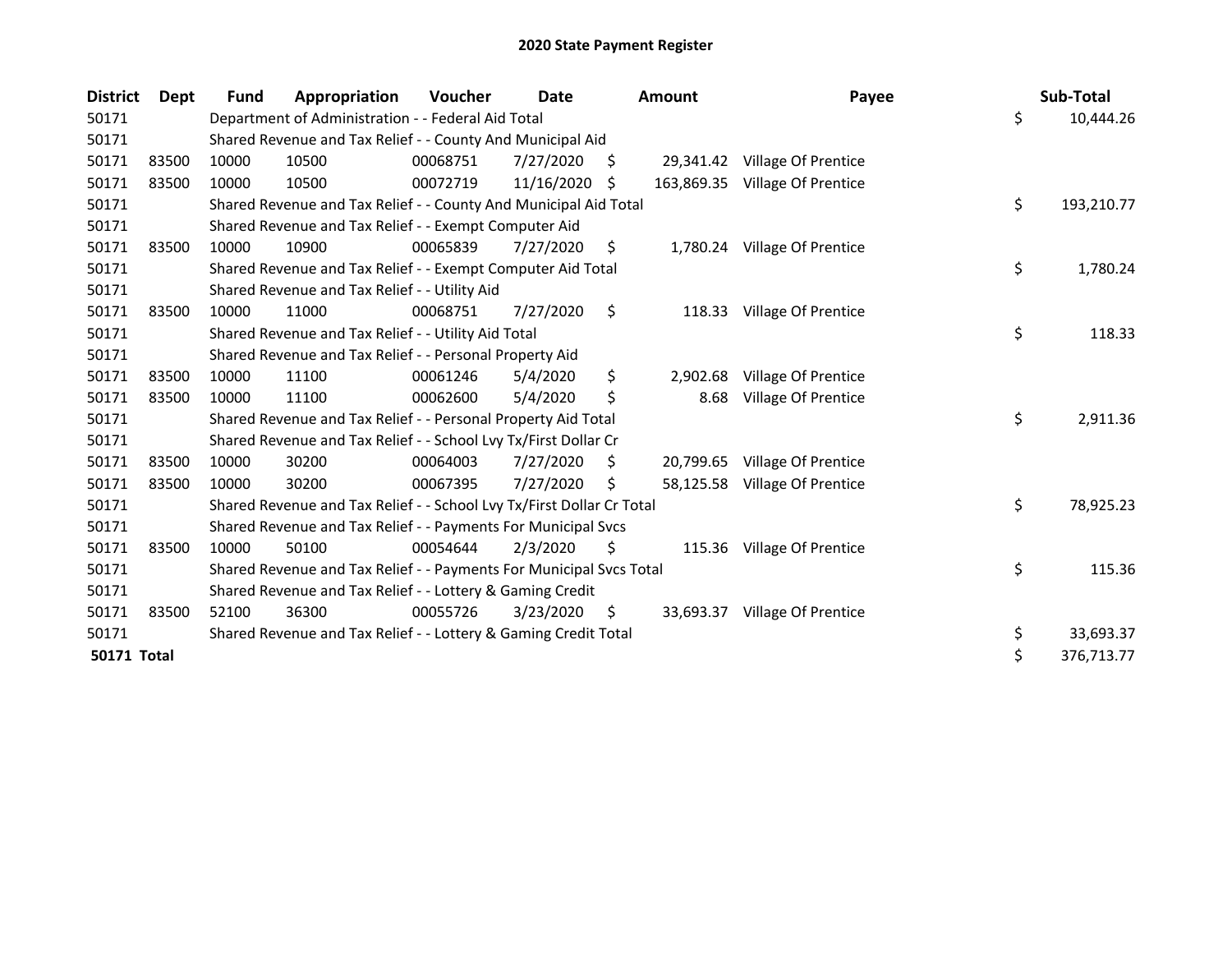# 2020 State Payment Register

| District | Dept | Fund | Appropriation | Voucher | Date | Amount | Payee | Sub-Total |
|---|---|---|---|---|---|---|---|---|
| 50171 | | Department of Administration - - Federal Aid Total | | | | | | $ 10,444.26 |
| 50171 | | Shared Revenue and Tax Relief - - County And Municipal Aid | | | | | | |
| 50171 | 83500 | 10000 | 10500 | 00068751 | 7/27/2020 | $ 29,341.42 | Village Of Prentice | |
| 50171 | 83500 | 10000 | 10500 | 00072719 | 11/16/2020 | $ 163,869.35 | Village Of Prentice | |
| 50171 | | Shared Revenue and Tax Relief - - County And Municipal Aid Total | | | | | | $ 193,210.77 |
| 50171 | | Shared Revenue and Tax Relief - - Exempt Computer Aid | | | | | | |
| 50171 | 83500 | 10000 | 10900 | 00065839 | 7/27/2020 | $ 1,780.24 | Village Of Prentice | |
| 50171 | | Shared Revenue and Tax Relief - - Exempt Computer Aid Total | | | | | | $ 1,780.24 |
| 50171 | | Shared Revenue and Tax Relief - - Utility Aid | | | | | | |
| 50171 | 83500 | 10000 | 11000 | 00068751 | 7/27/2020 | $ 118.33 | Village Of Prentice | |
| 50171 | | Shared Revenue and Tax Relief - - Utility Aid Total | | | | | | $ 118.33 |
| 50171 | | Shared Revenue and Tax Relief - - Personal Property Aid | | | | | | |
| 50171 | 83500 | 10000 | 11100 | 00061246 | 5/4/2020 | $ 2,902.68 | Village Of Prentice | |
| 50171 | 83500 | 10000 | 11100 | 00062600 | 5/4/2020 | $ 8.68 | Village Of Prentice | |
| 50171 | | Shared Revenue and Tax Relief - - Personal Property Aid Total | | | | | | $ 2,911.36 |
| 50171 | | Shared Revenue and Tax Relief - - School Lvy Tx/First Dollar Cr | | | | | | |
| 50171 | 83500 | 10000 | 30200 | 00064003 | 7/27/2020 | $ 20,799.65 | Village Of Prentice | |
| 50171 | 83500 | 10000 | 30200 | 00067395 | 7/27/2020 | $ 58,125.58 | Village Of Prentice | |
| 50171 | | Shared Revenue and Tax Relief - - School Lvy Tx/First Dollar Cr Total | | | | | | $ 78,925.23 |
| 50171 | | Shared Revenue and Tax Relief - - Payments For Municipal Svcs | | | | | | |
| 50171 | 83500 | 10000 | 50100 | 00054644 | 2/3/2020 | $ 115.36 | Village Of Prentice | |
| 50171 | | Shared Revenue and Tax Relief - - Payments For Municipal Svcs Total | | | | | | $ 115.36 |
| 50171 | | Shared Revenue and Tax Relief - - Lottery & Gaming Credit | | | | | | |
| 50171 | 83500 | 52100 | 36300 | 00055726 | 3/23/2020 | $ 33,693.37 | Village Of Prentice | |
| 50171 | | Shared Revenue and Tax Relief - - Lottery & Gaming Credit Total | | | | | | $ 33,693.37 |
| **50171 Total** | | | | | | | | $ 376,713.77 |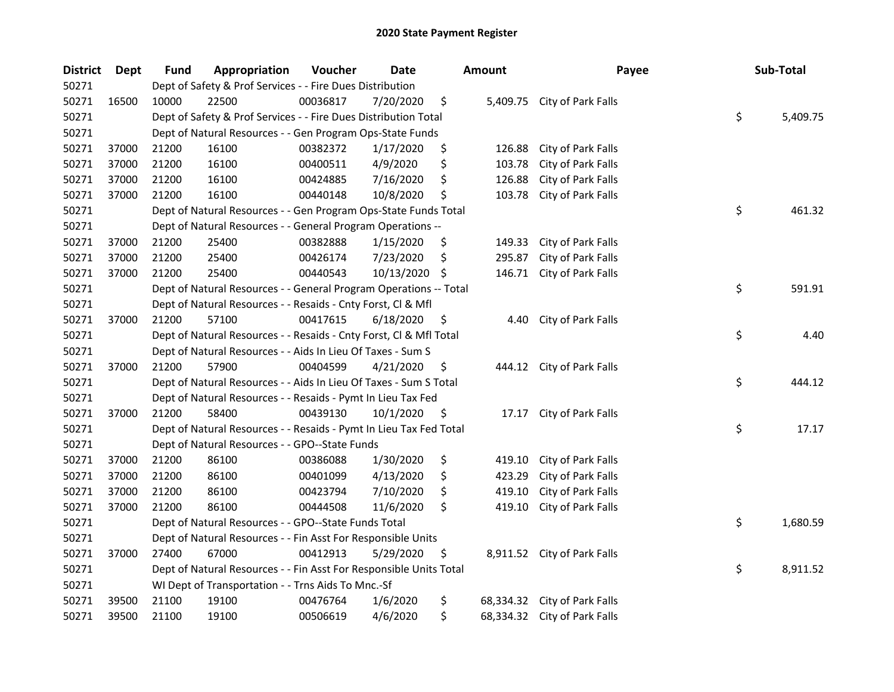## 2020 State Payment Register

| District | Dept | Fund | Appropriation | Voucher | Date | Amount | Payee | Sub-Total |
|---|---|---|---|---|---|---|---|---|
| 50271 | | Dept of Safety & Prof Services - - Fire Dues Distribution | | | | | | |
| 50271 | 16500 | 10000 | 22500 | 00036817 | 7/20/2020 | $ 5,409.75 | City of Park Falls | |
| 50271 | | Dept of Safety & Prof Services - - Fire Dues Distribution Total | | | | | | $ 5,409.75 |
| 50271 | | Dept of Natural Resources - - Gen Program Ops-State Funds | | | | | | |
| 50271 | 37000 | 21200 | 16100 | 00382372 | 1/17/2020 | $ 126.88 | City of Park Falls | |
| 50271 | 37000 | 21200 | 16100 | 00400511 | 4/9/2020 | $ 103.78 | City of Park Falls | |
| 50271 | 37000 | 21200 | 16100 | 00424885 | 7/16/2020 | $ 126.88 | City of Park Falls | |
| 50271 | 37000 | 21200 | 16100 | 00440148 | 10/8/2020 | $ 103.78 | City of Park Falls | |
| 50271 | | Dept of Natural Resources - - Gen Program Ops-State Funds Total | | | | | | $ 461.32 |
| 50271 | | Dept of Natural Resources - - General Program Operations -- | | | | | | |
| 50271 | 37000 | 21200 | 25400 | 00382888 | 1/15/2020 | $ 149.33 | City of Park Falls | |
| 50271 | 37000 | 21200 | 25400 | 00426174 | 7/23/2020 | $ 295.87 | City of Park Falls | |
| 50271 | 37000 | 21200 | 25400 | 00440543 | 10/13/2020 | $ 146.71 | City of Park Falls | |
| 50271 | | Dept of Natural Resources - - General Program Operations -- Total | | | | | | $ 591.91 |
| 50271 | | Dept of Natural Resources - - Resaids - Cnty Forst, Cl & Mfl | | | | | | |
| 50271 | 37000 | 21200 | 57100 | 00417615 | 6/18/2020 | $ 4.40 | City of Park Falls | |
| 50271 | | Dept of Natural Resources - - Resaids - Cnty Forst, Cl & Mfl Total | | | | | | $ 4.40 |
| 50271 | | Dept of Natural Resources - - Aids In Lieu Of Taxes - Sum S | | | | | | |
| 50271 | 37000 | 21200 | 57900 | 00404599 | 4/21/2020 | $ 444.12 | City of Park Falls | |
| 50271 | | Dept of Natural Resources - - Aids In Lieu Of Taxes - Sum S Total | | | | | | $ 444.12 |
| 50271 | | Dept of Natural Resources - - Resaids - Pymt In Lieu Tax Fed | | | | | | |
| 50271 | 37000 | 21200 | 58400 | 00439130 | 10/1/2020 | $ 17.17 | City of Park Falls | |
| 50271 | | Dept of Natural Resources - - Resaids - Pymt In Lieu Tax Fed Total | | | | | | $ 17.17 |
| 50271 | | Dept of Natural Resources - - GPO--State Funds | | | | | | |
| 50271 | 37000 | 21200 | 86100 | 00386088 | 1/30/2020 | $ 419.10 | City of Park Falls | |
| 50271 | 37000 | 21200 | 86100 | 00401099 | 4/13/2020 | $ 423.29 | City of Park Falls | |
| 50271 | 37000 | 21200 | 86100 | 00423794 | 7/10/2020 | $ 419.10 | City of Park Falls | |
| 50271 | 37000 | 21200 | 86100 | 00444508 | 11/6/2020 | $ 419.10 | City of Park Falls | |
| 50271 | | Dept of Natural Resources - - GPO--State Funds Total | | | | | | $ 1,680.59 |
| 50271 | | Dept of Natural Resources - - Fin Asst For Responsible Units | | | | | | |
| 50271 | 37000 | 27400 | 67000 | 00412913 | 5/29/2020 | $ 8,911.52 | City of Park Falls | |
| 50271 | | Dept of Natural Resources - - Fin Asst For Responsible Units Total | | | | | | $ 8,911.52 |
| 50271 | | WI Dept of Transportation - - Trns Aids To Mnc.-Sf | | | | | | |
| 50271 | 39500 | 21100 | 19100 | 00476764 | 1/6/2020 | $ 68,334.32 | City of Park Falls | |
| 50271 | 39500 | 21100 | 19100 | 00506619 | 4/6/2020 | $ 68,334.32 | City of Park Falls | |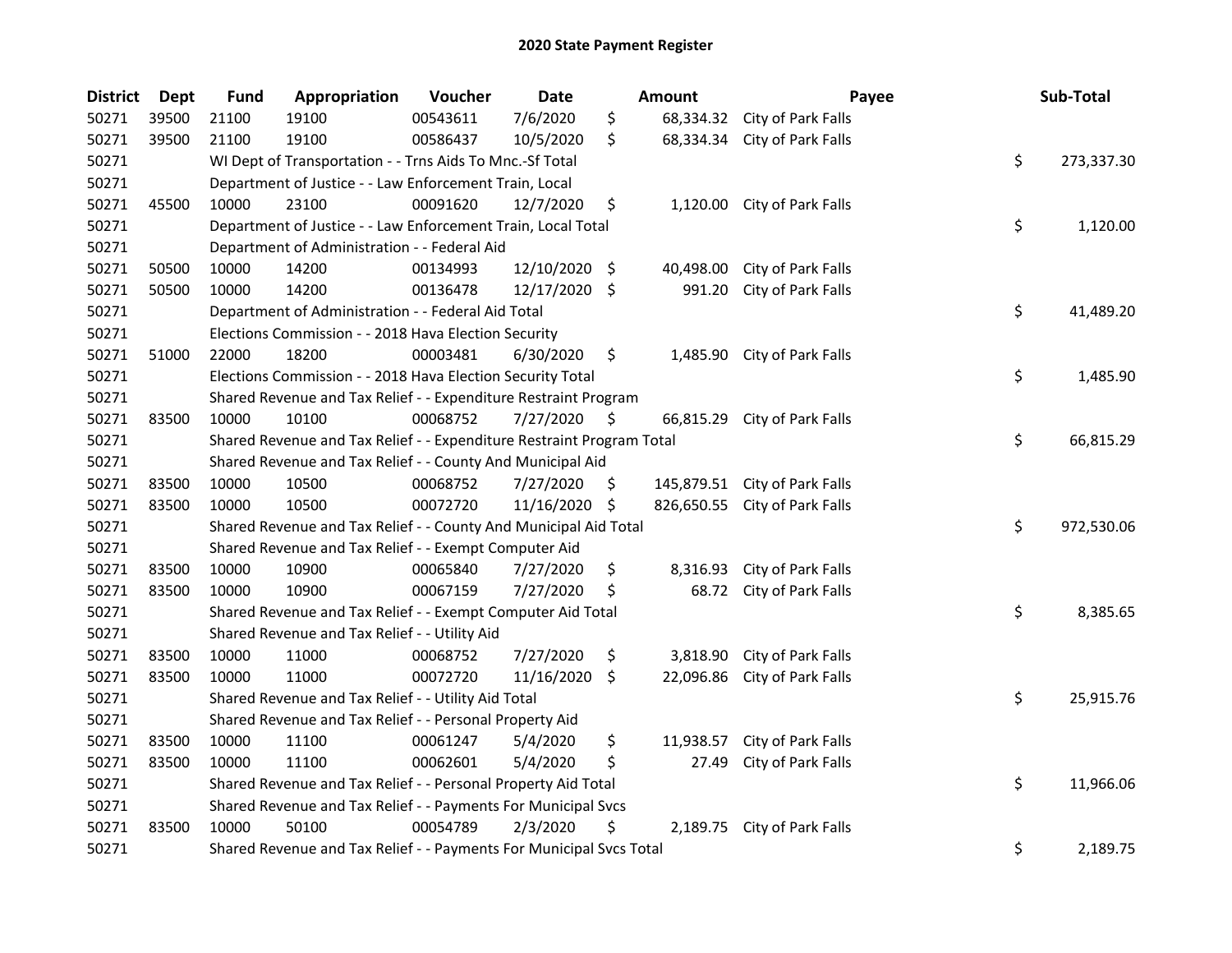# 2020 State Payment Register

| District | Dept | Fund | Appropriation | Voucher | Date | Amount | Payee | Sub-Total |
|---|---|---|---|---|---|---|---|---|
| 50271 | 39500 | 21100 | 19100 | 00543611 | 7/6/2020 | $ 68,334.32 | City of Park Falls | |
| 50271 | 39500 | 21100 | 19100 | 00586437 | 10/5/2020 | $ 68,334.34 | City of Park Falls | |
| 50271 | | WI Dept of Transportation - - Trns Aids To Mnc.-Sf Total | | | | | | $ 273,337.30 |
| 50271 | | Department of Justice - - Law Enforcement Train, Local | | | | | | |
| 50271 | 45500 | 10000 | 23100 | 00091620 | 12/7/2020 | $ 1,120.00 | City of Park Falls | |
| 50271 | | Department of Justice - - Law Enforcement Train, Local Total | | | | | | $ 1,120.00 |
| 50271 | | Department of Administration - - Federal Aid | | | | | | |
| 50271 | 50500 | 10000 | 14200 | 00134993 | 12/10/2020 | $ 40,498.00 | City of Park Falls | |
| 50271 | 50500 | 10000 | 14200 | 00136478 | 12/17/2020 | $ 991.20 | City of Park Falls | |
| 50271 | | Department of Administration - - Federal Aid Total | | | | | | $ 41,489.20 |
| 50271 | | Elections Commission - - 2018 Hava Election Security | | | | | | |
| 50271 | 51000 | 22000 | 18200 | 00003481 | 6/30/2020 | $ 1,485.90 | City of Park Falls | |
| 50271 | | Elections Commission - - 2018 Hava Election Security Total | | | | | | $ 1,485.90 |
| 50271 | | Shared Revenue and Tax Relief - - Expenditure Restraint Program | | | | | | |
| 50271 | 83500 | 10000 | 10100 | 00068752 | 7/27/2020 | $ 66,815.29 | City of Park Falls | |
| 50271 | | Shared Revenue and Tax Relief - - Expenditure Restraint Program Total | | | | | | $ 66,815.29 |
| 50271 | | Shared Revenue and Tax Relief - - County And Municipal Aid | | | | | | |
| 50271 | 83500 | 10000 | 10500 | 00068752 | 7/27/2020 | $ 145,879.51 | City of Park Falls | |
| 50271 | 83500 | 10000 | 10500 | 00072720 | 11/16/2020 | $ 826,650.55 | City of Park Falls | |
| 50271 | | Shared Revenue and Tax Relief - - County And Municipal Aid Total | | | | | | $ 972,530.06 |
| 50271 | | Shared Revenue and Tax Relief - - Exempt Computer Aid | | | | | | |
| 50271 | 83500 | 10000 | 10900 | 00065840 | 7/27/2020 | $ 8,316.93 | City of Park Falls | |
| 50271 | 83500 | 10000 | 10900 | 00067159 | 7/27/2020 | $ 68.72 | City of Park Falls | |
| 50271 | | Shared Revenue and Tax Relief - - Exempt Computer Aid Total | | | | | | $ 8,385.65 |
| 50271 | | Shared Revenue and Tax Relief - - Utility Aid | | | | | | |
| 50271 | 83500 | 10000 | 11000 | 00068752 | 7/27/2020 | $ 3,818.90 | City of Park Falls | |
| 50271 | 83500 | 10000 | 11000 | 00072720 | 11/16/2020 | $ 22,096.86 | City of Park Falls | |
| 50271 | | Shared Revenue and Tax Relief - - Utility Aid Total | | | | | | $ 25,915.76 |
| 50271 | | Shared Revenue and Tax Relief - - Personal Property Aid | | | | | | |
| 50271 | 83500 | 10000 | 11100 | 00061247 | 5/4/2020 | $ 11,938.57 | City of Park Falls | |
| 50271 | 83500 | 10000 | 11100 | 00062601 | 5/4/2020 | $ 27.49 | City of Park Falls | |
| 50271 | | Shared Revenue and Tax Relief - - Personal Property Aid Total | | | | | | $ 11,966.06 |
| 50271 | | Shared Revenue and Tax Relief - - Payments For Municipal Svcs | | | | | | |
| 50271 | 83500 | 10000 | 50100 | 00054789 | 2/3/2020 | $ 2,189.75 | City of Park Falls | |
| 50271 | | Shared Revenue and Tax Relief - - Payments For Municipal Svcs Total | | | | | | $ 2,189.75 |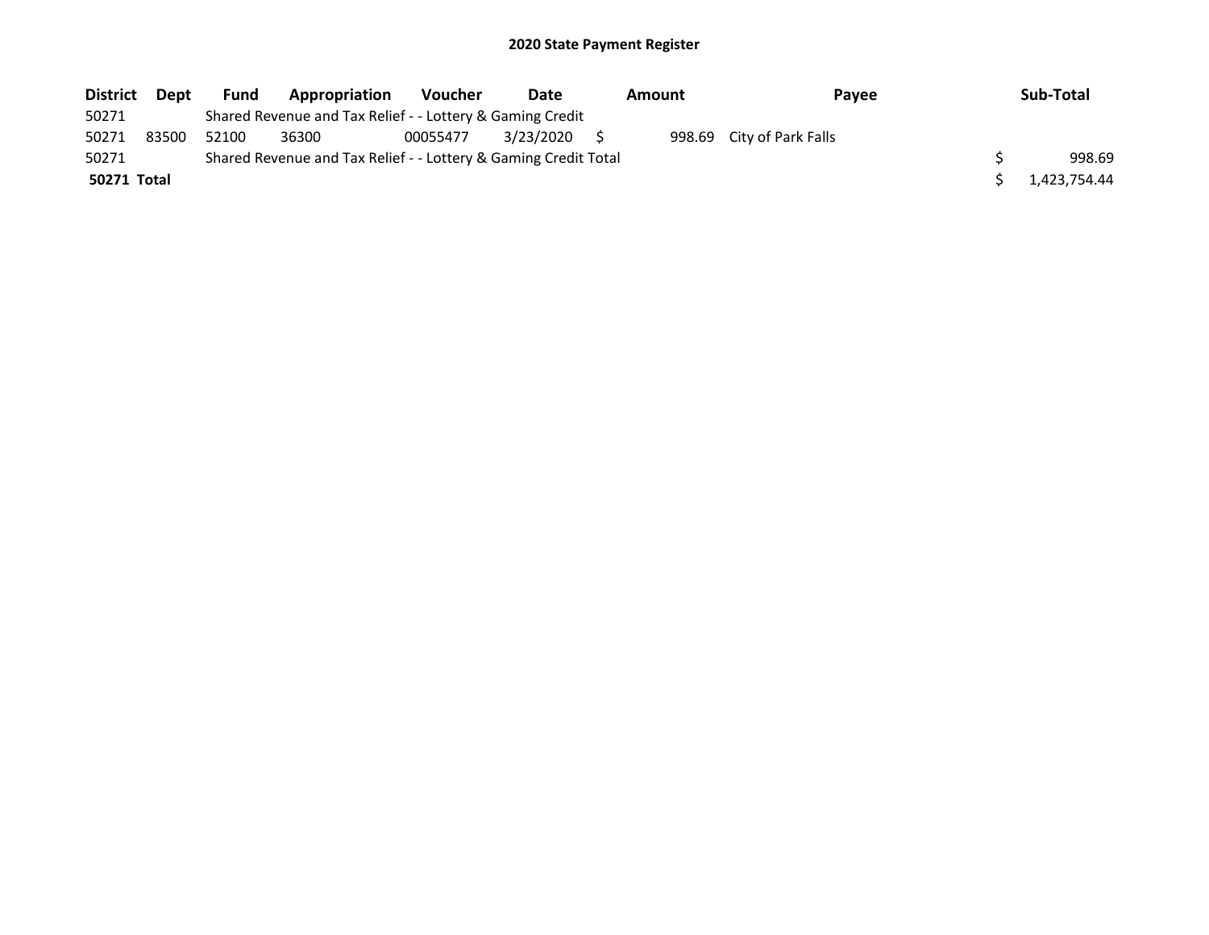# 2020 State Payment Register

| District | Dept | Fund | Appropriation | Voucher | Date | Amount | Payee | Sub-Total |
|---|---|---|---|---|---|---|---|---|
| 50271 | | Shared Revenue and Tax Relief - - Lottery & Gaming Credit | | | | | | |
| 50271 | 83500 | 52100 | 36300 | 00055477 | 3/23/2020 | $ 998.69 | City of Park Falls | |
| 50271 | | Shared Revenue and Tax Relief - - Lottery & Gaming Credit Total | | | | | | $ 998.69 |
| **50271 Total** | | | | | | | | $ 1,423,754.44 |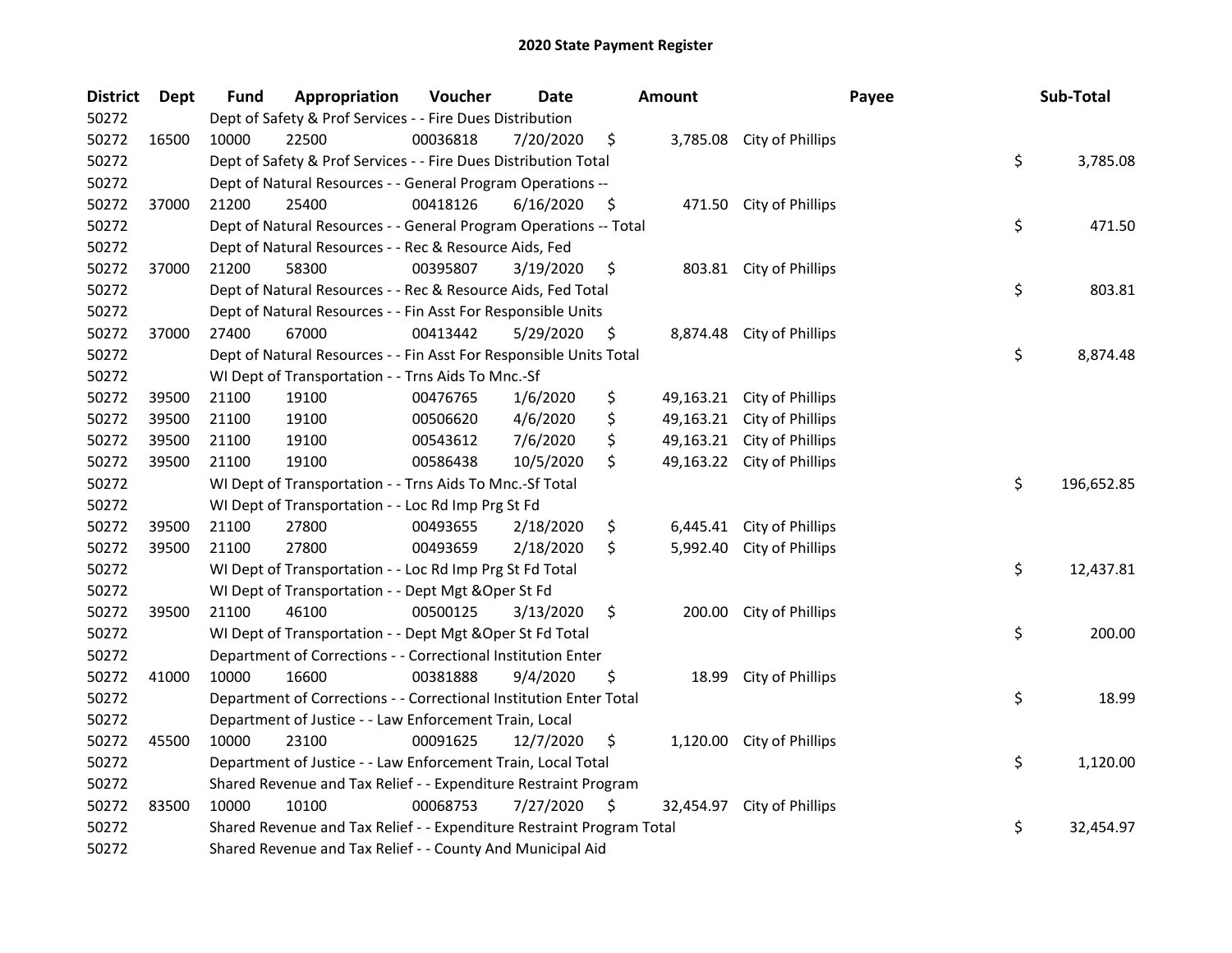# 2020 State Payment Register

| District | Dept | Fund | Appropriation | Voucher | Date | Amount | Payee | Sub-Total |
|---|---|---|---|---|---|---|---|---|
| 50272 | | Dept of Safety & Prof Services - - Fire Dues Distribution | | | | | | |
| 50272 | 16500 | 10000 | 22500 | 00036818 | 7/20/2020 | $ 3,785.08 | City of Phillips | |
| 50272 | | Dept of Safety & Prof Services - - Fire Dues Distribution Total | | | | | | $ 3,785.08 |
| 50272 | | Dept of Natural Resources - - General Program Operations -- | | | | | | |
| 50272 | 37000 | 21200 | 25400 | 00418126 | 6/16/2020 | $ 471.50 | City of Phillips | |
| 50272 | | Dept of Natural Resources - - General Program Operations -- Total | | | | | | $ 471.50 |
| 50272 | | Dept of Natural Resources - - Rec & Resource Aids, Fed | | | | | | |
| 50272 | 37000 | 21200 | 58300 | 00395807 | 3/19/2020 | $ 803.81 | City of Phillips | |
| 50272 | | Dept of Natural Resources - - Rec & Resource Aids, Fed Total | | | | | | $ 803.81 |
| 50272 | | Dept of Natural Resources - - Fin Asst For Responsible Units | | | | | | |
| 50272 | 37000 | 27400 | 67000 | 00413442 | 5/29/2020 | $ 8,874.48 | City of Phillips | |
| 50272 | | Dept of Natural Resources - - Fin Asst For Responsible Units Total | | | | | | $ 8,874.48 |
| 50272 | | WI Dept of Transportation - - Trns Aids To Mnc.-Sf | | | | | | |
| 50272 | 39500 | 21100 | 19100 | 00476765 | 1/6/2020 | $ 49,163.21 | City of Phillips | |
| 50272 | 39500 | 21100 | 19100 | 00506620 | 4/6/2020 | $ 49,163.21 | City of Phillips | |
| 50272 | 39500 | 21100 | 19100 | 00543612 | 7/6/2020 | $ 49,163.21 | City of Phillips | |
| 50272 | 39500 | 21100 | 19100 | 00586438 | 10/5/2020 | $ 49,163.22 | City of Phillips | |
| 50272 | | WI Dept of Transportation - - Trns Aids To Mnc.-Sf Total | | | | | | $ 196,652.85 |
| 50272 | | WI Dept of Transportation - - Loc Rd Imp Prg St Fd | | | | | | |
| 50272 | 39500 | 21100 | 27800 | 00493655 | 2/18/2020 | $ 6,445.41 | City of Phillips | |
| 50272 | 39500 | 21100 | 27800 | 00493659 | 2/18/2020 | $ 5,992.40 | City of Phillips | |
| 50272 | | WI Dept of Transportation - - Loc Rd Imp Prg St Fd Total | | | | | | $ 12,437.81 |
| 50272 | | WI Dept of Transportation - - Dept Mgt &Oper St Fd | | | | | | |
| 50272 | 39500 | 21100 | 46100 | 00500125 | 3/13/2020 | $ 200.00 | City of Phillips | |
| 50272 | | WI Dept of Transportation - - Dept Mgt &Oper St Fd Total | | | | | | $ 200.00 |
| 50272 | | Department of Corrections - - Correctional Institution Enter | | | | | | |
| 50272 | 41000 | 10000 | 16600 | 00381888 | 9/4/2020 | $ 18.99 | City of Phillips | |
| 50272 | | Department of Corrections - - Correctional Institution Enter Total | | | | | | $ 18.99 |
| 50272 | | Department of Justice - - Law Enforcement Train, Local | | | | | | |
| 50272 | 45500 | 10000 | 23100 | 00091625 | 12/7/2020 | $ 1,120.00 | City of Phillips | |
| 50272 | | Department of Justice - - Law Enforcement Train, Local Total | | | | | | $ 1,120.00 |
| 50272 | | Shared Revenue and Tax Relief - - Expenditure Restraint Program | | | | | | |
| 50272 | 83500 | 10000 | 10100 | 00068753 | 7/27/2020 | $ 32,454.97 | City of Phillips | |
| 50272 | | Shared Revenue and Tax Relief - - Expenditure Restraint Program Total | | | | | | $ 32,454.97 |
| 50272 | | Shared Revenue and Tax Relief - - County And Municipal Aid | | | | | | |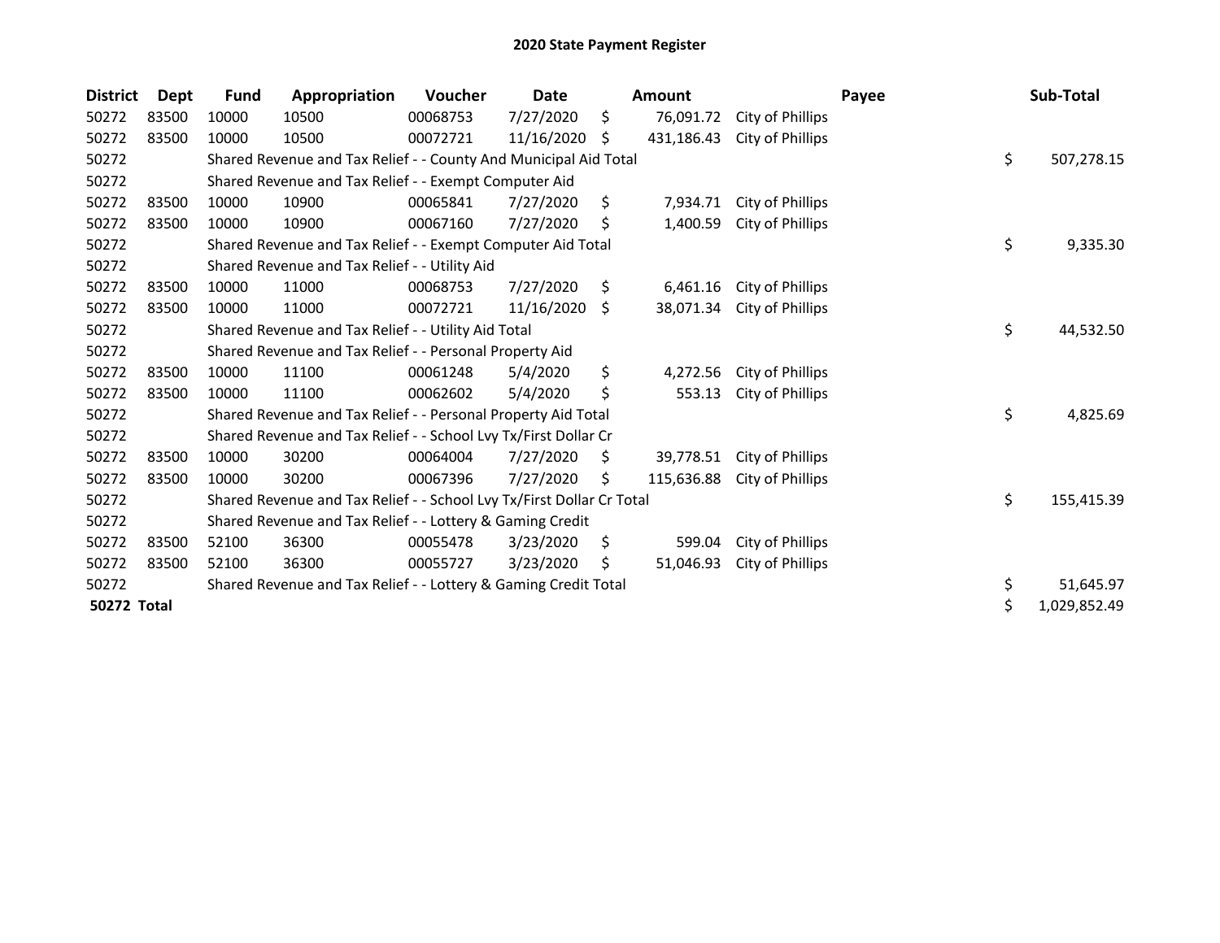# 2020 State Payment Register

| District | Dept | Fund | Appropriation | Voucher | Date | Amount | Payee | Sub-Total |
|---|---|---|---|---|---|---|---|---|
| 50272 | 83500 | 10000 | 10500 | 00068753 | 7/27/2020 | $ 76,091.72 | City of Phillips | |
| 50272 | 83500 | 10000 | 10500 | 00072721 | 11/16/2020 | $ 431,186.43 | City of Phillips | |
| 50272 | | Shared Revenue and Tax Relief - - County And Municipal Aid Total | | | | | | $ 507,278.15 |
| 50272 | | Shared Revenue and Tax Relief - - Exempt Computer Aid | | | | | | |
| 50272 | 83500 | 10000 | 10900 | 00065841 | 7/27/2020 | $ 7,934.71 | City of Phillips | |
| 50272 | 83500 | 10000 | 10900 | 00067160 | 7/27/2020 | $ 1,400.59 | City of Phillips | |
| 50272 | | Shared Revenue and Tax Relief - - Exempt Computer Aid Total | | | | | | $ 9,335.30 |
| 50272 | | Shared Revenue and Tax Relief - - Utility Aid | | | | | | |
| 50272 | 83500 | 10000 | 11000 | 00068753 | 7/27/2020 | $ 6,461.16 | City of Phillips | |
| 50272 | 83500 | 10000 | 11000 | 00072721 | 11/16/2020 | $ 38,071.34 | City of Phillips | |
| 50272 | | Shared Revenue and Tax Relief - - Utility Aid Total | | | | | | $ 44,532.50 |
| 50272 | | Shared Revenue and Tax Relief - - Personal Property Aid | | | | | | |
| 50272 | 83500 | 10000 | 11100 | 00061248 | 5/4/2020 | $ 4,272.56 | City of Phillips | |
| 50272 | 83500 | 10000 | 11100 | 00062602 | 5/4/2020 | $ 553.13 | City of Phillips | |
| 50272 | | Shared Revenue and Tax Relief - - Personal Property Aid Total | | | | | | $ 4,825.69 |
| 50272 | | Shared Revenue and Tax Relief - - School Lvy Tx/First Dollar Cr | | | | | | |
| 50272 | 83500 | 10000 | 30200 | 00064004 | 7/27/2020 | $ 39,778.51 | City of Phillips | |
| 50272 | 83500 | 10000 | 30200 | 00067396 | 7/27/2020 | $ 115,636.88 | City of Phillips | |
| 50272 | | Shared Revenue and Tax Relief - - School Lvy Tx/First Dollar Cr Total | | | | | | $ 155,415.39 |
| 50272 | | Shared Revenue and Tax Relief - - Lottery & Gaming Credit | | | | | | |
| 50272 | 83500 | 52100 | 36300 | 00055478 | 3/23/2020 | $ 599.04 | City of Phillips | |
| 50272 | 83500 | 52100 | 36300 | 00055727 | 3/23/2020 | $ 51,046.93 | City of Phillips | |
| 50272 | | Shared Revenue and Tax Relief - - Lottery & Gaming Credit Total | | | | | | $ 51,645.97 |
| **50272 Total** | | | | | | | | $ 1,029,852.49 |